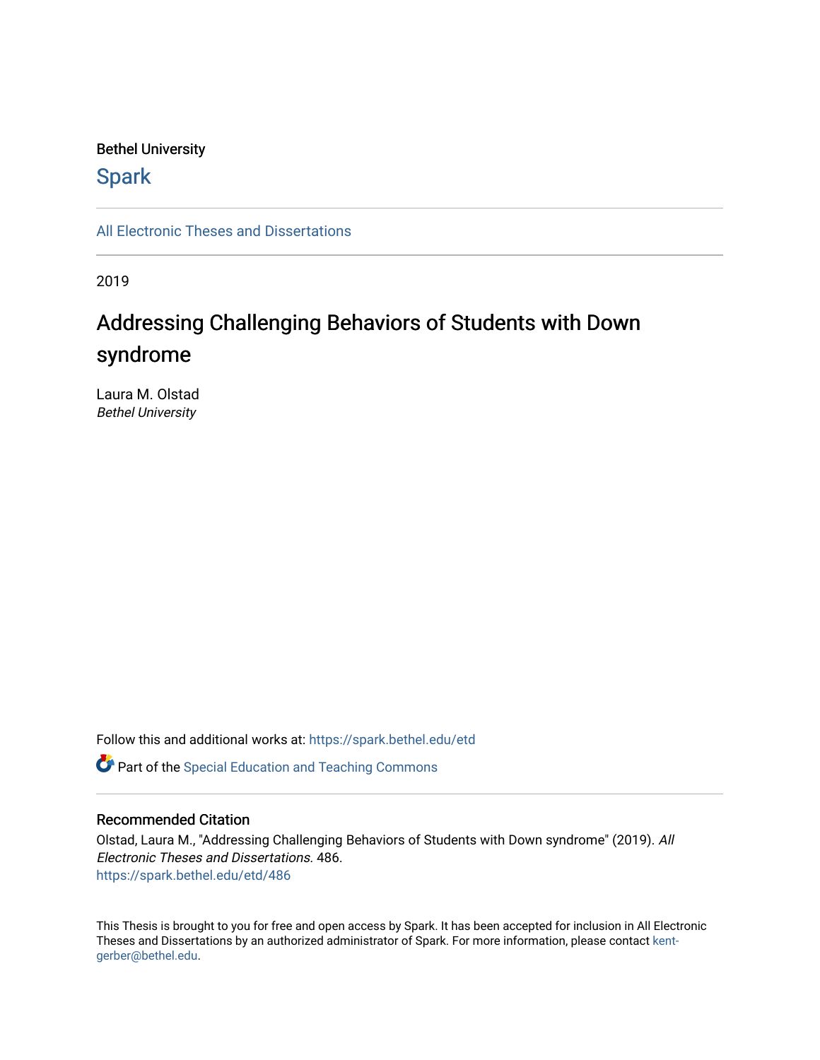Bethel University

## Spark

All Electronic Theses and Dissertations

2019

# Addressing Challenging Behaviors of Students with Down syndrome

Laura M. Olstad
*Bethel University*

Follow this and additional works at: https://spark.bethel.edu/etd

Part of the Special Education and Teaching Commons

### Recommended Citation

Olstad, Laura M., "Addressing Challenging Behaviors of Students with Down syndrome" (2019). *All Electronic Theses and Dissertations*. 486.
https://spark.bethel.edu/etd/486

This Thesis is brought to you for free and open access by Spark. It has been accepted for inclusion in All Electronic Theses and Dissertations by an authorized administrator of Spark. For more information, please contact kent-gerber@bethel.edu.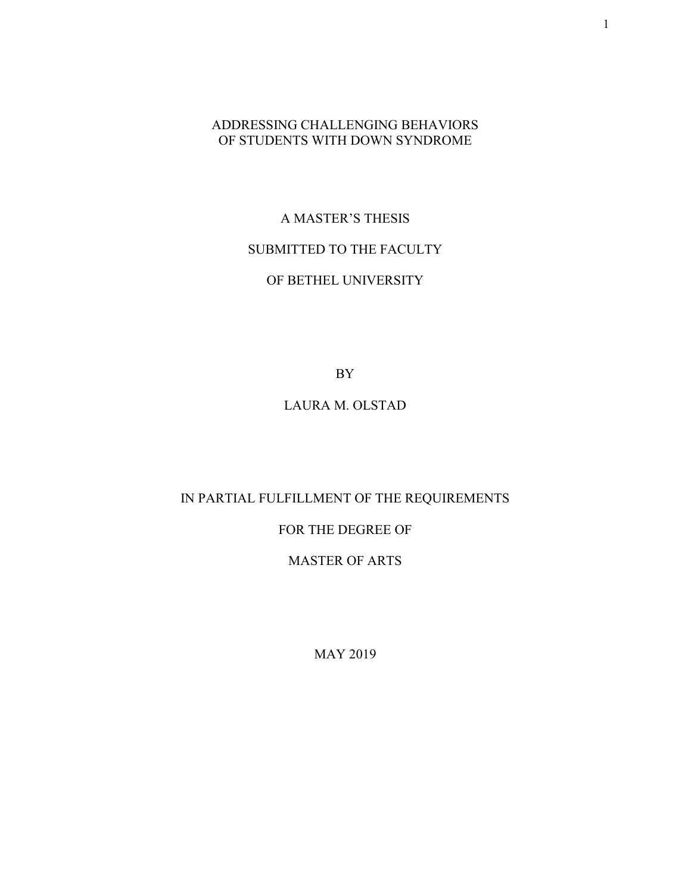# ADDRESSING CHALLENGING BEHAVIORS OF STUDENTS WITH DOWN SYNDROME

A MASTER'S THESIS

SUBMITTED TO THE FACULTY

OF BETHEL UNIVERSITY

BY

LAURA M. OLSTAD

IN PARTIAL FULFILLMENT OF THE REQUIREMENTS

FOR THE DEGREE OF

MASTER OF ARTS

MAY 2019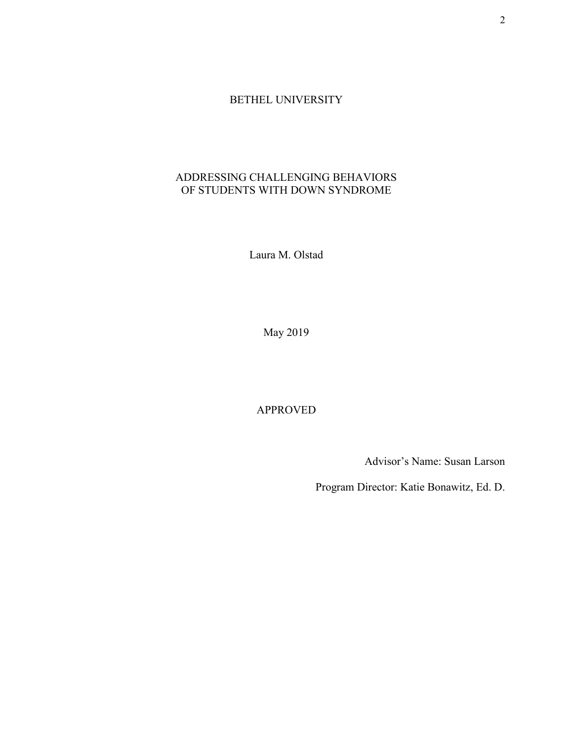BETHEL UNIVERSITY

# ADDRESSING CHALLENGING BEHAVIORS OF STUDENTS WITH DOWN SYNDROME

Laura M. Olstad

May 2019

APPROVED

Advisor's Name: Susan Larson

Program Director: Katie Bonawitz, Ed. D.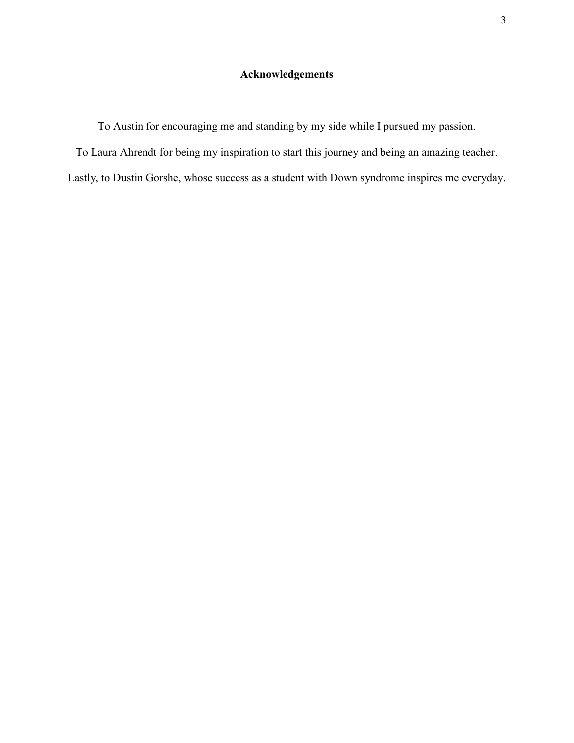# Acknowledgements

To Austin for encouraging me and standing by my side while I pursued my passion.

To Laura Ahrendt for being my inspiration to start this journey and being an amazing teacher.

Lastly, to Dustin Gorshe, whose success as a student with Down syndrome inspires me everyday.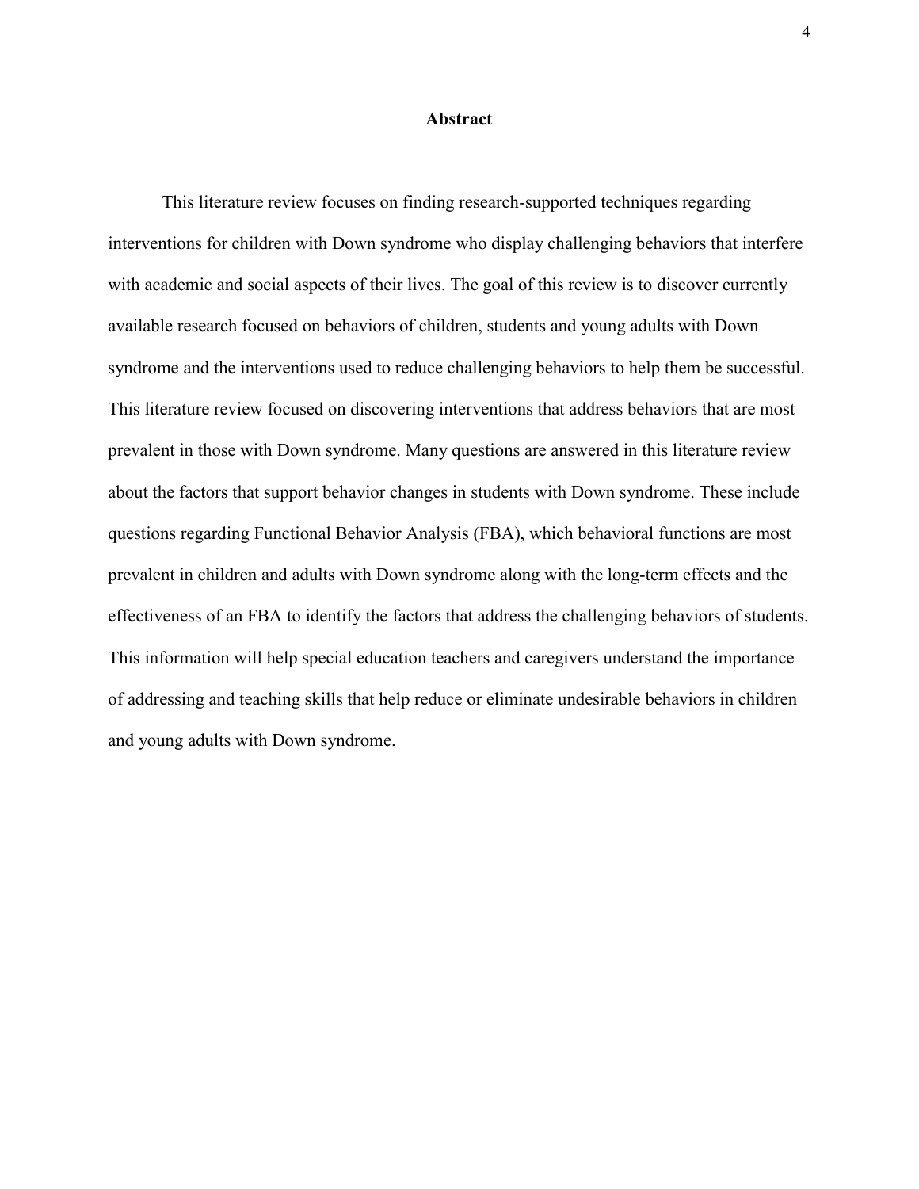# Abstract

This literature review focuses on finding research-supported techniques regarding interventions for children with Down syndrome who display challenging behaviors that interfere with academic and social aspects of their lives. The goal of this review is to discover currently available research focused on behaviors of children, students and young adults with Down syndrome and the interventions used to reduce challenging behaviors to help them be successful. This literature review focused on discovering interventions that address behaviors that are most prevalent in those with Down syndrome. Many questions are answered in this literature review about the factors that support behavior changes in students with Down syndrome. These include questions regarding Functional Behavior Analysis (FBA), which behavioral functions are most prevalent in children and adults with Down syndrome along with the long-term effects and the effectiveness of an FBA to identify the factors that address the challenging behaviors of students. This information will help special education teachers and caregivers understand the importance of addressing and teaching skills that help reduce or eliminate undesirable behaviors in children and young adults with Down syndrome.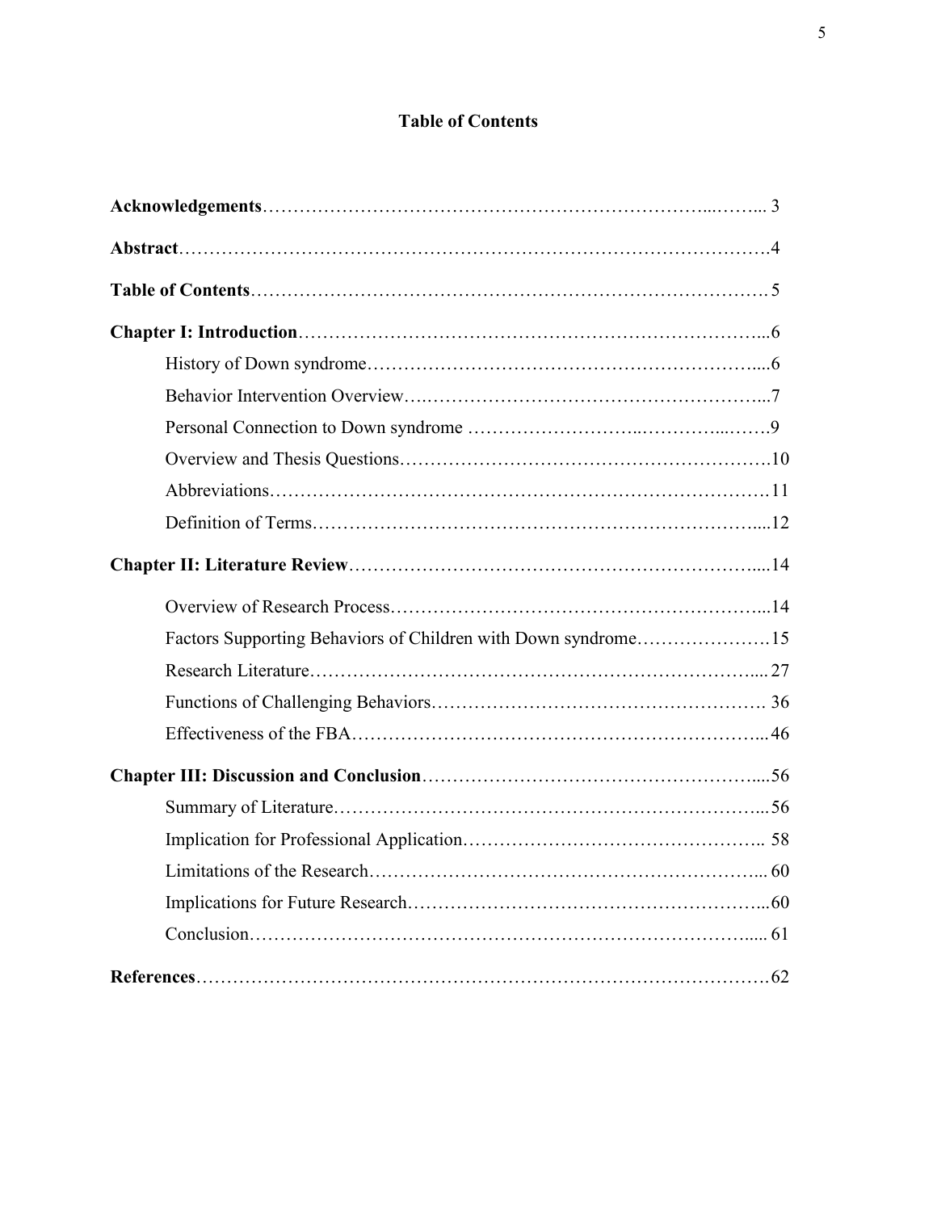# Table of Contents

**Acknowledgements** ........................................................................ 3

**Abstract** ........................................................................................ 4

**Table of Contents** ........................................................................ 5

**Chapter I: Introduction** ................................................................ 6

- History of Down syndrome ........................................................ 6
- Behavior Intervention Overview ................................................ 7
- Personal Connection to Down syndrome ................................... 9
- Overview and Thesis Questions ................................................ 10
- Abbreviations ............................................................................ 11
- Definition of Terms .................................................................. 12

**Chapter II: Literature Review** ..................................................... 14

- Overview of Research Process .................................................. 14
- Factors Supporting Behaviors of Children with Down syndrome ........ 15
- Research Literature .................................................................. 27
- Functions of Challenging Behaviors ......................................... 36
- Effectiveness of the FBA .......................................................... 46

**Chapter III: Discussion and Conclusion** ..................................... 56

- Summary of Literature .............................................................. 56
- Implication for Professional Application .................................. 58
- Limitations of the Research ...................................................... 60
- Implications for Future Research .............................................. 60
- Conclusion ................................................................................ 61

**References** .................................................................................. 62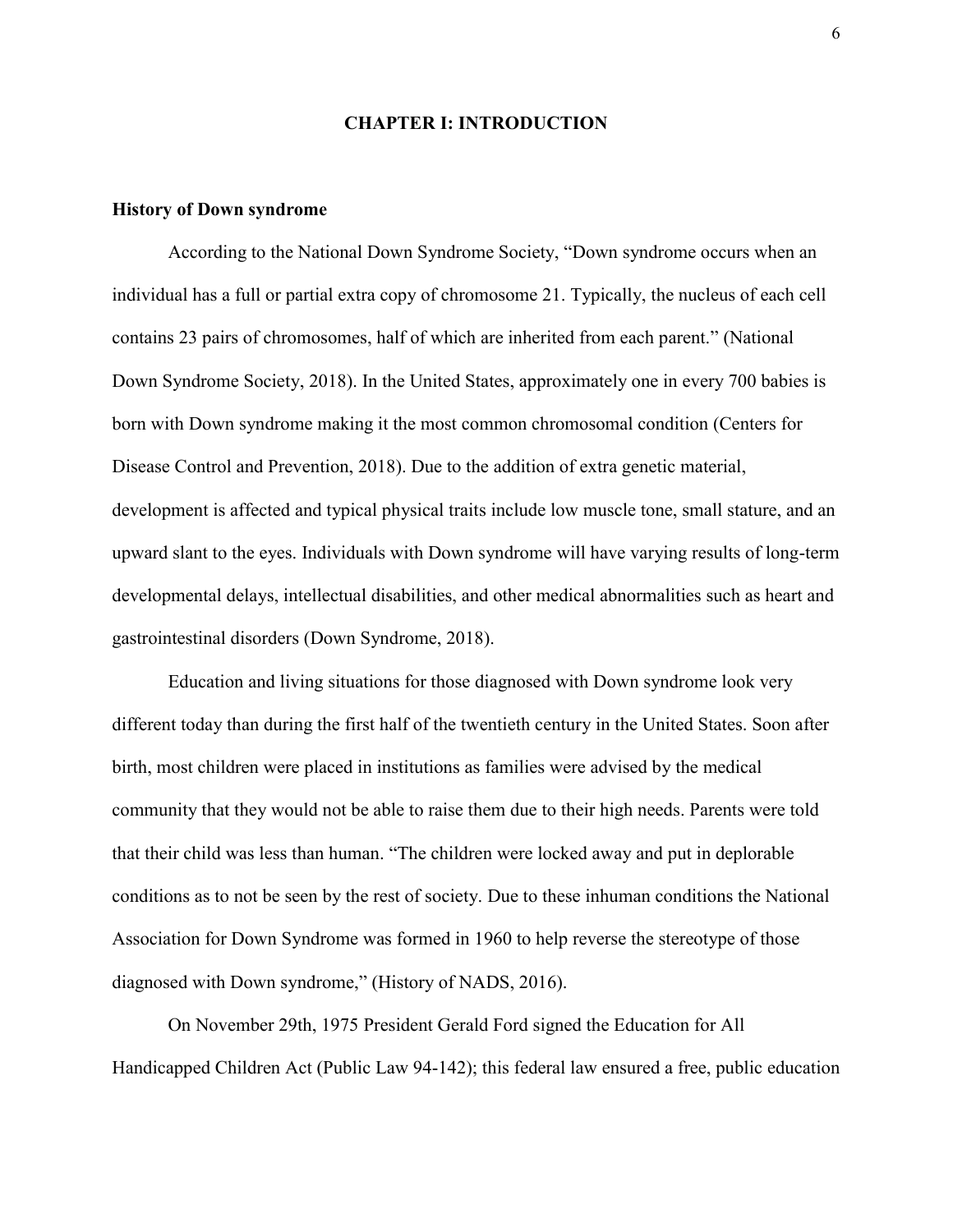# CHAPTER I: INTRODUCTION

## History of Down syndrome

According to the National Down Syndrome Society, "Down syndrome occurs when an individual has a full or partial extra copy of chromosome 21. Typically, the nucleus of each cell contains 23 pairs of chromosomes, half of which are inherited from each parent." (National Down Syndrome Society, 2018). In the United States, approximately one in every 700 babies is born with Down syndrome making it the most common chromosomal condition (Centers for Disease Control and Prevention, 2018). Due to the addition of extra genetic material, development is affected and typical physical traits include low muscle tone, small stature, and an upward slant to the eyes. Individuals with Down syndrome will have varying results of long-term developmental delays, intellectual disabilities, and other medical abnormalities such as heart and gastrointestinal disorders (Down Syndrome, 2018).

Education and living situations for those diagnosed with Down syndrome look very different today than during the first half of the twentieth century in the United States. Soon after birth, most children were placed in institutions as families were advised by the medical community that they would not be able to raise them due to their high needs. Parents were told that their child was less than human. "The children were locked away and put in deplorable conditions as to not be seen by the rest of society. Due to these inhuman conditions the National Association for Down Syndrome was formed in 1960 to help reverse the stereotype of those diagnosed with Down syndrome," (History of NADS, 2016).

On November 29th, 1975 President Gerald Ford signed the Education for All Handicapped Children Act (Public Law 94-142); this federal law ensured a free, public education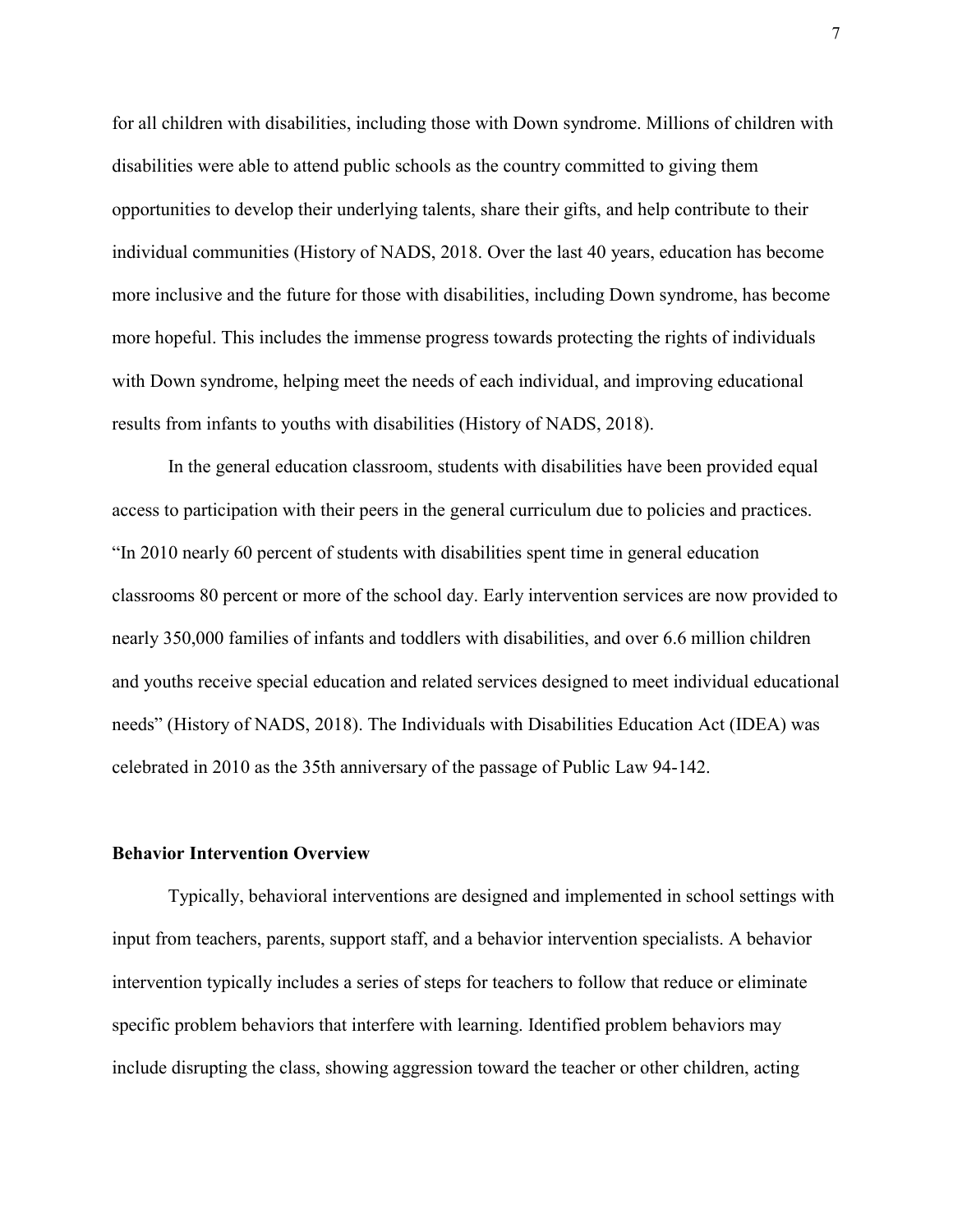for all children with disabilities, including those with Down syndrome. Millions of children with disabilities were able to attend public schools as the country committed to giving them opportunities to develop their underlying talents, share their gifts, and help contribute to their individual communities (History of NADS, 2018. Over the last 40 years, education has become more inclusive and the future for those with disabilities, including Down syndrome, has become more hopeful. This includes the immense progress towards protecting the rights of individuals with Down syndrome, helping meet the needs of each individual, and improving educational results from infants to youths with disabilities (History of NADS, 2018).

In the general education classroom, students with disabilities have been provided equal access to participation with their peers in the general curriculum due to policies and practices. "In 2010 nearly 60 percent of students with disabilities spent time in general education classrooms 80 percent or more of the school day. Early intervention services are now provided to nearly 350,000 families of infants and toddlers with disabilities, and over 6.6 million children and youths receive special education and related services designed to meet individual educational needs" (History of NADS, 2018). The Individuals with Disabilities Education Act (IDEA) was celebrated in 2010 as the 35th anniversary of the passage of Public Law 94-142.

## Behavior Intervention Overview

Typically, behavioral interventions are designed and implemented in school settings with input from teachers, parents, support staff, and a behavior intervention specialists. A behavior intervention typically includes a series of steps for teachers to follow that reduce or eliminate specific problem behaviors that interfere with learning. Identified problem behaviors may include disrupting the class, showing aggression toward the teacher or other children, acting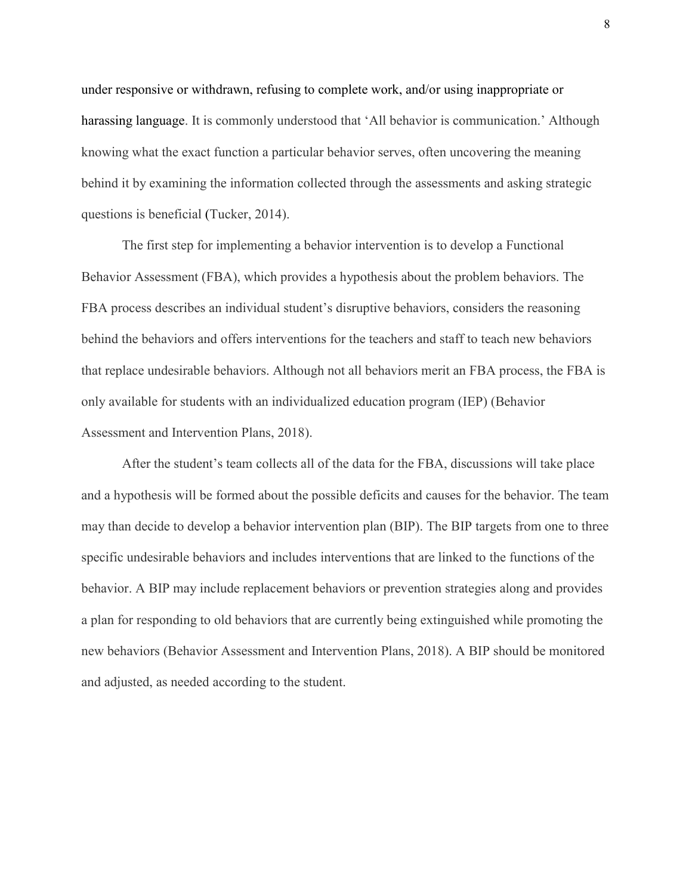under responsive or withdrawn, refusing to complete work, and/or using inappropriate or harassing language. It is commonly understood that 'All behavior is communication.' Although knowing what the exact function a particular behavior serves, often uncovering the meaning behind it by examining the information collected through the assessments and asking strategic questions is beneficial (Tucker, 2014).

The first step for implementing a behavior intervention is to develop a Functional Behavior Assessment (FBA), which provides a hypothesis about the problem behaviors. The FBA process describes an individual student's disruptive behaviors, considers the reasoning behind the behaviors and offers interventions for the teachers and staff to teach new behaviors that replace undesirable behaviors. Although not all behaviors merit an FBA process, the FBA is only available for students with an individualized education program (IEP) (Behavior Assessment and Intervention Plans, 2018).

After the student's team collects all of the data for the FBA, discussions will take place and a hypothesis will be formed about the possible deficits and causes for the behavior. The team may than decide to develop a behavior intervention plan (BIP). The BIP targets from one to three specific undesirable behaviors and includes interventions that are linked to the functions of the behavior. A BIP may include replacement behaviors or prevention strategies along and provides a plan for responding to old behaviors that are currently being extinguished while promoting the new behaviors (Behavior Assessment and Intervention Plans, 2018). A BIP should be monitored and adjusted, as needed according to the student.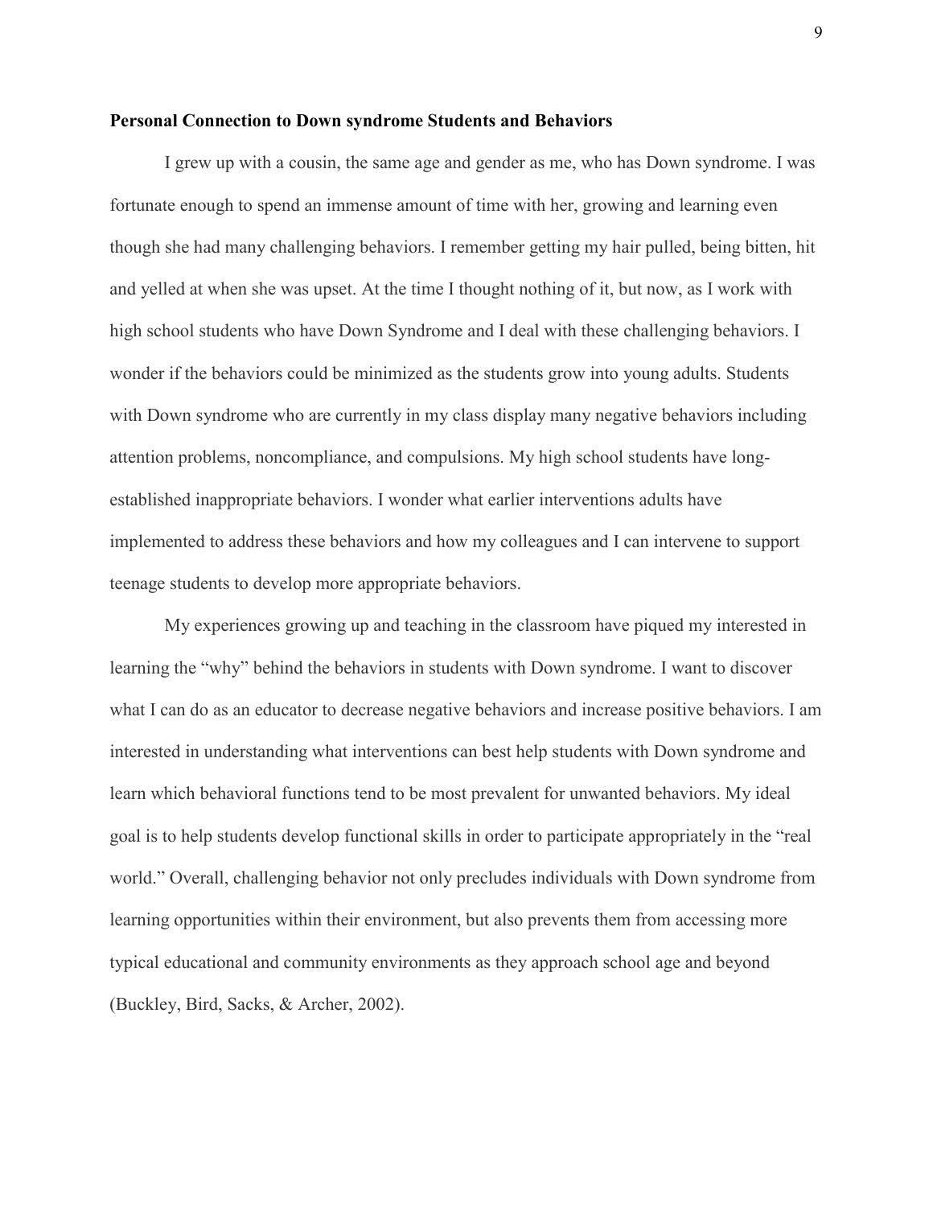**Personal Connection to Down syndrome Students and Behaviors**

I grew up with a cousin, the same age and gender as me, who has Down syndrome. I was fortunate enough to spend an immense amount of time with her, growing and learning even though she had many challenging behaviors. I remember getting my hair pulled, being bitten, hit and yelled at when she was upset. At the time I thought nothing of it, but now, as I work with high school students who have Down Syndrome and I deal with these challenging behaviors. I wonder if the behaviors could be minimized as the students grow into young adults. Students with Down syndrome who are currently in my class display many negative behaviors including attention problems, noncompliance, and compulsions. My high school students have long-established inappropriate behaviors. I wonder what earlier interventions adults have implemented to address these behaviors and how my colleagues and I can intervene to support teenage students to develop more appropriate behaviors.

My experiences growing up and teaching in the classroom have piqued my interested in learning the "why" behind the behaviors in students with Down syndrome. I want to discover what I can do as an educator to decrease negative behaviors and increase positive behaviors. I am interested in understanding what interventions can best help students with Down syndrome and learn which behavioral functions tend to be most prevalent for unwanted behaviors. My ideal goal is to help students develop functional skills in order to participate appropriately in the "real world." Overall, challenging behavior not only precludes individuals with Down syndrome from learning opportunities within their environment, but also prevents them from accessing more typical educational and community environments as they approach school age and beyond (Buckley, Bird, Sacks, & Archer, 2002).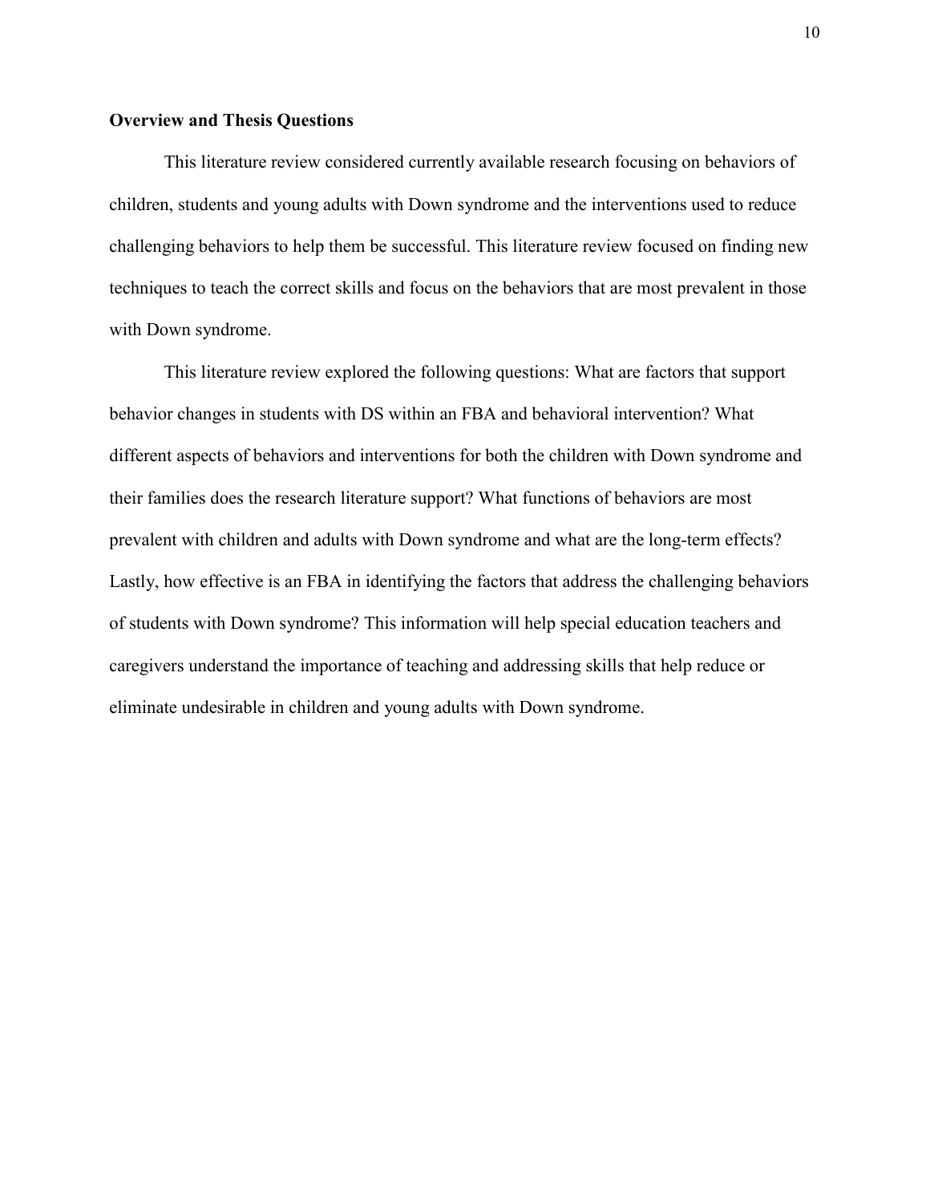**Overview and Thesis Questions**

This literature review considered currently available research focusing on behaviors of children, students and young adults with Down syndrome and the interventions used to reduce challenging behaviors to help them be successful. This literature review focused on finding new techniques to teach the correct skills and focus on the behaviors that are most prevalent in those with Down syndrome.

This literature review explored the following questions: What are factors that support behavior changes in students with DS within an FBA and behavioral intervention? What different aspects of behaviors and interventions for both the children with Down syndrome and their families does the research literature support? What functions of behaviors are most prevalent with children and adults with Down syndrome and what are the long-term effects? Lastly, how effective is an FBA in identifying the factors that address the challenging behaviors of students with Down syndrome? This information will help special education teachers and caregivers understand the importance of teaching and addressing skills that help reduce or eliminate undesirable in children and young adults with Down syndrome.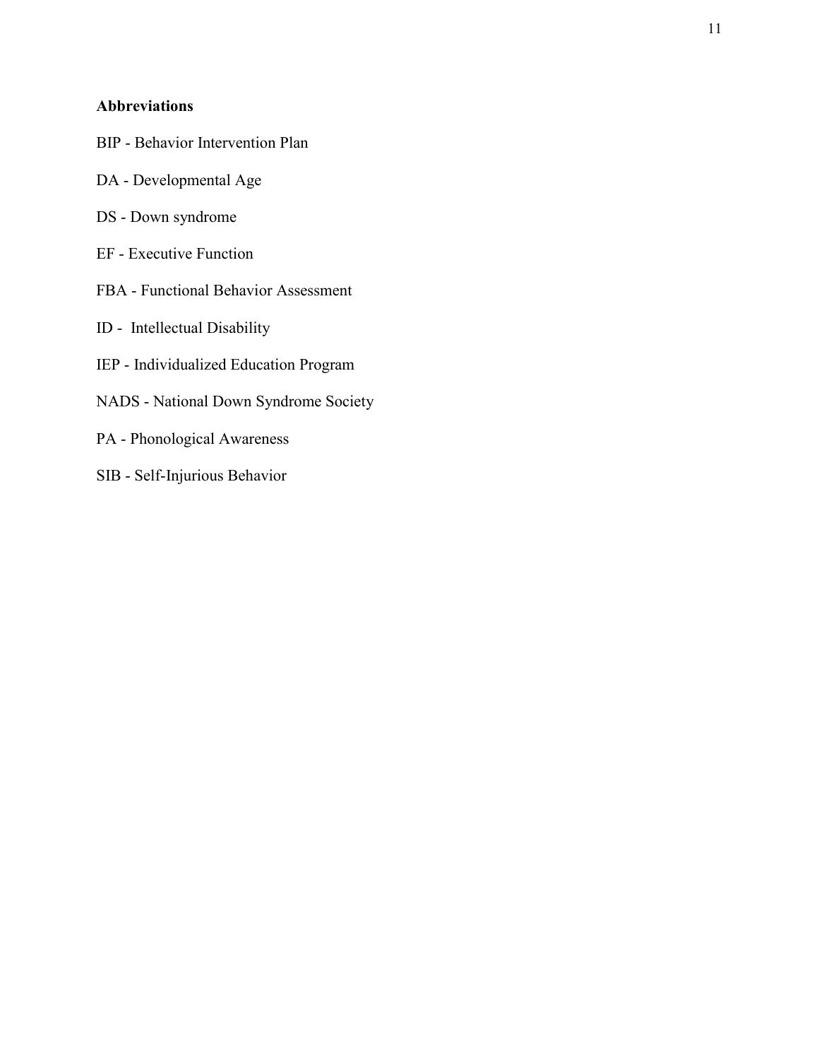**Abbreviations**

BIP - Behavior Intervention Plan

DA - Developmental Age

DS - Down syndrome

EF - Executive Function

FBA - Functional Behavior Assessment

ID - Intellectual Disability

IEP - Individualized Education Program

NADS - National Down Syndrome Society

PA - Phonological Awareness

SIB - Self-Injurious Behavior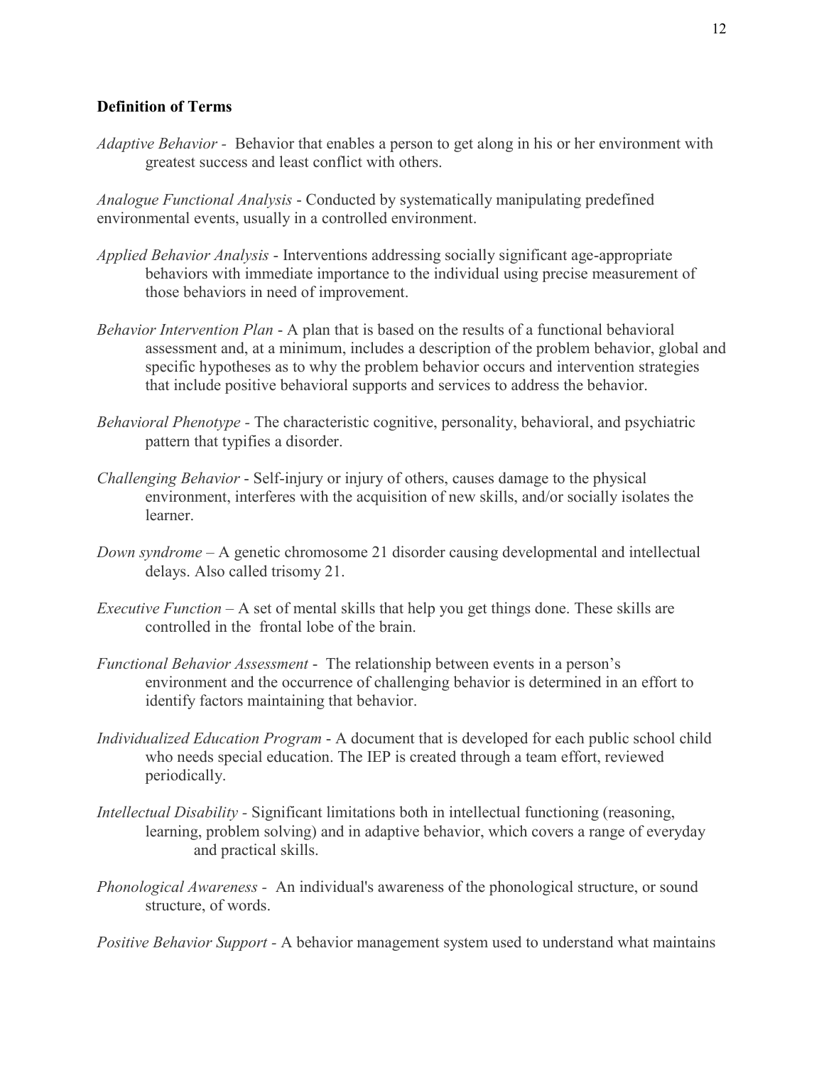**Definition of Terms**

*Adaptive Behavior* - Behavior that enables a person to get along in his or her environment with greatest success and least conflict with others.

*Analogue Functional Analysis* - Conducted by systematically manipulating predefined environmental events, usually in a controlled environment.

*Applied Behavior Analysis* - Interventions addressing socially significant age-appropriate behaviors with immediate importance to the individual using precise measurement of those behaviors in need of improvement.

*Behavior Intervention Plan* - A plan that is based on the results of a functional behavioral assessment and, at a minimum, includes a description of the problem behavior, global and specific hypotheses as to why the problem behavior occurs and intervention strategies that include positive behavioral supports and services to address the behavior.

*Behavioral Phenotype* - The characteristic cognitive, personality, behavioral, and psychiatric pattern that typifies a disorder.

*Challenging Behavior* - Self-injury or injury of others, causes damage to the physical environment, interferes with the acquisition of new skills, and/or socially isolates the learner.

*Down syndrome* – A genetic chromosome 21 disorder causing developmental and intellectual delays. Also called trisomy 21.

*Executive Function* – A set of mental skills that help you get things done. These skills are controlled in the frontal lobe of the brain.

*Functional Behavior Assessment* - The relationship between events in a person's environment and the occurrence of challenging behavior is determined in an effort to identify factors maintaining that behavior.

*Individualized Education Program* - A document that is developed for each public school child who needs special education. The IEP is created through a team effort, reviewed periodically.

*Intellectual Disability* - Significant limitations both in intellectual functioning (reasoning, learning, problem solving) and in adaptive behavior, which covers a range of everyday and practical skills.

*Phonological Awareness* - An individual's awareness of the phonological structure, or sound structure, of words.

*Positive Behavior Support* - A behavior management system used to understand what maintains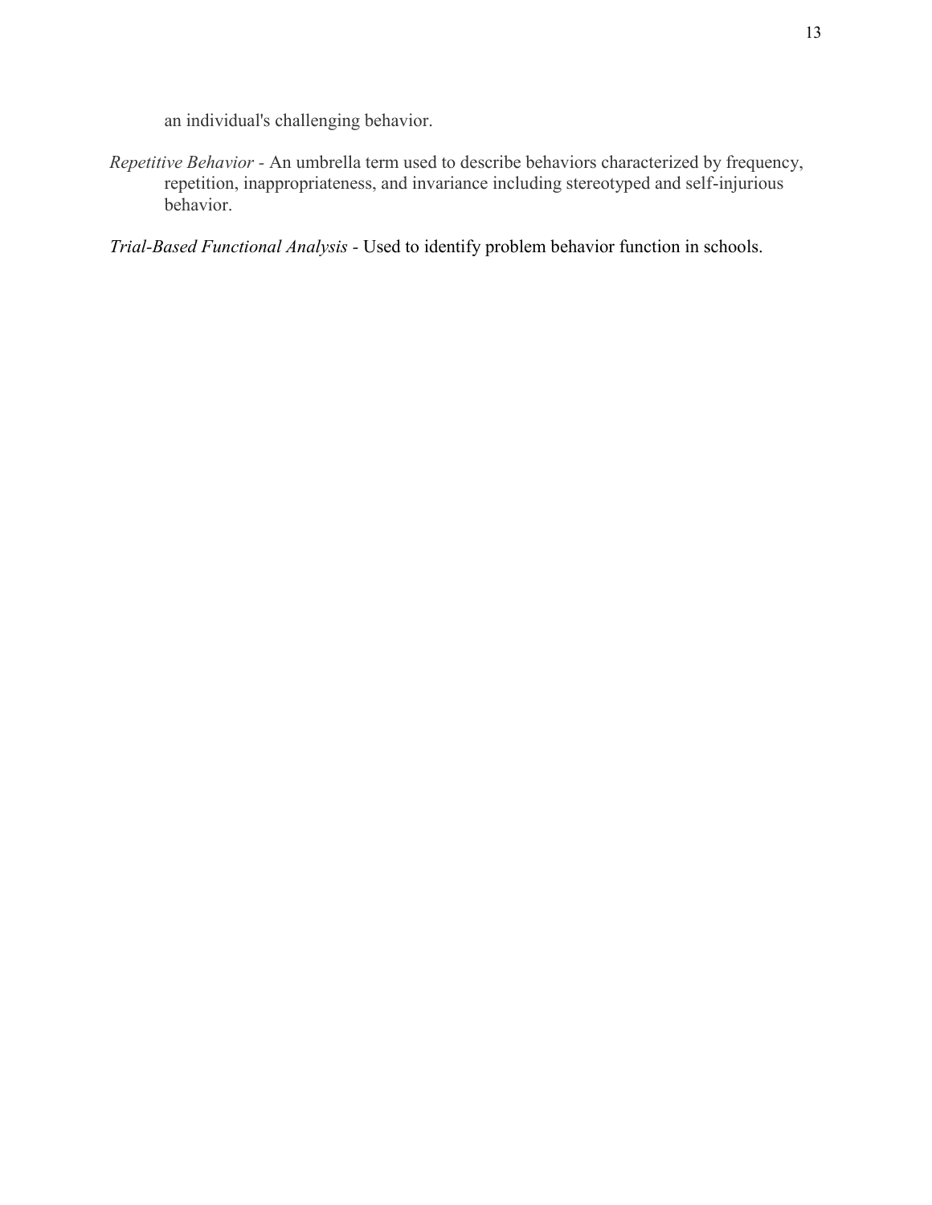an individual's challenging behavior.

*Repetitive Behavior* - An umbrella term used to describe behaviors characterized by frequency, repetition, inappropriateness, and invariance including stereotyped and self-injurious behavior.

*Trial-Based Functional Analysis* - Used to identify problem behavior function in schools.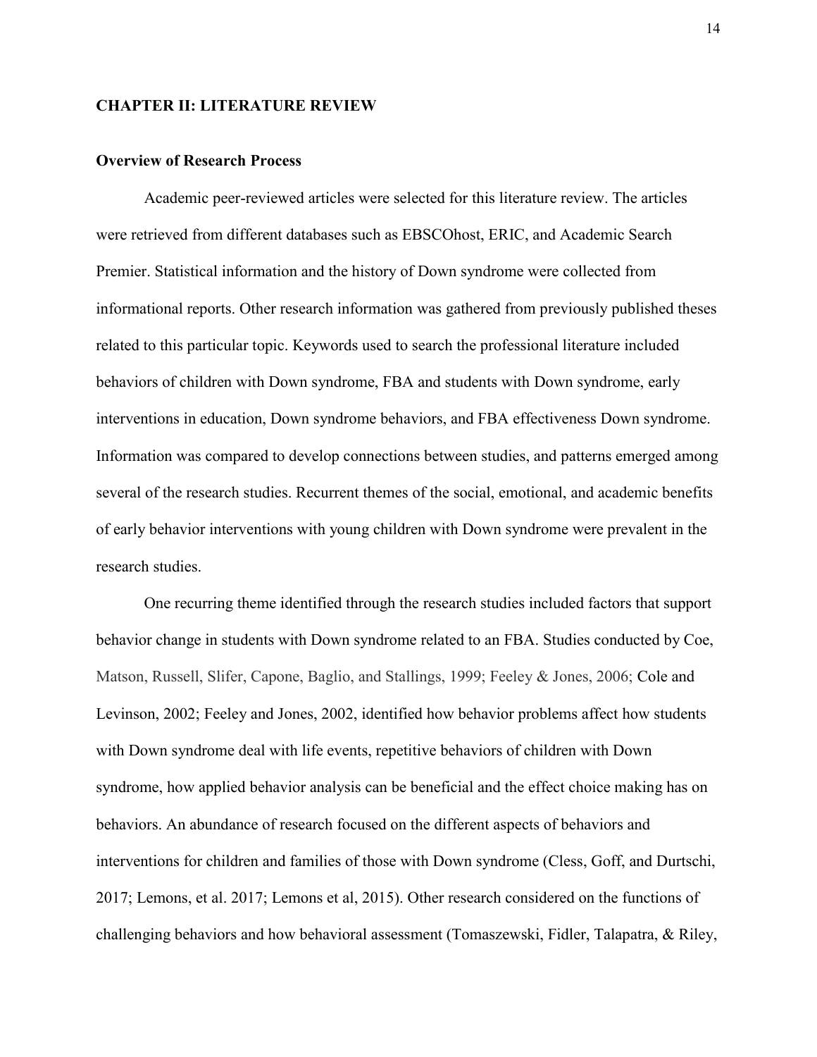## CHAPTER II: LITERATURE REVIEW

### Overview of Research Process

Academic peer-reviewed articles were selected for this literature review. The articles were retrieved from different databases such as EBSCOhost, ERIC, and Academic Search Premier. Statistical information and the history of Down syndrome were collected from informational reports. Other research information was gathered from previously published theses related to this particular topic. Keywords used to search the professional literature included behaviors of children with Down syndrome, FBA and students with Down syndrome, early interventions in education, Down syndrome behaviors, and FBA effectiveness Down syndrome. Information was compared to develop connections between studies, and patterns emerged among several of the research studies. Recurrent themes of the social, emotional, and academic benefits of early behavior interventions with young children with Down syndrome were prevalent in the research studies.

One recurring theme identified through the research studies included factors that support behavior change in students with Down syndrome related to an FBA. Studies conducted by Coe, Matson, Russell, Slifer, Capone, Baglio, and Stallings, 1999; Feeley & Jones, 2006; Cole and Levinson, 2002; Feeley and Jones, 2002, identified how behavior problems affect how students with Down syndrome deal with life events, repetitive behaviors of children with Down syndrome, how applied behavior analysis can be beneficial and the effect choice making has on behaviors. An abundance of research focused on the different aspects of behaviors and interventions for children and families of those with Down syndrome (Cless, Goff, and Durtschi, 2017; Lemons, et al. 2017; Lemons et al, 2015). Other research considered on the functions of challenging behaviors and how behavioral assessment (Tomaszewski, Fidler, Talapatra, & Riley,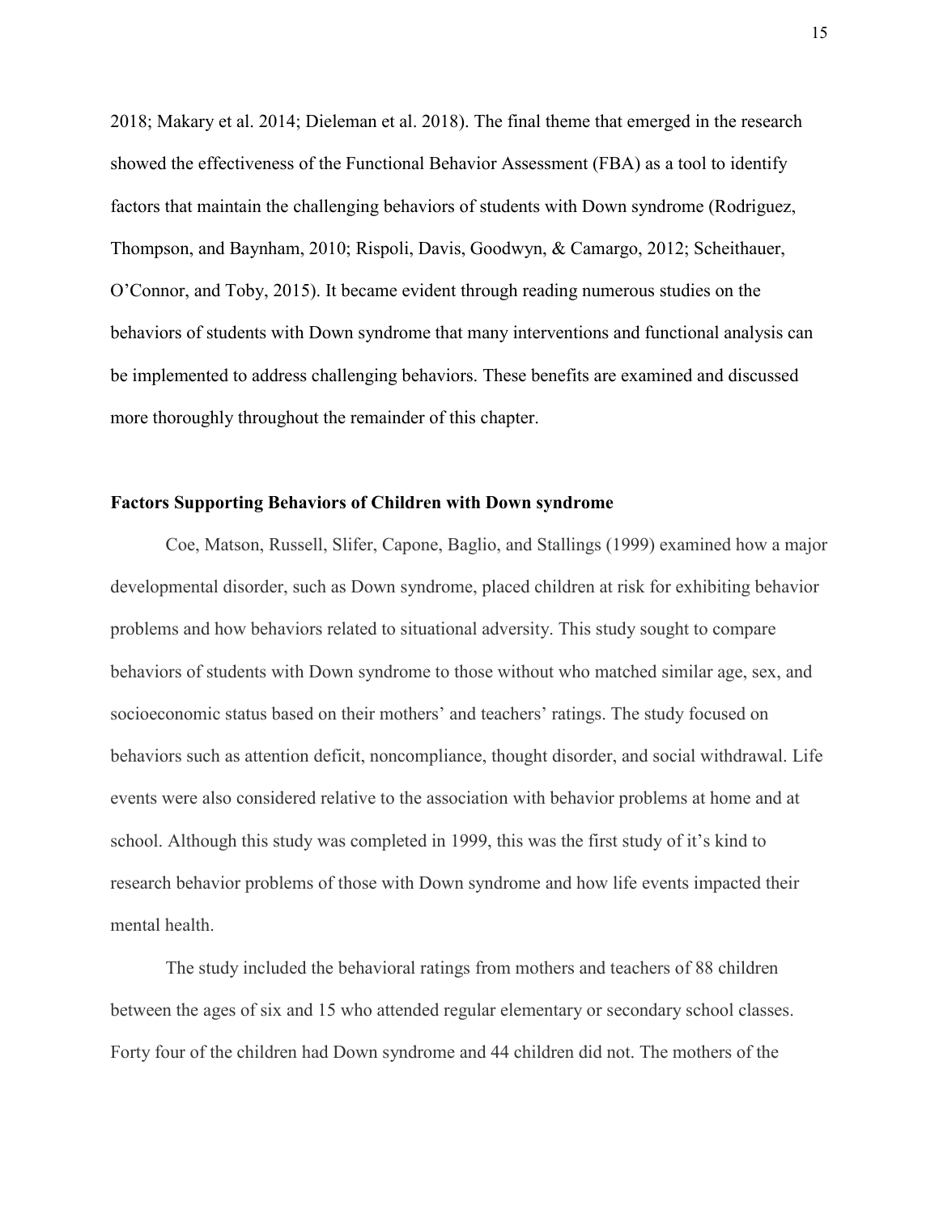2018; Makary et al. 2014; Dieleman et al. 2018). The final theme that emerged in the research showed the effectiveness of the Functional Behavior Assessment (FBA) as a tool to identify factors that maintain the challenging behaviors of students with Down syndrome (Rodriguez, Thompson, and Baynham, 2010; Rispoli, Davis, Goodwyn, & Camargo, 2012; Scheithauer, O'Connor, and Toby, 2015). It became evident through reading numerous studies on the behaviors of students with Down syndrome that many interventions and functional analysis can be implemented to address challenging behaviors. These benefits are examined and discussed more thoroughly throughout the remainder of this chapter.

### Factors Supporting Behaviors of Children with Down syndrome

Coe, Matson, Russell, Slifer, Capone, Baglio, and Stallings (1999) examined how a major developmental disorder, such as Down syndrome, placed children at risk for exhibiting behavior problems and how behaviors related to situational adversity. This study sought to compare behaviors of students with Down syndrome to those without who matched similar age, sex, and socioeconomic status based on their mothers' and teachers' ratings. The study focused on behaviors such as attention deficit, noncompliance, thought disorder, and social withdrawal. Life events were also considered relative to the association with behavior problems at home and at school. Although this study was completed in 1999, this was the first study of it's kind to research behavior problems of those with Down syndrome and how life events impacted their mental health.

The study included the behavioral ratings from mothers and teachers of 88 children between the ages of six and 15 who attended regular elementary or secondary school classes. Forty four of the children had Down syndrome and 44 children did not. The mothers of the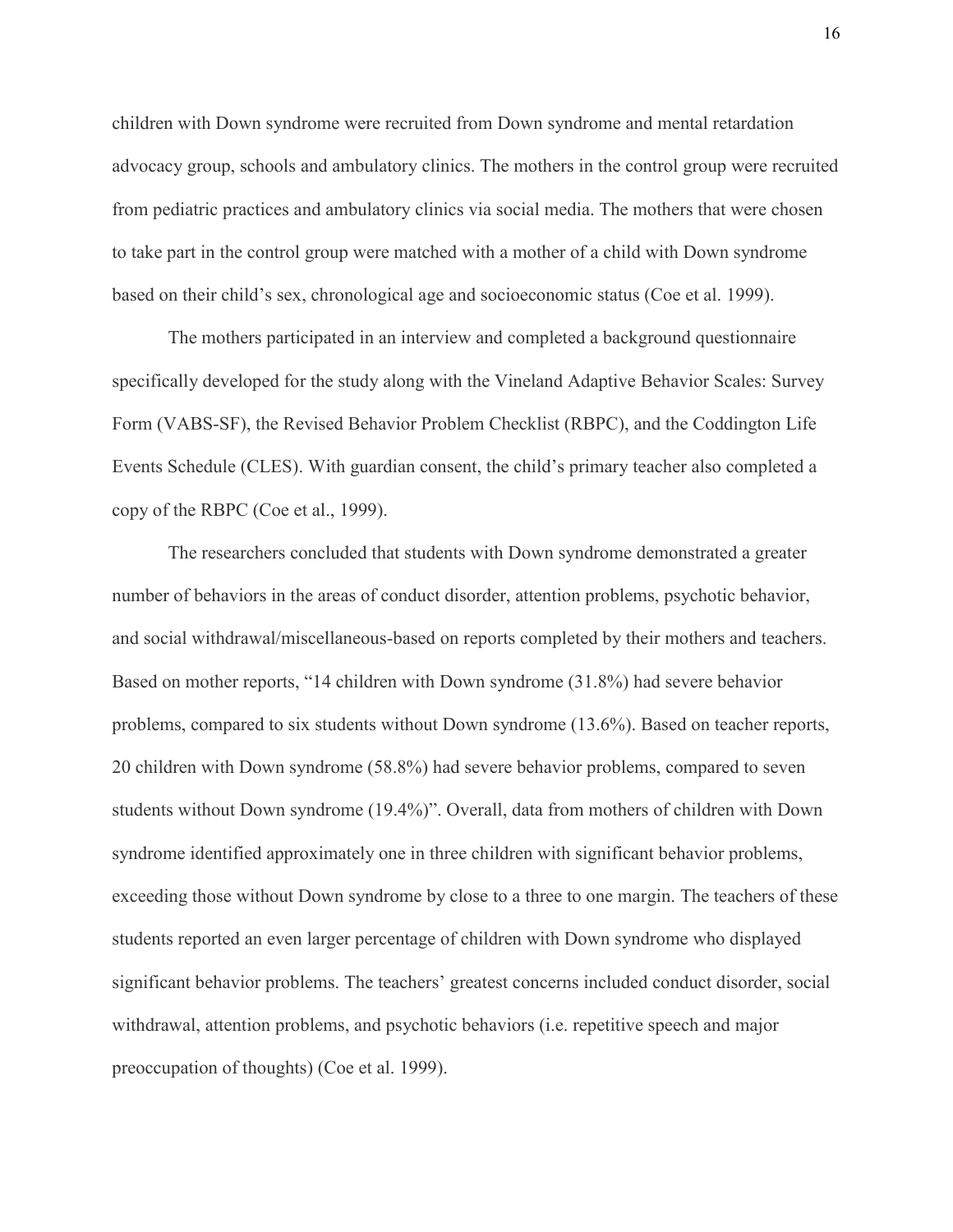children with Down syndrome were recruited from Down syndrome and mental retardation advocacy group, schools and ambulatory clinics. The mothers in the control group were recruited from pediatric practices and ambulatory clinics via social media. The mothers that were chosen to take part in the control group were matched with a mother of a child with Down syndrome based on their child's sex, chronological age and socioeconomic status (Coe et al. 1999).

The mothers participated in an interview and completed a background questionnaire specifically developed for the study along with the Vineland Adaptive Behavior Scales: Survey Form (VABS-SF), the Revised Behavior Problem Checklist (RBPC), and the Coddington Life Events Schedule (CLES). With guardian consent, the child's primary teacher also completed a copy of the RBPC (Coe et al., 1999).

The researchers concluded that students with Down syndrome demonstrated a greater number of behaviors in the areas of conduct disorder, attention problems, psychotic behavior, and social withdrawal/miscellaneous-based on reports completed by their mothers and teachers. Based on mother reports, "14 children with Down syndrome (31.8%) had severe behavior problems, compared to six students without Down syndrome (13.6%). Based on teacher reports, 20 children with Down syndrome (58.8%) had severe behavior problems, compared to seven students without Down syndrome (19.4%)". Overall, data from mothers of children with Down syndrome identified approximately one in three children with significant behavior problems, exceeding those without Down syndrome by close to a three to one margin. The teachers of these students reported an even larger percentage of children with Down syndrome who displayed significant behavior problems. The teachers' greatest concerns included conduct disorder, social withdrawal, attention problems, and psychotic behaviors (i.e. repetitive speech and major preoccupation of thoughts) (Coe et al. 1999).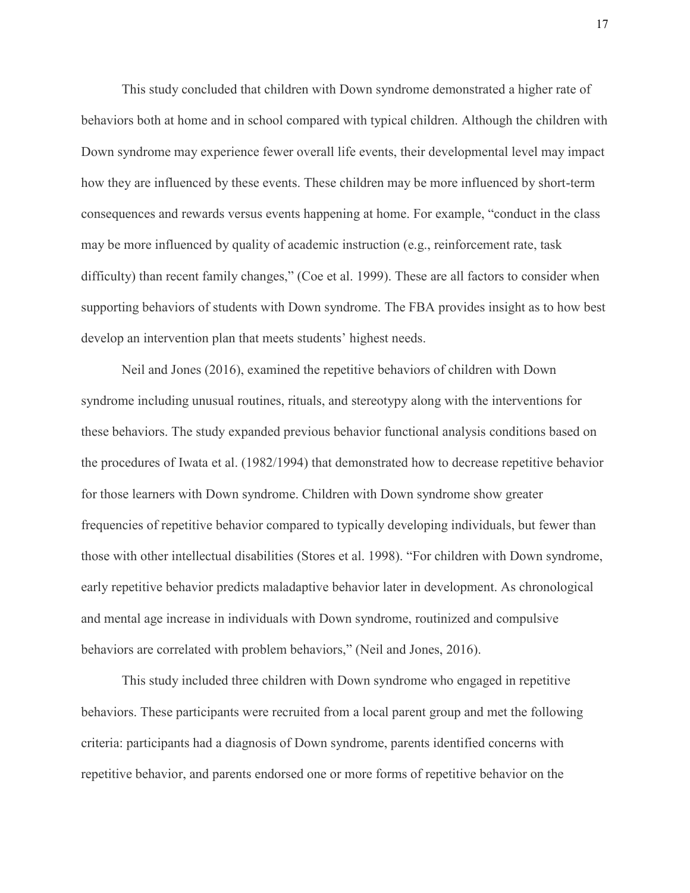This study concluded that children with Down syndrome demonstrated a higher rate of behaviors both at home and in school compared with typical children. Although the children with Down syndrome may experience fewer overall life events, their developmental level may impact how they are influenced by these events. These children may be more influenced by short-term consequences and rewards versus events happening at home. For example, "conduct in the class may be more influenced by quality of academic instruction (e.g., reinforcement rate, task difficulty) than recent family changes," (Coe et al. 1999). These are all factors to consider when supporting behaviors of students with Down syndrome. The FBA provides insight as to how best develop an intervention plan that meets students' highest needs.

Neil and Jones (2016), examined the repetitive behaviors of children with Down syndrome including unusual routines, rituals, and stereotypy along with the interventions for these behaviors. The study expanded previous behavior functional analysis conditions based on the procedures of Iwata et al. (1982/1994) that demonstrated how to decrease repetitive behavior for those learners with Down syndrome. Children with Down syndrome show greater frequencies of repetitive behavior compared to typically developing individuals, but fewer than those with other intellectual disabilities (Stores et al. 1998). "For children with Down syndrome, early repetitive behavior predicts maladaptive behavior later in development. As chronological and mental age increase in individuals with Down syndrome, routinized and compulsive behaviors are correlated with problem behaviors," (Neil and Jones, 2016).

This study included three children with Down syndrome who engaged in repetitive behaviors. These participants were recruited from a local parent group and met the following criteria: participants had a diagnosis of Down syndrome, parents identified concerns with repetitive behavior, and parents endorsed one or more forms of repetitive behavior on the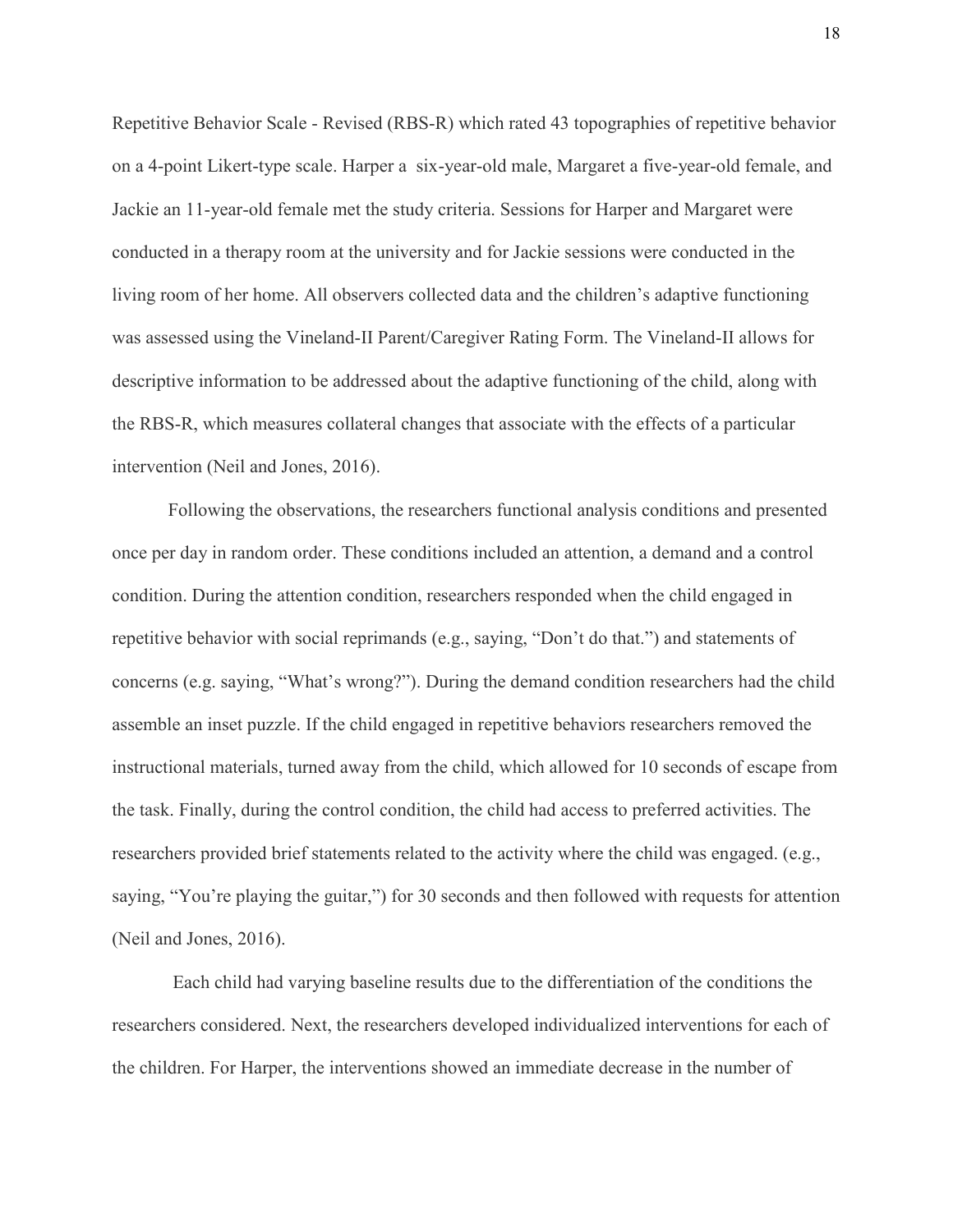Repetitive Behavior Scale - Revised (RBS-R) which rated 43 topographies of repetitive behavior on a 4-point Likert-type scale. Harper a six-year-old male, Margaret a five-year-old female, and Jackie an 11-year-old female met the study criteria. Sessions for Harper and Margaret were conducted in a therapy room at the university and for Jackie sessions were conducted in the living room of her home. All observers collected data and the children's adaptive functioning was assessed using the Vineland-II Parent/Caregiver Rating Form. The Vineland-II allows for descriptive information to be addressed about the adaptive functioning of the child, along with the RBS-R, which measures collateral changes that associate with the effects of a particular intervention (Neil and Jones, 2016).

Following the observations, the researchers functional analysis conditions and presented once per day in random order. These conditions included an attention, a demand and a control condition. During the attention condition, researchers responded when the child engaged in repetitive behavior with social reprimands (e.g., saying, "Don't do that.") and statements of concerns (e.g. saying, "What's wrong?"). During the demand condition researchers had the child assemble an inset puzzle. If the child engaged in repetitive behaviors researchers removed the instructional materials, turned away from the child, which allowed for 10 seconds of escape from the task. Finally, during the control condition, the child had access to preferred activities. The researchers provided brief statements related to the activity where the child was engaged. (e.g., saying, "You're playing the guitar,") for 30 seconds and then followed with requests for attention (Neil and Jones, 2016).

Each child had varying baseline results due to the differentiation of the conditions the researchers considered. Next, the researchers developed individualized interventions for each of the children. For Harper, the interventions showed an immediate decrease in the number of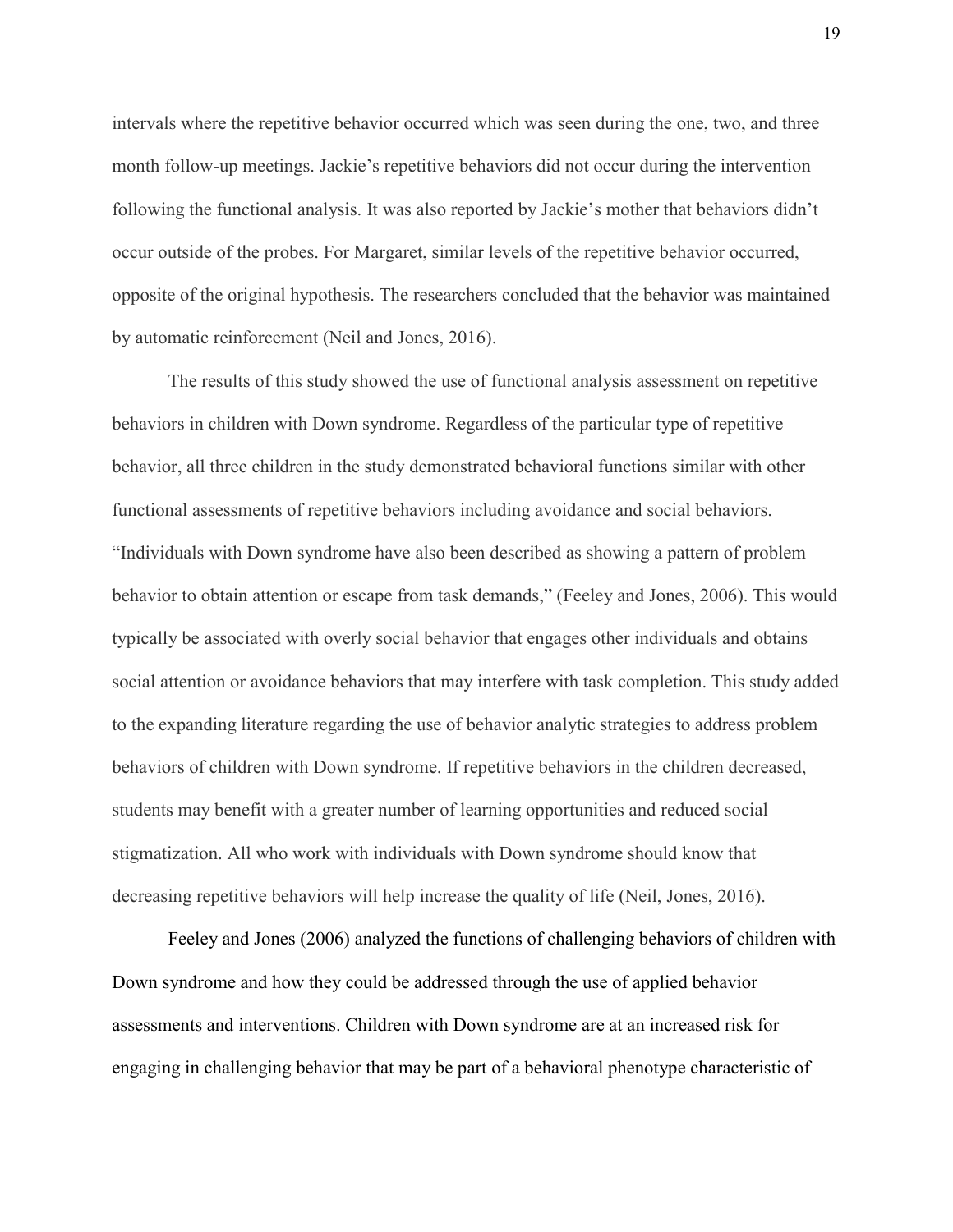intervals where the repetitive behavior occurred which was seen during the one, two, and three month follow-up meetings. Jackie's repetitive behaviors did not occur during the intervention following the functional analysis. It was also reported by Jackie's mother that behaviors didn't occur outside of the probes. For Margaret, similar levels of the repetitive behavior occurred, opposite of the original hypothesis. The researchers concluded that the behavior was maintained by automatic reinforcement (Neil and Jones, 2016).

The results of this study showed the use of functional analysis assessment on repetitive behaviors in children with Down syndrome. Regardless of the particular type of repetitive behavior, all three children in the study demonstrated behavioral functions similar with other functional assessments of repetitive behaviors including avoidance and social behaviors. "Individuals with Down syndrome have also been described as showing a pattern of problem behavior to obtain attention or escape from task demands," (Feeley and Jones, 2006). This would typically be associated with overly social behavior that engages other individuals and obtains social attention or avoidance behaviors that may interfere with task completion. This study added to the expanding literature regarding the use of behavior analytic strategies to address problem behaviors of children with Down syndrome. If repetitive behaviors in the children decreased, students may benefit with a greater number of learning opportunities and reduced social stigmatization. All who work with individuals with Down syndrome should know that decreasing repetitive behaviors will help increase the quality of life (Neil, Jones, 2016).

Feeley and Jones (2006) analyzed the functions of challenging behaviors of children with Down syndrome and how they could be addressed through the use of applied behavior assessments and interventions. Children with Down syndrome are at an increased risk for engaging in challenging behavior that may be part of a behavioral phenotype characteristic of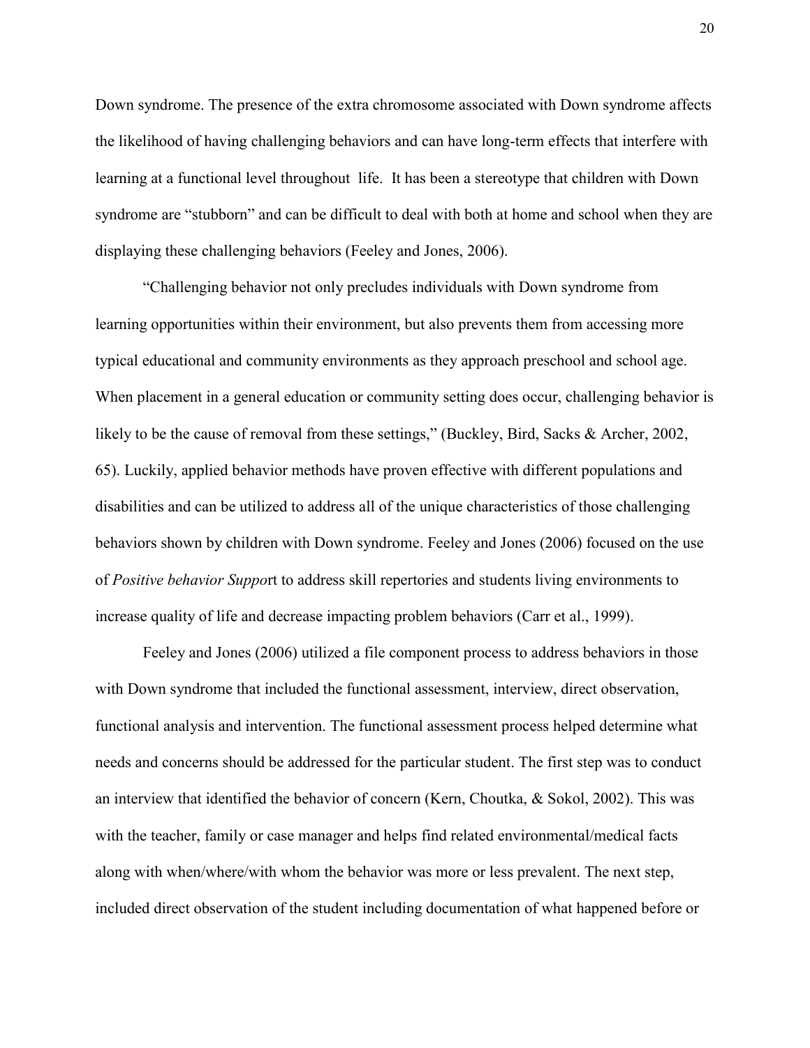Down syndrome. The presence of the extra chromosome associated with Down syndrome affects the likelihood of having challenging behaviors and can have long-term effects that interfere with learning at a functional level throughout life. It has been a stereotype that children with Down syndrome are "stubborn" and can be difficult to deal with both at home and school when they are displaying these challenging behaviors (Feeley and Jones, 2006).

"Challenging behavior not only precludes individuals with Down syndrome from learning opportunities within their environment, but also prevents them from accessing more typical educational and community environments as they approach preschool and school age. When placement in a general education or community setting does occur, challenging behavior is likely to be the cause of removal from these settings," (Buckley, Bird, Sacks & Archer, 2002, 65). Luckily, applied behavior methods have proven effective with different populations and disabilities and can be utilized to address all of the unique characteristics of those challenging behaviors shown by children with Down syndrome. Feeley and Jones (2006) focused on the use of *Positive behavior Suppo*rt to address skill repertories and students living environments to increase quality of life and decrease impacting problem behaviors (Carr et al., 1999).

Feeley and Jones (2006) utilized a file component process to address behaviors in those with Down syndrome that included the functional assessment, interview, direct observation, functional analysis and intervention. The functional assessment process helped determine what needs and concerns should be addressed for the particular student. The first step was to conduct an interview that identified the behavior of concern (Kern, Choutka, & Sokol, 2002). This was with the teacher, family or case manager and helps find related environmental/medical facts along with when/where/with whom the behavior was more or less prevalent. The next step, included direct observation of the student including documentation of what happened before or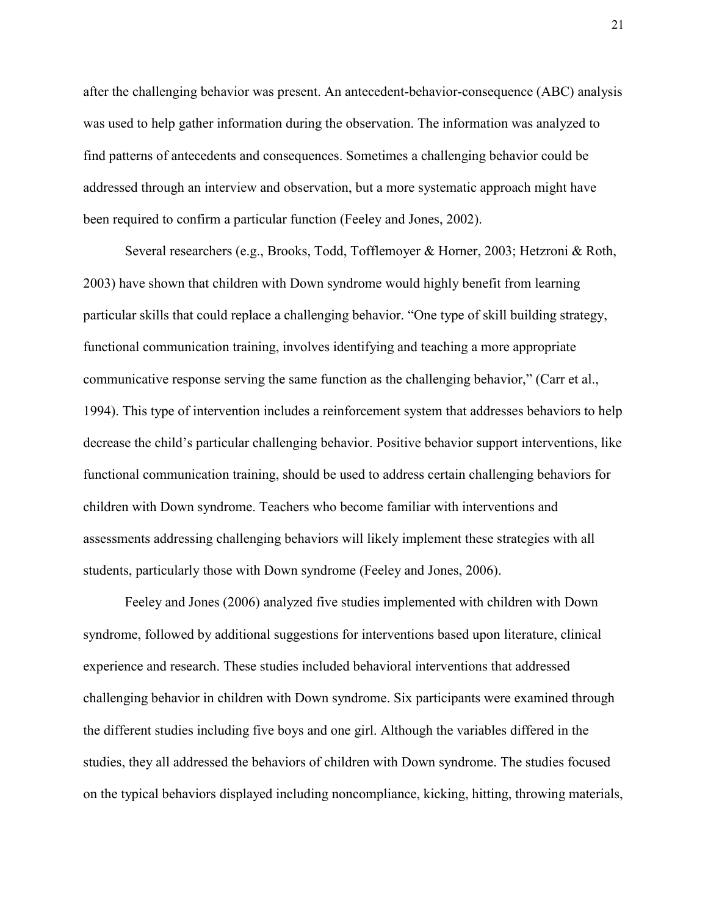after the challenging behavior was present. An antecedent-behavior-consequence (ABC) analysis was used to help gather information during the observation. The information was analyzed to find patterns of antecedents and consequences. Sometimes a challenging behavior could be addressed through an interview and observation, but a more systematic approach might have been required to confirm a particular function (Feeley and Jones, 2002).

Several researchers (e.g., Brooks, Todd, Tofflemoyer & Horner, 2003; Hetzroni & Roth, 2003) have shown that children with Down syndrome would highly benefit from learning particular skills that could replace a challenging behavior. “One type of skill building strategy, functional communication training, involves identifying and teaching a more appropriate communicative response serving the same function as the challenging behavior,” (Carr et al., 1994). This type of intervention includes a reinforcement system that addresses behaviors to help decrease the child’s particular challenging behavior. Positive behavior support interventions, like functional communication training, should be used to address certain challenging behaviors for children with Down syndrome. Teachers who become familiar with interventions and assessments addressing challenging behaviors will likely implement these strategies with all students, particularly those with Down syndrome (Feeley and Jones, 2006).

Feeley and Jones (2006) analyzed five studies implemented with children with Down syndrome, followed by additional suggestions for interventions based upon literature, clinical experience and research. These studies included behavioral interventions that addressed challenging behavior in children with Down syndrome. Six participants were examined through the different studies including five boys and one girl. Although the variables differed in the studies, they all addressed the behaviors of children with Down syndrome. The studies focused on the typical behaviors displayed including noncompliance, kicking, hitting, throwing materials,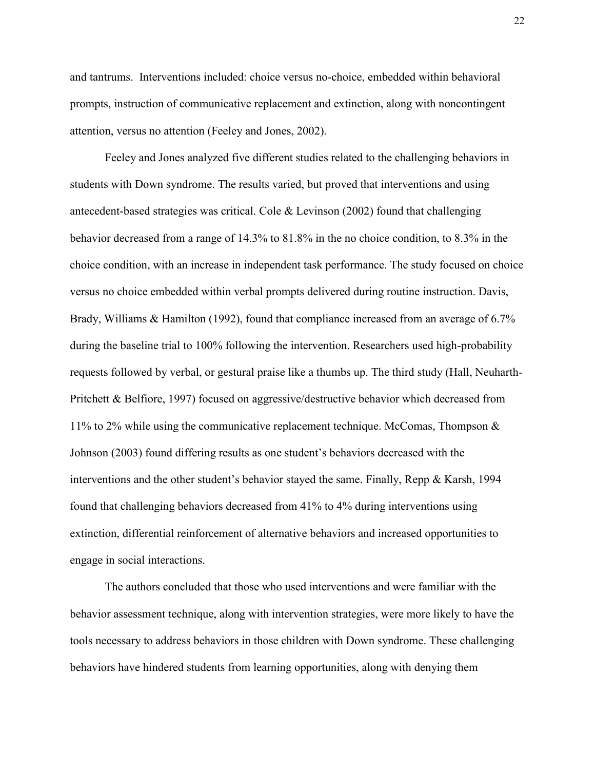and tantrums. Interventions included: choice versus no-choice, embedded within behavioral prompts, instruction of communicative replacement and extinction, along with noncontingent attention, versus no attention (Feeley and Jones, 2002).

Feeley and Jones analyzed five different studies related to the challenging behaviors in students with Down syndrome. The results varied, but proved that interventions and using antecedent-based strategies was critical. Cole & Levinson (2002) found that challenging behavior decreased from a range of 14.3% to 81.8% in the no choice condition, to 8.3% in the choice condition, with an increase in independent task performance. The study focused on choice versus no choice embedded within verbal prompts delivered during routine instruction. Davis, Brady, Williams & Hamilton (1992), found that compliance increased from an average of 6.7% during the baseline trial to 100% following the intervention. Researchers used high-probability requests followed by verbal, or gestural praise like a thumbs up. The third study (Hall, Neuharth-Pritchett & Belfiore, 1997) focused on aggressive/destructive behavior which decreased from 11% to 2% while using the communicative replacement technique. McComas, Thompson & Johnson (2003) found differing results as one student's behaviors decreased with the interventions and the other student's behavior stayed the same. Finally, Repp & Karsh, 1994 found that challenging behaviors decreased from 41% to 4% during interventions using extinction, differential reinforcement of alternative behaviors and increased opportunities to engage in social interactions.

The authors concluded that those who used interventions and were familiar with the behavior assessment technique, along with intervention strategies, were more likely to have the tools necessary to address behaviors in those children with Down syndrome. These challenging behaviors have hindered students from learning opportunities, along with denying them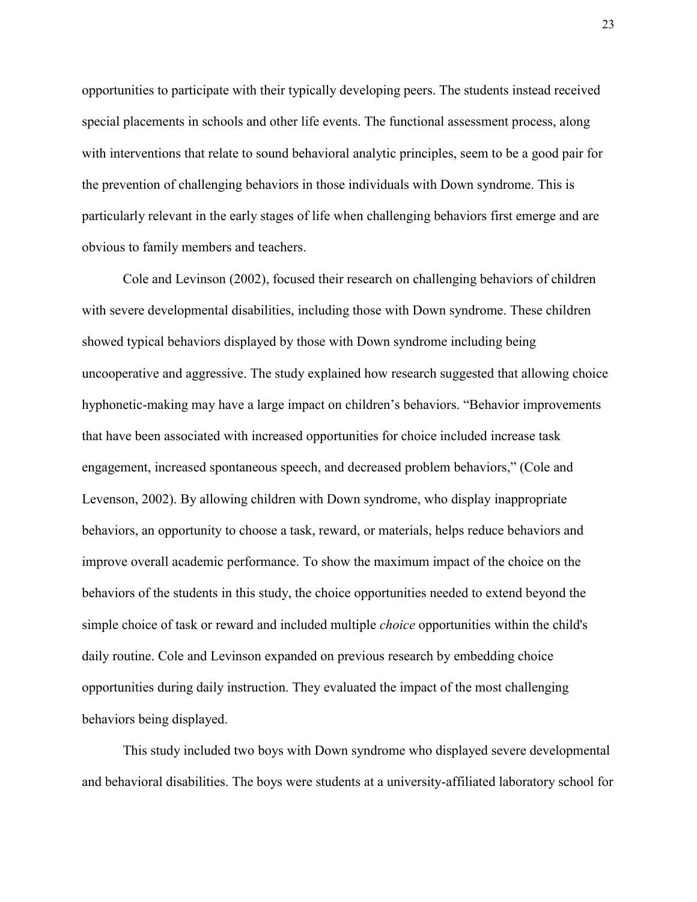opportunities to participate with their typically developing peers. The students instead received special placements in schools and other life events. The functional assessment process, along with interventions that relate to sound behavioral analytic principles, seem to be a good pair for the prevention of challenging behaviors in those individuals with Down syndrome. This is particularly relevant in the early stages of life when challenging behaviors first emerge and are obvious to family members and teachers.

Cole and Levinson (2002), focused their research on challenging behaviors of children with severe developmental disabilities, including those with Down syndrome. These children showed typical behaviors displayed by those with Down syndrome including being uncooperative and aggressive. The study explained how research suggested that allowing choice hyphonetic-making may have a large impact on children's behaviors. "Behavior improvements that have been associated with increased opportunities for choice included increase task engagement, increased spontaneous speech, and decreased problem behaviors," (Cole and Levenson, 2002). By allowing children with Down syndrome, who display inappropriate behaviors, an opportunity to choose a task, reward, or materials, helps reduce behaviors and improve overall academic performance. To show the maximum impact of the choice on the behaviors of the students in this study, the choice opportunities needed to extend beyond the simple choice of task or reward and included multiple *choice* opportunities within the child's daily routine. Cole and Levinson expanded on previous research by embedding choice opportunities during daily instruction. They evaluated the impact of the most challenging behaviors being displayed.

This study included two boys with Down syndrome who displayed severe developmental and behavioral disabilities. The boys were students at a university-affiliated laboratory school for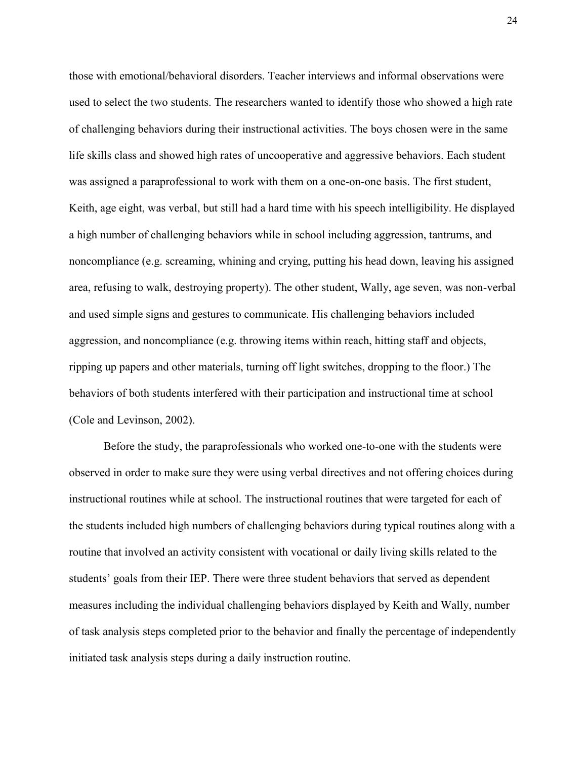those with emotional/behavioral disorders. Teacher interviews and informal observations were used to select the two students. The researchers wanted to identify those who showed a high rate of challenging behaviors during their instructional activities. The boys chosen were in the same life skills class and showed high rates of uncooperative and aggressive behaviors. Each student was assigned a paraprofessional to work with them on a one-on-one basis. The first student, Keith, age eight, was verbal, but still had a hard time with his speech intelligibility. He displayed a high number of challenging behaviors while in school including aggression, tantrums, and noncompliance (e.g. screaming, whining and crying, putting his head down, leaving his assigned area, refusing to walk, destroying property). The other student, Wally, age seven, was non-verbal and used simple signs and gestures to communicate. His challenging behaviors included aggression, and noncompliance (e.g. throwing items within reach, hitting staff and objects, ripping up papers and other materials, turning off light switches, dropping to the floor.) The behaviors of both students interfered with their participation and instructional time at school (Cole and Levinson, 2002).

Before the study, the paraprofessionals who worked one-to-one with the students were observed in order to make sure they were using verbal directives and not offering choices during instructional routines while at school. The instructional routines that were targeted for each of the students included high numbers of challenging behaviors during typical routines along with a routine that involved an activity consistent with vocational or daily living skills related to the students' goals from their IEP. There were three student behaviors that served as dependent measures including the individual challenging behaviors displayed by Keith and Wally, number of task analysis steps completed prior to the behavior and finally the percentage of independently initiated task analysis steps during a daily instruction routine.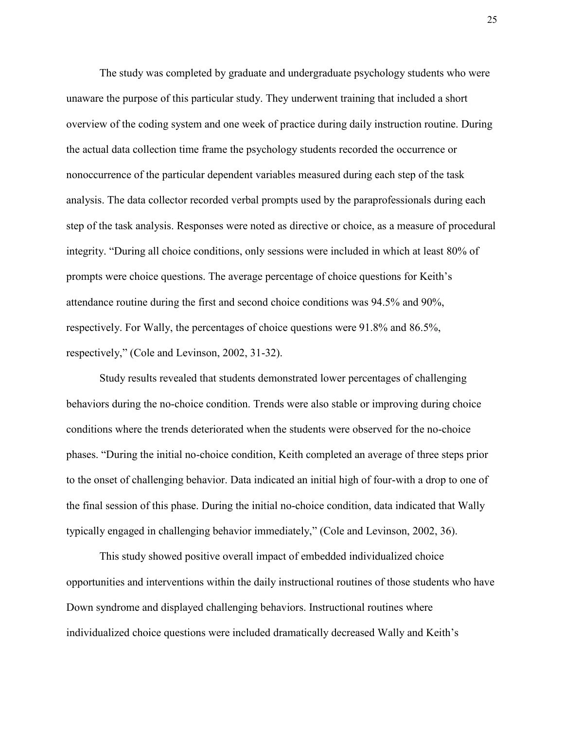The study was completed by graduate and undergraduate psychology students who were unaware the purpose of this particular study. They underwent training that included a short overview of the coding system and one week of practice during daily instruction routine. During the actual data collection time frame the psychology students recorded the occurrence or nonoccurrence of the particular dependent variables measured during each step of the task analysis. The data collector recorded verbal prompts used by the paraprofessionals during each step of the task analysis. Responses were noted as directive or choice, as a measure of procedural integrity. "During all choice conditions, only sessions were included in which at least 80% of prompts were choice questions. The average percentage of choice questions for Keith's attendance routine during the first and second choice conditions was 94.5% and 90%, respectively. For Wally, the percentages of choice questions were 91.8% and 86.5%, respectively," (Cole and Levinson, 2002, 31-32).

Study results revealed that students demonstrated lower percentages of challenging behaviors during the no-choice condition. Trends were also stable or improving during choice conditions where the trends deteriorated when the students were observed for the no-choice phases. "During the initial no-choice condition, Keith completed an average of three steps prior to the onset of challenging behavior. Data indicated an initial high of four-with a drop to one of the final session of this phase. During the initial no-choice condition, data indicated that Wally typically engaged in challenging behavior immediately," (Cole and Levinson, 2002, 36).

This study showed positive overall impact of embedded individualized choice opportunities and interventions within the daily instructional routines of those students who have Down syndrome and displayed challenging behaviors. Instructional routines where individualized choice questions were included dramatically decreased Wally and Keith's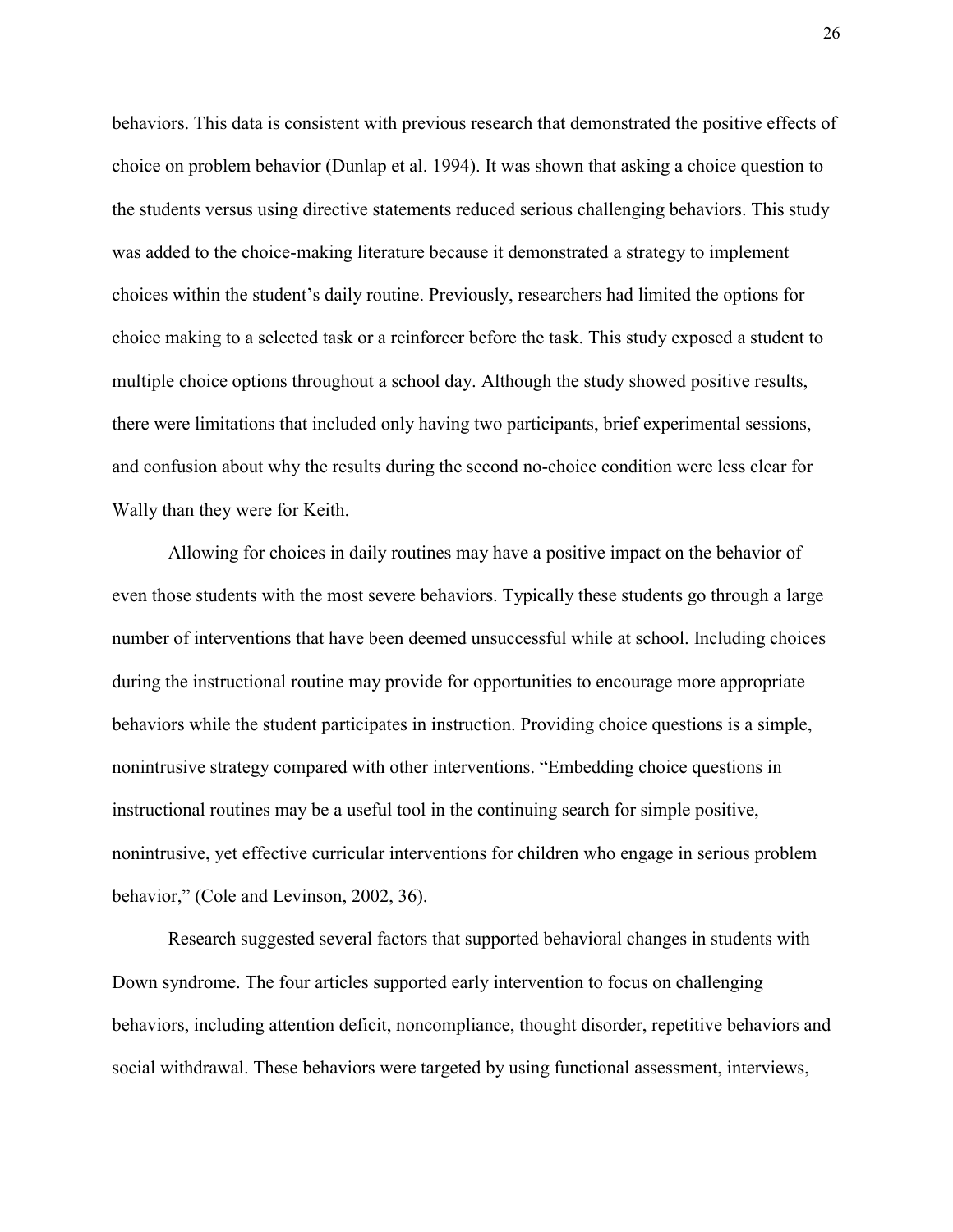behaviors. This data is consistent with previous research that demonstrated the positive effects of choice on problem behavior (Dunlap et al. 1994). It was shown that asking a choice question to the students versus using directive statements reduced serious challenging behaviors. This study was added to the choice-making literature because it demonstrated a strategy to implement choices within the student's daily routine. Previously, researchers had limited the options for choice making to a selected task or a reinforcer before the task. This study exposed a student to multiple choice options throughout a school day. Although the study showed positive results, there were limitations that included only having two participants, brief experimental sessions, and confusion about why the results during the second no-choice condition were less clear for Wally than they were for Keith.

Allowing for choices in daily routines may have a positive impact on the behavior of even those students with the most severe behaviors. Typically these students go through a large number of interventions that have been deemed unsuccessful while at school. Including choices during the instructional routine may provide for opportunities to encourage more appropriate behaviors while the student participates in instruction. Providing choice questions is a simple, nonintrusive strategy compared with other interventions. "Embedding choice questions in instructional routines may be a useful tool in the continuing search for simple positive, nonintrusive, yet effective curricular interventions for children who engage in serious problem behavior," (Cole and Levinson, 2002, 36).

Research suggested several factors that supported behavioral changes in students with Down syndrome. The four articles supported early intervention to focus on challenging behaviors, including attention deficit, noncompliance, thought disorder, repetitive behaviors and social withdrawal. These behaviors were targeted by using functional assessment, interviews,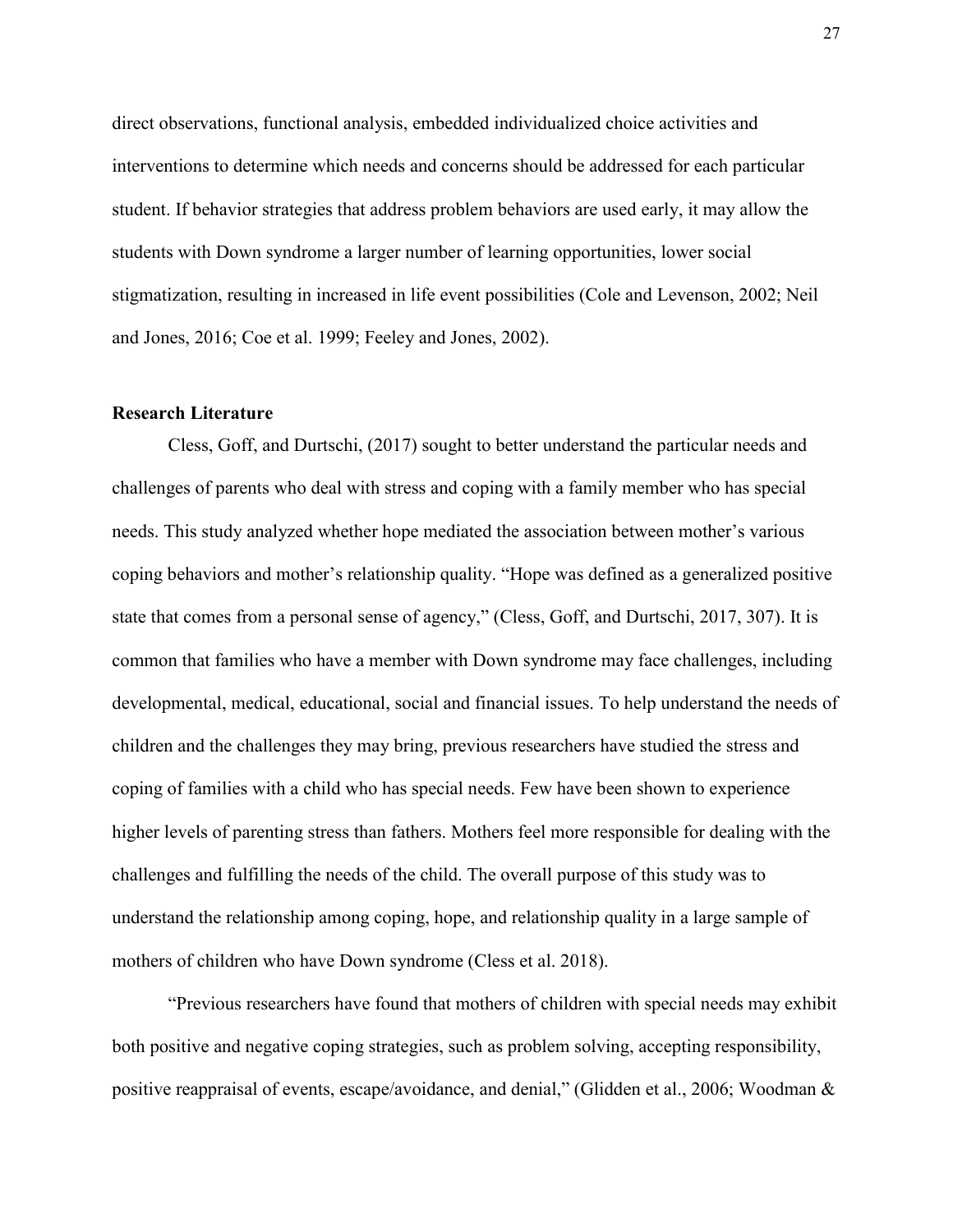direct observations, functional analysis, embedded individualized choice activities and interventions to determine which needs and concerns should be addressed for each particular student. If behavior strategies that address problem behaviors are used early, it may allow the students with Down syndrome a larger number of learning opportunities, lower social stigmatization, resulting in increased in life event possibilities (Cole and Levenson, 2002; Neil and Jones, 2016; Coe et al. 1999; Feeley and Jones, 2002).

**Research Literature**

Cless, Goff, and Durtschi, (2017) sought to better understand the particular needs and challenges of parents who deal with stress and coping with a family member who has special needs. This study analyzed whether hope mediated the association between mother's various coping behaviors and mother's relationship quality. "Hope was defined as a generalized positive state that comes from a personal sense of agency," (Cless, Goff, and Durtschi, 2017, 307). It is common that families who have a member with Down syndrome may face challenges, including developmental, medical, educational, social and financial issues. To help understand the needs of children and the challenges they may bring, previous researchers have studied the stress and coping of families with a child who has special needs. Few have been shown to experience higher levels of parenting stress than fathers. Mothers feel more responsible for dealing with the challenges and fulfilling the needs of the child. The overall purpose of this study was to understand the relationship among coping, hope, and relationship quality in a large sample of mothers of children who have Down syndrome (Cless et al. 2018).

"Previous researchers have found that mothers of children with special needs may exhibit both positive and negative coping strategies, such as problem solving, accepting responsibility, positive reappraisal of events, escape/avoidance, and denial," (Glidden et al., 2006; Woodman &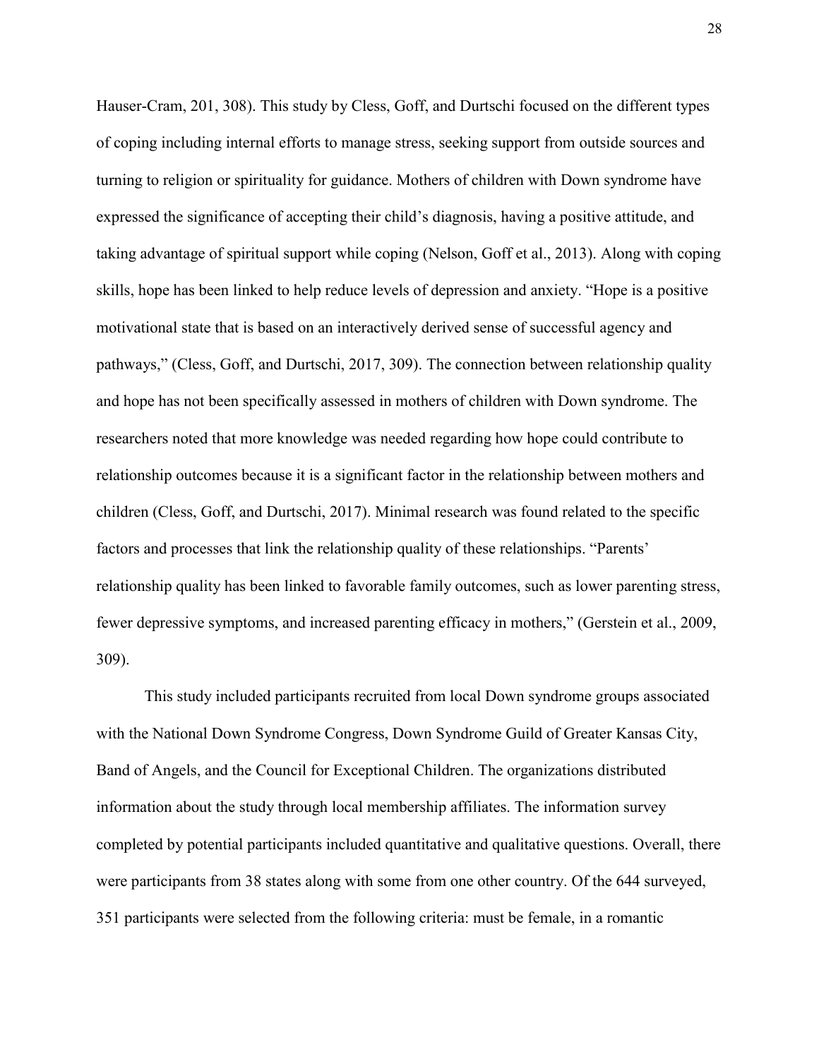Hauser-Cram, 201, 308). This study by Cless, Goff, and Durtschi focused on the different types of coping including internal efforts to manage stress, seeking support from outside sources and turning to religion or spirituality for guidance. Mothers of children with Down syndrome have expressed the significance of accepting their child's diagnosis, having a positive attitude, and taking advantage of spiritual support while coping (Nelson, Goff et al., 2013). Along with coping skills, hope has been linked to help reduce levels of depression and anxiety. "Hope is a positive motivational state that is based on an interactively derived sense of successful agency and pathways," (Cless, Goff, and Durtschi, 2017, 309). The connection between relationship quality and hope has not been specifically assessed in mothers of children with Down syndrome. The researchers noted that more knowledge was needed regarding how hope could contribute to relationship outcomes because it is a significant factor in the relationship between mothers and children (Cless, Goff, and Durtschi, 2017). Minimal research was found related to the specific factors and processes that link the relationship quality of these relationships. "Parents' relationship quality has been linked to favorable family outcomes, such as lower parenting stress, fewer depressive symptoms, and increased parenting efficacy in mothers," (Gerstein et al., 2009, 309).

This study included participants recruited from local Down syndrome groups associated with the National Down Syndrome Congress, Down Syndrome Guild of Greater Kansas City, Band of Angels, and the Council for Exceptional Children. The organizations distributed information about the study through local membership affiliates. The information survey completed by potential participants included quantitative and qualitative questions. Overall, there were participants from 38 states along with some from one other country. Of the 644 surveyed, 351 participants were selected from the following criteria: must be female, in a romantic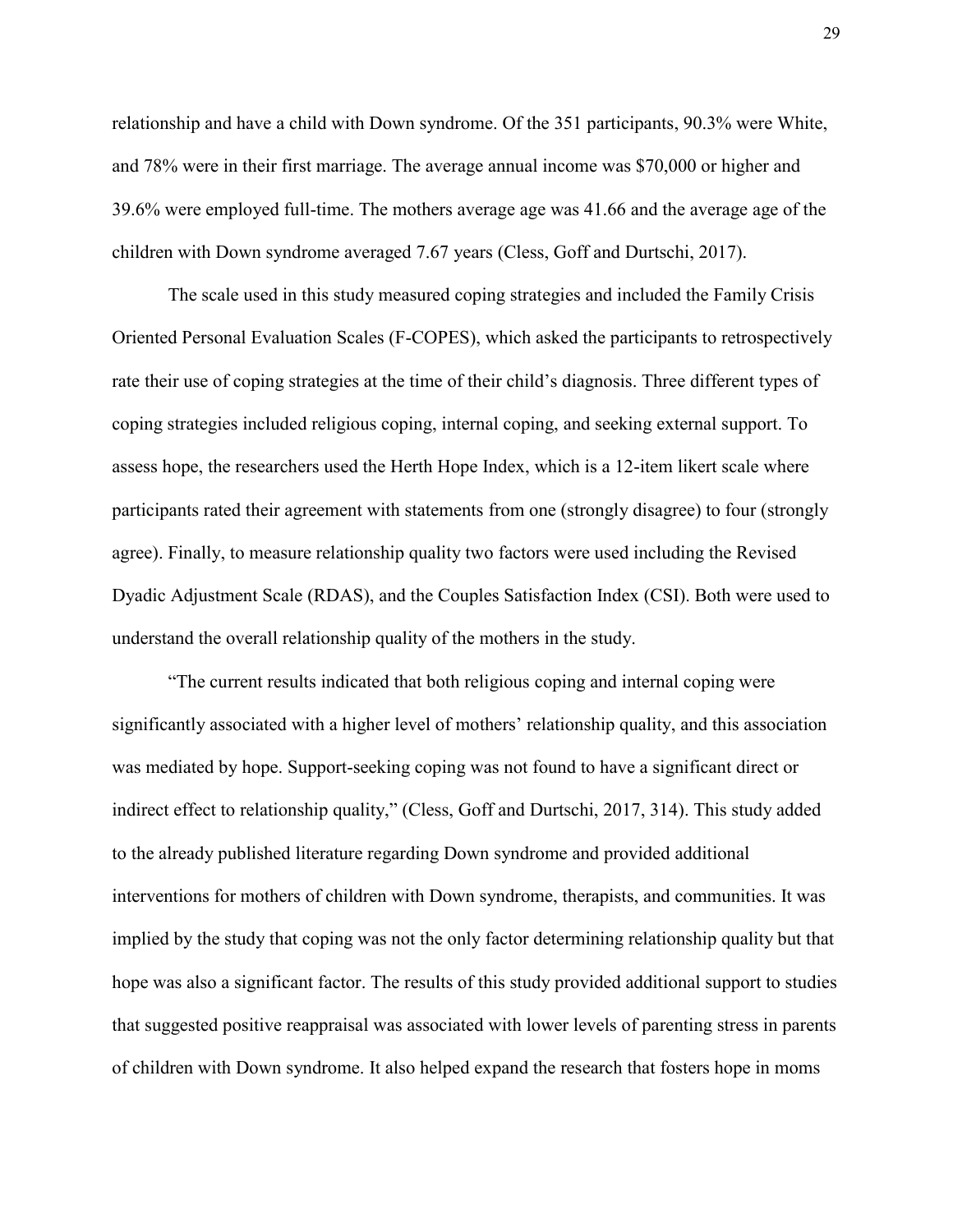relationship and have a child with Down syndrome. Of the 351 participants, 90.3% were White, and 78% were in their first marriage. The average annual income was $70,000 or higher and 39.6% were employed full-time. The mothers average age was 41.66 and the average age of the children with Down syndrome averaged 7.67 years (Cless, Goff and Durtschi, 2017).

The scale used in this study measured coping strategies and included the Family Crisis Oriented Personal Evaluation Scales (F-COPES), which asked the participants to retrospectively rate their use of coping strategies at the time of their child's diagnosis. Three different types of coping strategies included religious coping, internal coping, and seeking external support. To assess hope, the researchers used the Herth Hope Index, which is a 12-item likert scale where participants rated their agreement with statements from one (strongly disagree) to four (strongly agree). Finally, to measure relationship quality two factors were used including the Revised Dyadic Adjustment Scale (RDAS), and the Couples Satisfaction Index (CSI). Both were used to understand the overall relationship quality of the mothers in the study.

"The current results indicated that both religious coping and internal coping were significantly associated with a higher level of mothers' relationship quality, and this association was mediated by hope. Support-seeking coping was not found to have a significant direct or indirect effect to relationship quality," (Cless, Goff and Durtschi, 2017, 314). This study added to the already published literature regarding Down syndrome and provided additional interventions for mothers of children with Down syndrome, therapists, and communities. It was implied by the study that coping was not the only factor determining relationship quality but that hope was also a significant factor. The results of this study provided additional support to studies that suggested positive reappraisal was associated with lower levels of parenting stress in parents of children with Down syndrome. It also helped expand the research that fosters hope in moms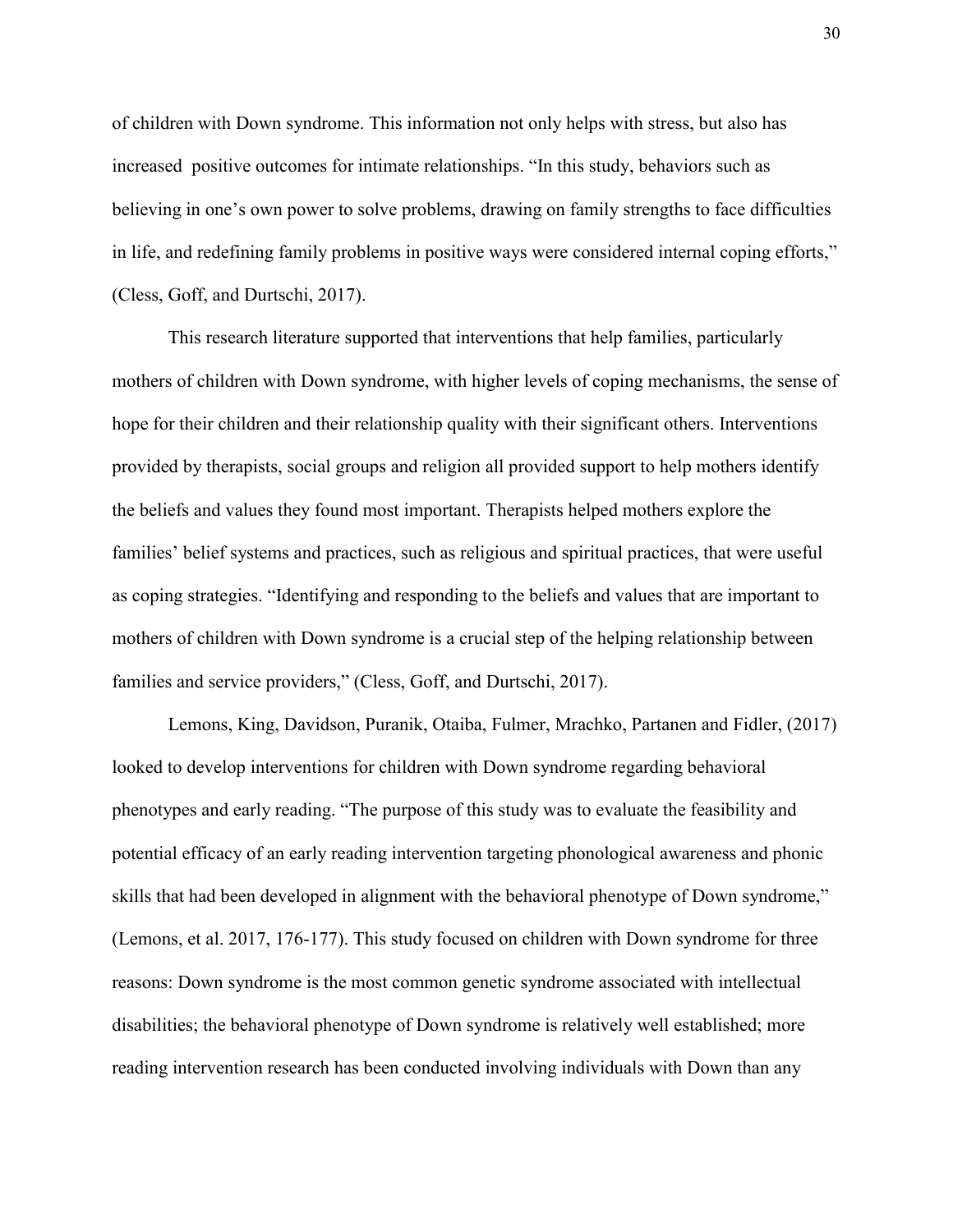of children with Down syndrome. This information not only helps with stress, but also has increased positive outcomes for intimate relationships. "In this study, behaviors such as believing in one's own power to solve problems, drawing on family strengths to face difficulties in life, and redefining family problems in positive ways were considered internal coping efforts," (Cless, Goff, and Durtschi, 2017).

This research literature supported that interventions that help families, particularly mothers of children with Down syndrome, with higher levels of coping mechanisms, the sense of hope for their children and their relationship quality with their significant others. Interventions provided by therapists, social groups and religion all provided support to help mothers identify the beliefs and values they found most important. Therapists helped mothers explore the families' belief systems and practices, such as religious and spiritual practices, that were useful as coping strategies. "Identifying and responding to the beliefs and values that are important to mothers of children with Down syndrome is a crucial step of the helping relationship between families and service providers," (Cless, Goff, and Durtschi, 2017).

Lemons, King, Davidson, Puranik, Otaiba, Fulmer, Mrachko, Partanen and Fidler, (2017) looked to develop interventions for children with Down syndrome regarding behavioral phenotypes and early reading. "The purpose of this study was to evaluate the feasibility and potential efficacy of an early reading intervention targeting phonological awareness and phonic skills that had been developed in alignment with the behavioral phenotype of Down syndrome," (Lemons, et al. 2017, 176-177). This study focused on children with Down syndrome for three reasons: Down syndrome is the most common genetic syndrome associated with intellectual disabilities; the behavioral phenotype of Down syndrome is relatively well established; more reading intervention research has been conducted involving individuals with Down than any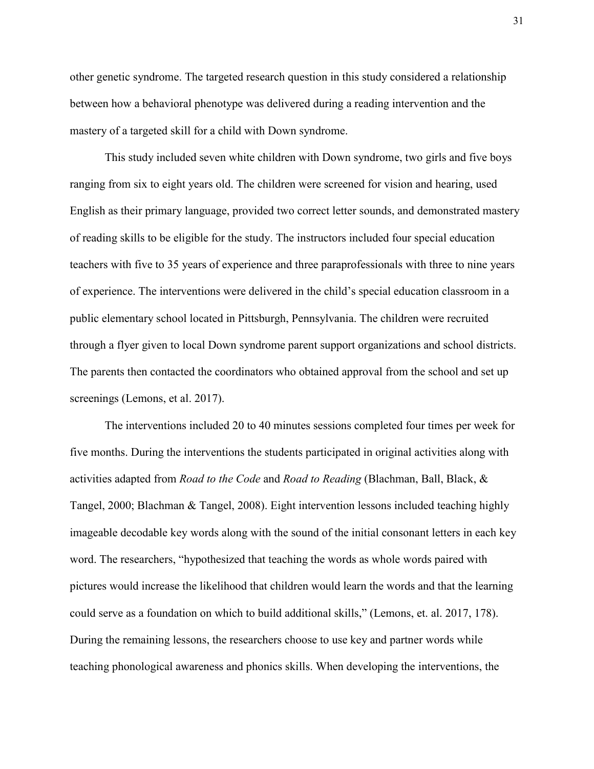other genetic syndrome. The targeted research question in this study considered a relationship between how a behavioral phenotype was delivered during a reading intervention and the mastery of a targeted skill for a child with Down syndrome.

This study included seven white children with Down syndrome, two girls and five boys ranging from six to eight years old. The children were screened for vision and hearing, used English as their primary language, provided two correct letter sounds, and demonstrated mastery of reading skills to be eligible for the study. The instructors included four special education teachers with five to 35 years of experience and three paraprofessionals with three to nine years of experience. The interventions were delivered in the child's special education classroom in a public elementary school located in Pittsburgh, Pennsylvania. The children were recruited through a flyer given to local Down syndrome parent support organizations and school districts. The parents then contacted the coordinators who obtained approval from the school and set up screenings (Lemons, et al. 2017).

The interventions included 20 to 40 minutes sessions completed four times per week for five months. During the interventions the students participated in original activities along with activities adapted from *Road to the Code* and *Road to Reading* (Blachman, Ball, Black, & Tangel, 2000; Blachman & Tangel, 2008). Eight intervention lessons included teaching highly imageable decodable key words along with the sound of the initial consonant letters in each key word. The researchers, "hypothesized that teaching the words as whole words paired with pictures would increase the likelihood that children would learn the words and that the learning could serve as a foundation on which to build additional skills," (Lemons, et. al. 2017, 178). During the remaining lessons, the researchers choose to use key and partner words while teaching phonological awareness and phonics skills. When developing the interventions, the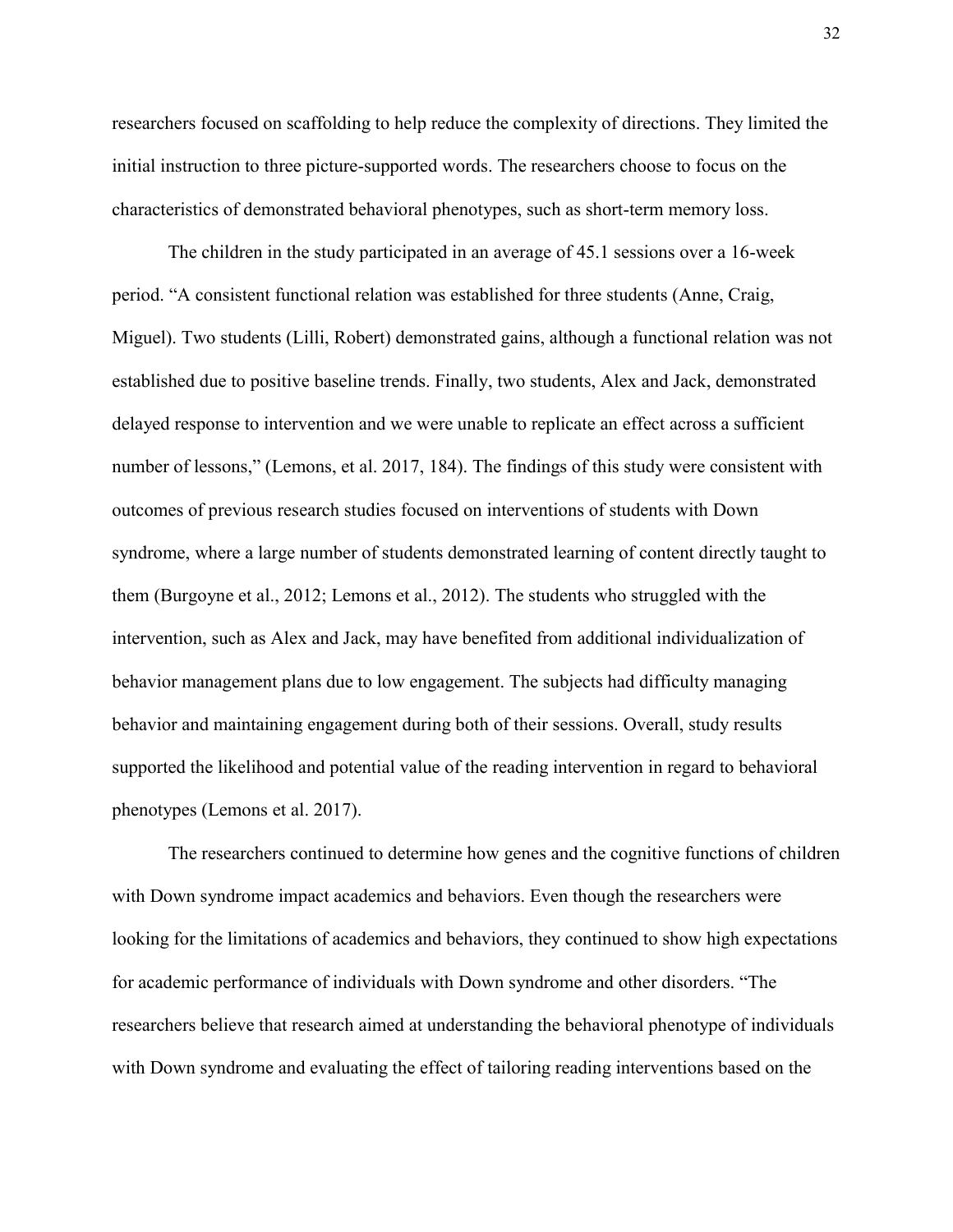researchers focused on scaffolding to help reduce the complexity of directions. They limited the initial instruction to three picture-supported words. The researchers choose to focus on the characteristics of demonstrated behavioral phenotypes, such as short-term memory loss.

The children in the study participated in an average of 45.1 sessions over a 16-week period. "A consistent functional relation was established for three students (Anne, Craig, Miguel). Two students (Lilli, Robert) demonstrated gains, although a functional relation was not established due to positive baseline trends. Finally, two students, Alex and Jack, demonstrated delayed response to intervention and we were unable to replicate an effect across a sufficient number of lessons," (Lemons, et al. 2017, 184). The findings of this study were consistent with outcomes of previous research studies focused on interventions of students with Down syndrome, where a large number of students demonstrated learning of content directly taught to them (Burgoyne et al., 2012; Lemons et al., 2012). The students who struggled with the intervention, such as Alex and Jack, may have benefited from additional individualization of behavior management plans due to low engagement. The subjects had difficulty managing behavior and maintaining engagement during both of their sessions. Overall, study results supported the likelihood and potential value of the reading intervention in regard to behavioral phenotypes (Lemons et al. 2017).

The researchers continued to determine how genes and the cognitive functions of children with Down syndrome impact academics and behaviors. Even though the researchers were looking for the limitations of academics and behaviors, they continued to show high expectations for academic performance of individuals with Down syndrome and other disorders. "The researchers believe that research aimed at understanding the behavioral phenotype of individuals with Down syndrome and evaluating the effect of tailoring reading interventions based on the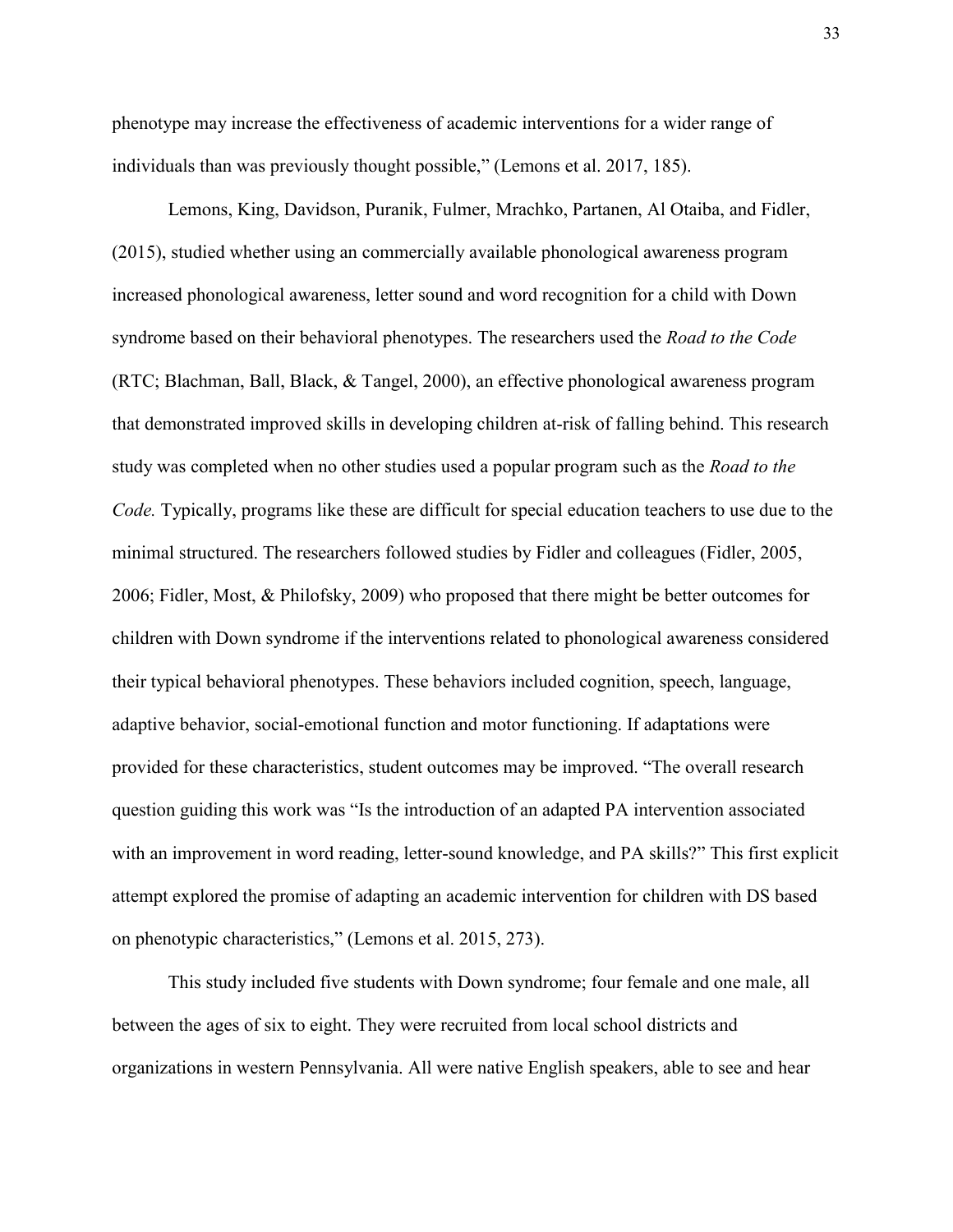phenotype may increase the effectiveness of academic interventions for a wider range of individuals than was previously thought possible," (Lemons et al. 2017, 185).

Lemons, King, Davidson, Puranik, Fulmer, Mrachko, Partanen, Al Otaiba, and Fidler, (2015), studied whether using an commercially available phonological awareness program increased phonological awareness, letter sound and word recognition for a child with Down syndrome based on their behavioral phenotypes. The researchers used the *Road to the Code* (RTC; Blachman, Ball, Black, & Tangel, 2000), an effective phonological awareness program that demonstrated improved skills in developing children at-risk of falling behind. This research study was completed when no other studies used a popular program such as the *Road to the Code.* Typically, programs like these are difficult for special education teachers to use due to the minimal structured. The researchers followed studies by Fidler and colleagues (Fidler, 2005, 2006; Fidler, Most, & Philofsky, 2009) who proposed that there might be better outcomes for children with Down syndrome if the interventions related to phonological awareness considered their typical behavioral phenotypes. These behaviors included cognition, speech, language, adaptive behavior, social-emotional function and motor functioning. If adaptations were provided for these characteristics, student outcomes may be improved. "The overall research question guiding this work was "Is the introduction of an adapted PA intervention associated with an improvement in word reading, letter-sound knowledge, and PA skills?" This first explicit attempt explored the promise of adapting an academic intervention for children with DS based on phenotypic characteristics," (Lemons et al. 2015, 273).

This study included five students with Down syndrome; four female and one male, all between the ages of six to eight. They were recruited from local school districts and organizations in western Pennsylvania. All were native English speakers, able to see and hear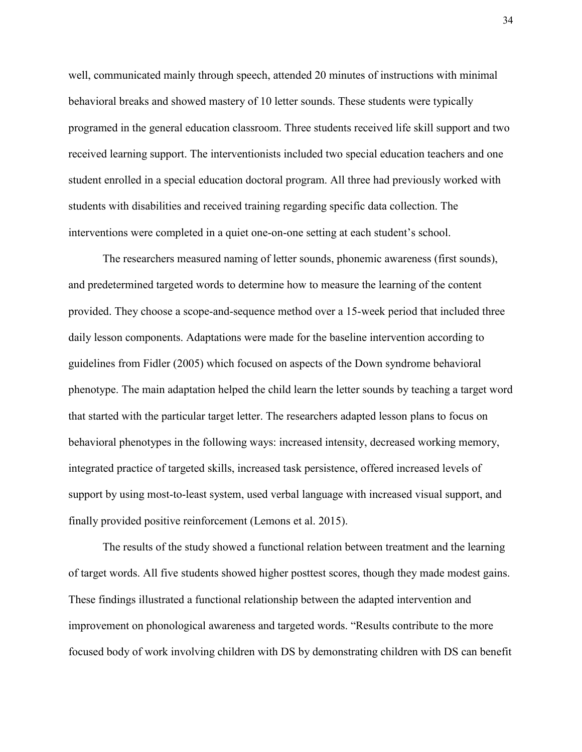well, communicated mainly through speech, attended 20 minutes of instructions with minimal behavioral breaks and showed mastery of 10 letter sounds. These students were typically programed in the general education classroom. Three students received life skill support and two received learning support. The interventionists included two special education teachers and one student enrolled in a special education doctoral program. All three had previously worked with students with disabilities and received training regarding specific data collection. The interventions were completed in a quiet one-on-one setting at each student's school.

The researchers measured naming of letter sounds, phonemic awareness (first sounds), and predetermined targeted words to determine how to measure the learning of the content provided. They choose a scope-and-sequence method over a 15-week period that included three daily lesson components. Adaptations were made for the baseline intervention according to guidelines from Fidler (2005) which focused on aspects of the Down syndrome behavioral phenotype. The main adaptation helped the child learn the letter sounds by teaching a target word that started with the particular target letter. The researchers adapted lesson plans to focus on behavioral phenotypes in the following ways: increased intensity, decreased working memory, integrated practice of targeted skills, increased task persistence, offered increased levels of support by using most-to-least system, used verbal language with increased visual support, and finally provided positive reinforcement (Lemons et al. 2015).

The results of the study showed a functional relation between treatment and the learning of target words. All five students showed higher posttest scores, though they made modest gains. These findings illustrated a functional relationship between the adapted intervention and improvement on phonological awareness and targeted words. "Results contribute to the more focused body of work involving children with DS by demonstrating children with DS can benefit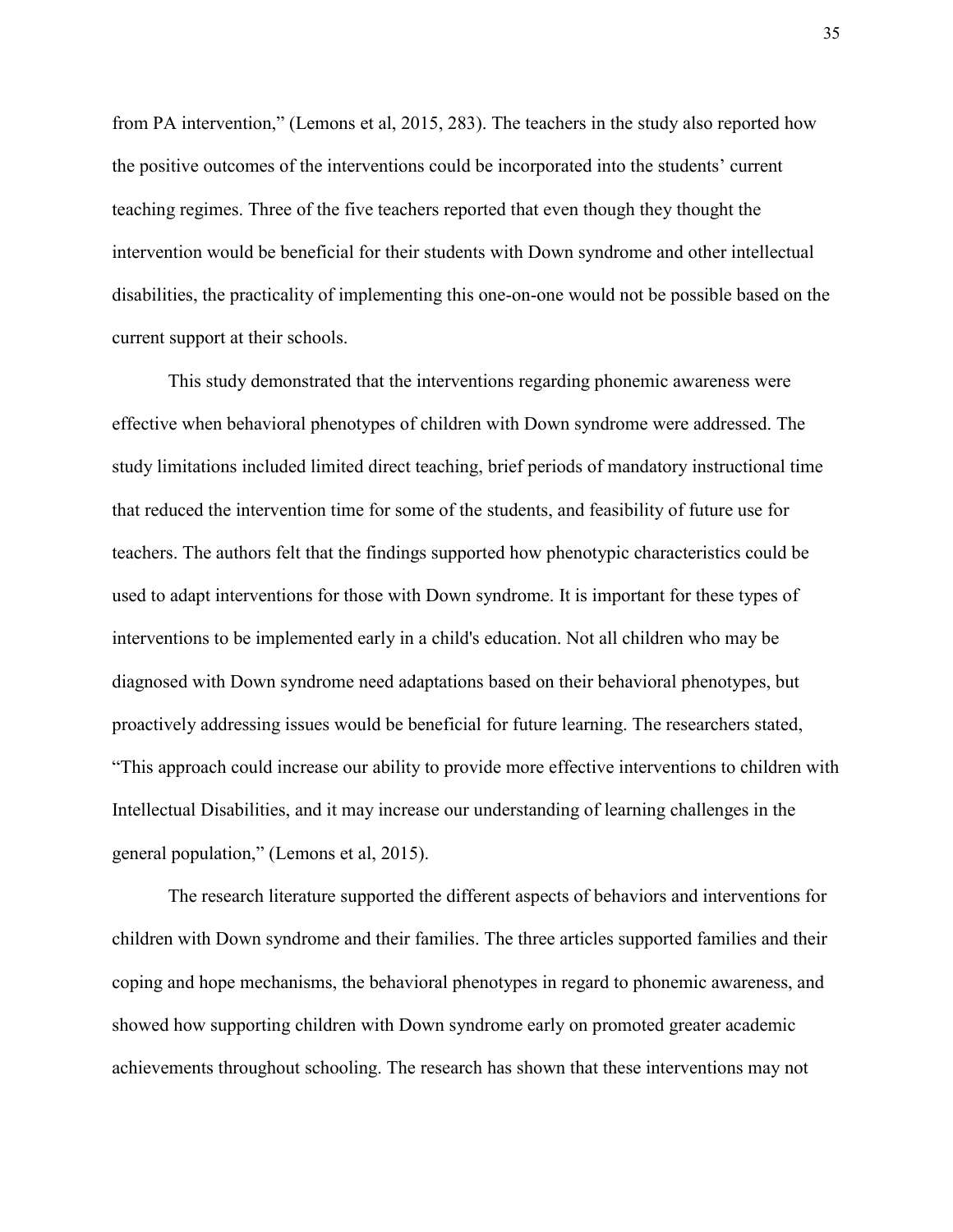from PA intervention," (Lemons et al, 2015, 283). The teachers in the study also reported how the positive outcomes of the interventions could be incorporated into the students' current teaching regimes. Three of the five teachers reported that even though they thought the intervention would be beneficial for their students with Down syndrome and other intellectual disabilities, the practicality of implementing this one-on-one would not be possible based on the current support at their schools.

This study demonstrated that the interventions regarding phonemic awareness were effective when behavioral phenotypes of children with Down syndrome were addressed. The study limitations included limited direct teaching, brief periods of mandatory instructional time that reduced the intervention time for some of the students, and feasibility of future use for teachers. The authors felt that the findings supported how phenotypic characteristics could be used to adapt interventions for those with Down syndrome. It is important for these types of interventions to be implemented early in a child's education. Not all children who may be diagnosed with Down syndrome need adaptations based on their behavioral phenotypes, but proactively addressing issues would be beneficial for future learning. The researchers stated, "This approach could increase our ability to provide more effective interventions to children with Intellectual Disabilities, and it may increase our understanding of learning challenges in the general population," (Lemons et al, 2015).

The research literature supported the different aspects of behaviors and interventions for children with Down syndrome and their families. The three articles supported families and their coping and hope mechanisms, the behavioral phenotypes in regard to phonemic awareness, and showed how supporting children with Down syndrome early on promoted greater academic achievements throughout schooling. The research has shown that these interventions may not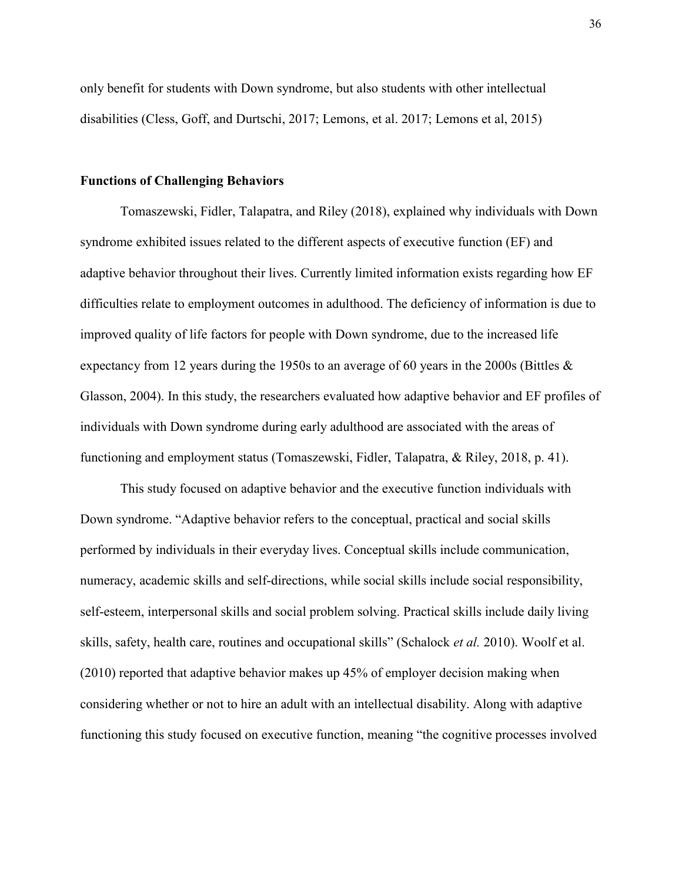only benefit for students with Down syndrome, but also students with other intellectual disabilities (Cless, Goff, and Durtschi, 2017; Lemons, et al. 2017; Lemons et al, 2015)

### Functions of Challenging Behaviors

Tomaszewski, Fidler, Talapatra, and Riley (2018), explained why individuals with Down syndrome exhibited issues related to the different aspects of executive function (EF) and adaptive behavior throughout their lives. Currently limited information exists regarding how EF difficulties relate to employment outcomes in adulthood. The deficiency of information is due to improved quality of life factors for people with Down syndrome, due to the increased life expectancy from 12 years during the 1950s to an average of 60 years in the 2000s (Bittles & Glasson, 2004). In this study, the researchers evaluated how adaptive behavior and EF profiles of individuals with Down syndrome during early adulthood are associated with the areas of functioning and employment status (Tomaszewski, Fidler, Talapatra, & Riley, 2018, p. 41).

This study focused on adaptive behavior and the executive function individuals with Down syndrome. "Adaptive behavior refers to the conceptual, practical and social skills performed by individuals in their everyday lives. Conceptual skills include communication, numeracy, academic skills and self-directions, while social skills include social responsibility, self-esteem, interpersonal skills and social problem solving. Practical skills include daily living skills, safety, health care, routines and occupational skills" (Schalock *et al.* 2010). Woolf et al. (2010) reported that adaptive behavior makes up 45% of employer decision making when considering whether or not to hire an adult with an intellectual disability. Along with adaptive functioning this study focused on executive function, meaning "the cognitive processes involved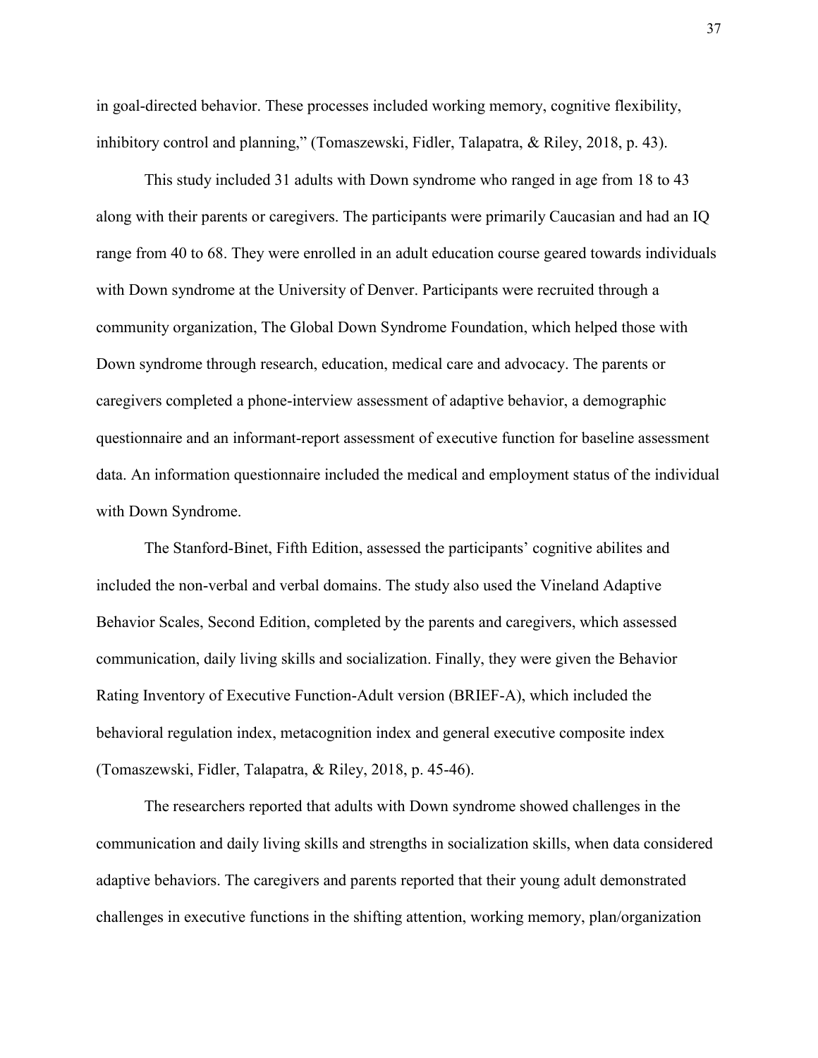in goal-directed behavior. These processes included working memory, cognitive flexibility, inhibitory control and planning," (Tomaszewski, Fidler, Talapatra, & Riley, 2018, p. 43).

This study included 31 adults with Down syndrome who ranged in age from 18 to 43 along with their parents or caregivers. The participants were primarily Caucasian and had an IQ range from 40 to 68. They were enrolled in an adult education course geared towards individuals with Down syndrome at the University of Denver. Participants were recruited through a community organization, The Global Down Syndrome Foundation, which helped those with Down syndrome through research, education, medical care and advocacy. The parents or caregivers completed a phone-interview assessment of adaptive behavior, a demographic questionnaire and an informant-report assessment of executive function for baseline assessment data. An information questionnaire included the medical and employment status of the individual with Down Syndrome.

The Stanford-Binet, Fifth Edition, assessed the participants' cognitive abilites and included the non-verbal and verbal domains. The study also used the Vineland Adaptive Behavior Scales, Second Edition, completed by the parents and caregivers, which assessed communication, daily living skills and socialization. Finally, they were given the Behavior Rating Inventory of Executive Function-Adult version (BRIEF-A), which included the behavioral regulation index, metacognition index and general executive composite index (Tomaszewski, Fidler, Talapatra, & Riley, 2018, p. 45-46).

The researchers reported that adults with Down syndrome showed challenges in the communication and daily living skills and strengths in socialization skills, when data considered adaptive behaviors. The caregivers and parents reported that their young adult demonstrated challenges in executive functions in the shifting attention, working memory, plan/organization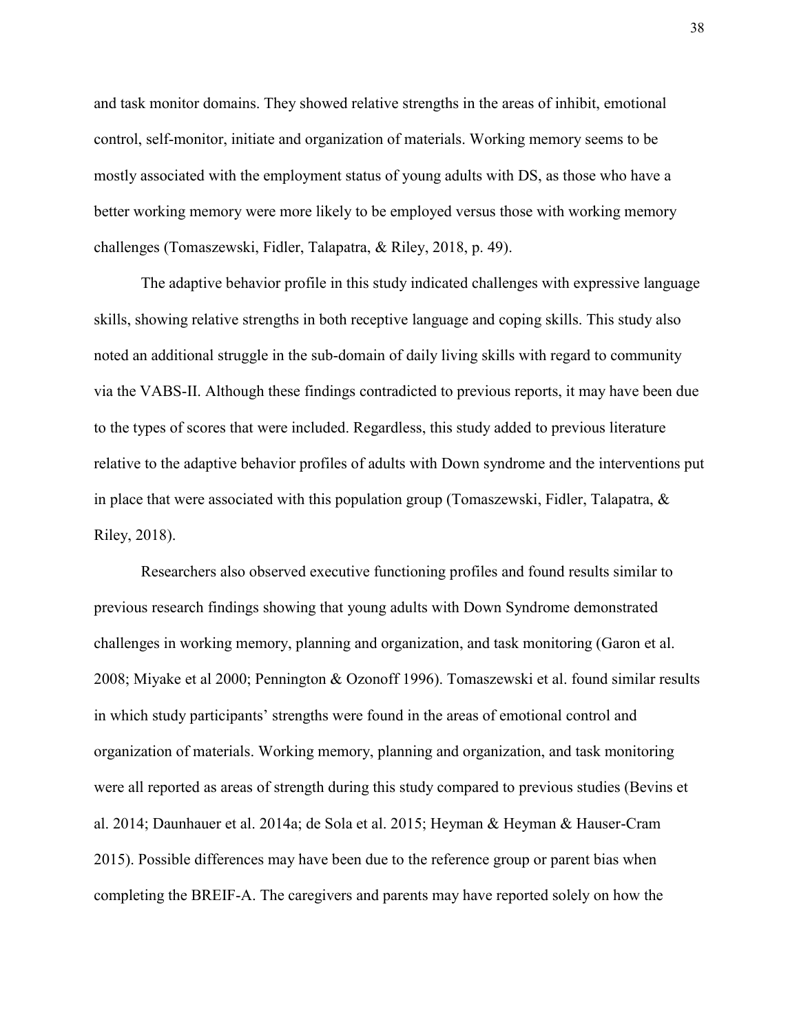and task monitor domains. They showed relative strengths in the areas of inhibit, emotional control, self-monitor, initiate and organization of materials. Working memory seems to be mostly associated with the employment status of young adults with DS, as those who have a better working memory were more likely to be employed versus those with working memory challenges (Tomaszewski, Fidler, Talapatra, & Riley, 2018, p. 49).

The adaptive behavior profile in this study indicated challenges with expressive language skills, showing relative strengths in both receptive language and coping skills. This study also noted an additional struggle in the sub-domain of daily living skills with regard to community via the VABS-II. Although these findings contradicted to previous reports, it may have been due to the types of scores that were included. Regardless, this study added to previous literature relative to the adaptive behavior profiles of adults with Down syndrome and the interventions put in place that were associated with this population group (Tomaszewski, Fidler, Talapatra, & Riley, 2018).

Researchers also observed executive functioning profiles and found results similar to previous research findings showing that young adults with Down Syndrome demonstrated challenges in working memory, planning and organization, and task monitoring (Garon et al. 2008; Miyake et al 2000; Pennington & Ozonoff 1996). Tomaszewski et al. found similar results in which study participants' strengths were found in the areas of emotional control and organization of materials. Working memory, planning and organization, and task monitoring were all reported as areas of strength during this study compared to previous studies (Bevins et al. 2014; Daunhauer et al. 2014a; de Sola et al. 2015; Heyman & Heyman & Hauser-Cram 2015). Possible differences may have been due to the reference group or parent bias when completing the BREIF-A. The caregivers and parents may have reported solely on how the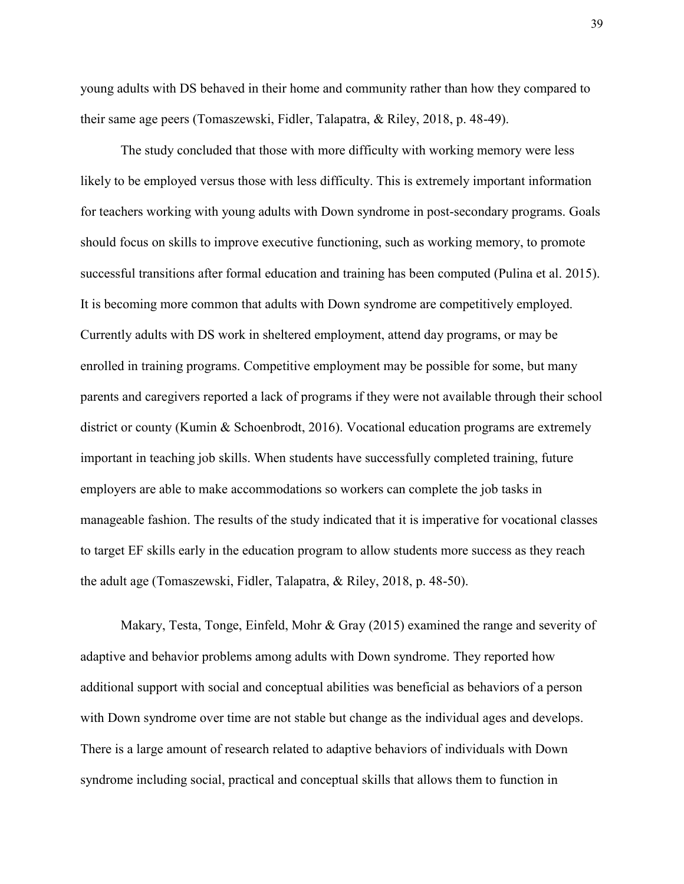young adults with DS behaved in their home and community rather than how they compared to their same age peers (Tomaszewski, Fidler, Talapatra, & Riley, 2018, p. 48-49).

The study concluded that those with more difficulty with working memory were less likely to be employed versus those with less difficulty. This is extremely important information for teachers working with young adults with Down syndrome in post-secondary programs. Goals should focus on skills to improve executive functioning, such as working memory, to promote successful transitions after formal education and training has been computed (Pulina et al. 2015). It is becoming more common that adults with Down syndrome are competitively employed. Currently adults with DS work in sheltered employment, attend day programs, or may be enrolled in training programs. Competitive employment may be possible for some, but many parents and caregivers reported a lack of programs if they were not available through their school district or county (Kumin & Schoenbrodt, 2016). Vocational education programs are extremely important in teaching job skills. When students have successfully completed training, future employers are able to make accommodations so workers can complete the job tasks in manageable fashion. The results of the study indicated that it is imperative for vocational classes to target EF skills early in the education program to allow students more success as they reach the adult age (Tomaszewski, Fidler, Talapatra, & Riley, 2018, p. 48-50).

Makary, Testa, Tonge, Einfeld, Mohr & Gray (2015) examined the range and severity of adaptive and behavior problems among adults with Down syndrome. They reported how additional support with social and conceptual abilities was beneficial as behaviors of a person with Down syndrome over time are not stable but change as the individual ages and develops. There is a large amount of research related to adaptive behaviors of individuals with Down syndrome including social, practical and conceptual skills that allows them to function in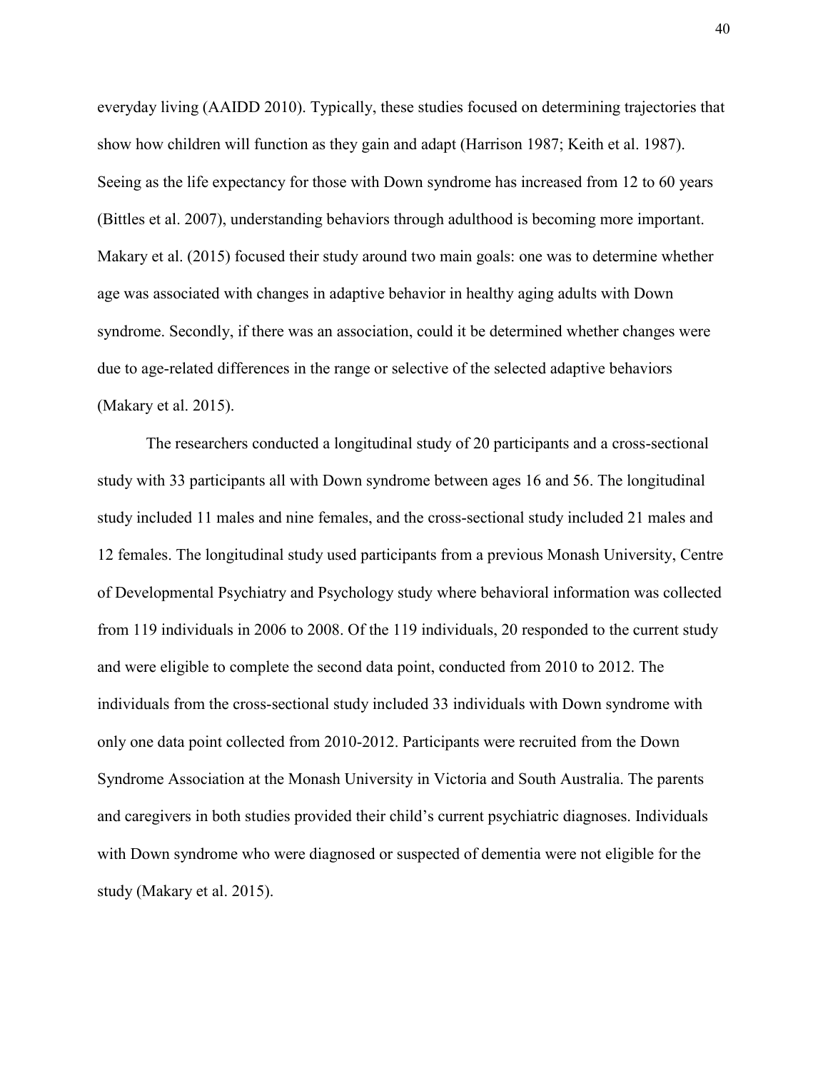everyday living (AAIDD 2010). Typically, these studies focused on determining trajectories that show how children will function as they gain and adapt (Harrison 1987; Keith et al. 1987). Seeing as the life expectancy for those with Down syndrome has increased from 12 to 60 years (Bittles et al. 2007), understanding behaviors through adulthood is becoming more important. Makary et al. (2015) focused their study around two main goals: one was to determine whether age was associated with changes in adaptive behavior in healthy aging adults with Down syndrome. Secondly, if there was an association, could it be determined whether changes were due to age-related differences in the range or selective of the selected adaptive behaviors (Makary et al. 2015).

The researchers conducted a longitudinal study of 20 participants and a cross-sectional study with 33 participants all with Down syndrome between ages 16 and 56. The longitudinal study included 11 males and nine females, and the cross-sectional study included 21 males and 12 females. The longitudinal study used participants from a previous Monash University, Centre of Developmental Psychiatry and Psychology study where behavioral information was collected from 119 individuals in 2006 to 2008. Of the 119 individuals, 20 responded to the current study and were eligible to complete the second data point, conducted from 2010 to 2012. The individuals from the cross-sectional study included 33 individuals with Down syndrome with only one data point collected from 2010-2012. Participants were recruited from the Down Syndrome Association at the Monash University in Victoria and South Australia. The parents and caregivers in both studies provided their child's current psychiatric diagnoses. Individuals with Down syndrome who were diagnosed or suspected of dementia were not eligible for the study (Makary et al. 2015).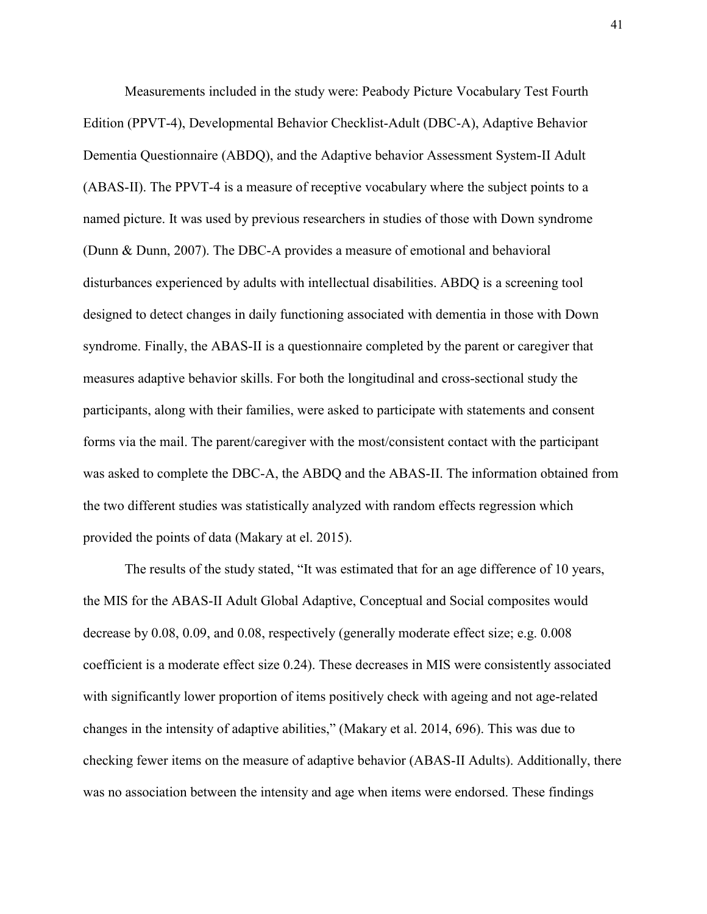Measurements included in the study were: Peabody Picture Vocabulary Test Fourth Edition (PPVT-4), Developmental Behavior Checklist-Adult (DBC-A), Adaptive Behavior Dementia Questionnaire (ABDQ), and the Adaptive behavior Assessment System-II Adult (ABAS-II). The PPVT-4 is a measure of receptive vocabulary where the subject points to a named picture. It was used by previous researchers in studies of those with Down syndrome (Dunn & Dunn, 2007). The DBC-A provides a measure of emotional and behavioral disturbances experienced by adults with intellectual disabilities. ABDQ is a screening tool designed to detect changes in daily functioning associated with dementia in those with Down syndrome. Finally, the ABAS-II is a questionnaire completed by the parent or caregiver that measures adaptive behavior skills. For both the longitudinal and cross-sectional study the participants, along with their families, were asked to participate with statements and consent forms via the mail. The parent/caregiver with the most/consistent contact with the participant was asked to complete the DBC-A, the ABDQ and the ABAS-II. The information obtained from the two different studies was statistically analyzed with random effects regression which provided the points of data (Makary at el. 2015).

The results of the study stated, "It was estimated that for an age difference of 10 years, the MIS for the ABAS-II Adult Global Adaptive, Conceptual and Social composites would decrease by 0.08, 0.09, and 0.08, respectively (generally moderate effect size; e.g. 0.008 coefficient is a moderate effect size 0.24). These decreases in MIS were consistently associated with significantly lower proportion of items positively check with ageing and not age-related changes in the intensity of adaptive abilities," (Makary et al. 2014, 696). This was due to checking fewer items on the measure of adaptive behavior (ABAS-II Adults). Additionally, there was no association between the intensity and age when items were endorsed. These findings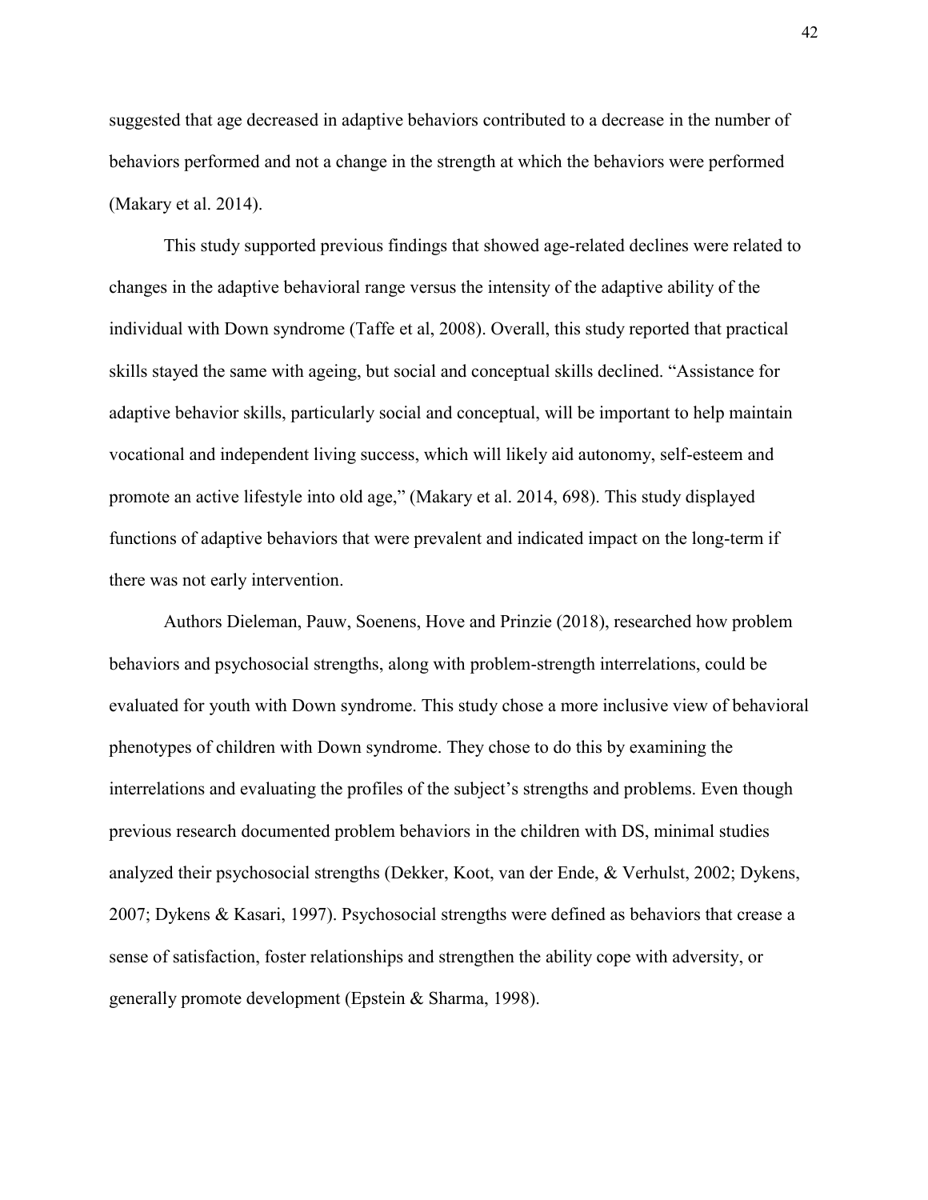suggested that age decreased in adaptive behaviors contributed to a decrease in the number of behaviors performed and not a change in the strength at which the behaviors were performed (Makary et al. 2014).

This study supported previous findings that showed age-related declines were related to changes in the adaptive behavioral range versus the intensity of the adaptive ability of the individual with Down syndrome (Taffe et al, 2008). Overall, this study reported that practical skills stayed the same with ageing, but social and conceptual skills declined. "Assistance for adaptive behavior skills, particularly social and conceptual, will be important to help maintain vocational and independent living success, which will likely aid autonomy, self-esteem and promote an active lifestyle into old age," (Makary et al. 2014, 698). This study displayed functions of adaptive behaviors that were prevalent and indicated impact on the long-term if there was not early intervention.

Authors Dieleman, Pauw, Soenens, Hove and Prinzie (2018), researched how problem behaviors and psychosocial strengths, along with problem-strength interrelations, could be evaluated for youth with Down syndrome. This study chose a more inclusive view of behavioral phenotypes of children with Down syndrome. They chose to do this by examining the interrelations and evaluating the profiles of the subject's strengths and problems. Even though previous research documented problem behaviors in the children with DS, minimal studies analyzed their psychosocial strengths (Dekker, Koot, van der Ende, & Verhulst, 2002; Dykens, 2007; Dykens & Kasari, 1997). Psychosocial strengths were defined as behaviors that crease a sense of satisfaction, foster relationships and strengthen the ability cope with adversity, or generally promote development (Epstein & Sharma, 1998).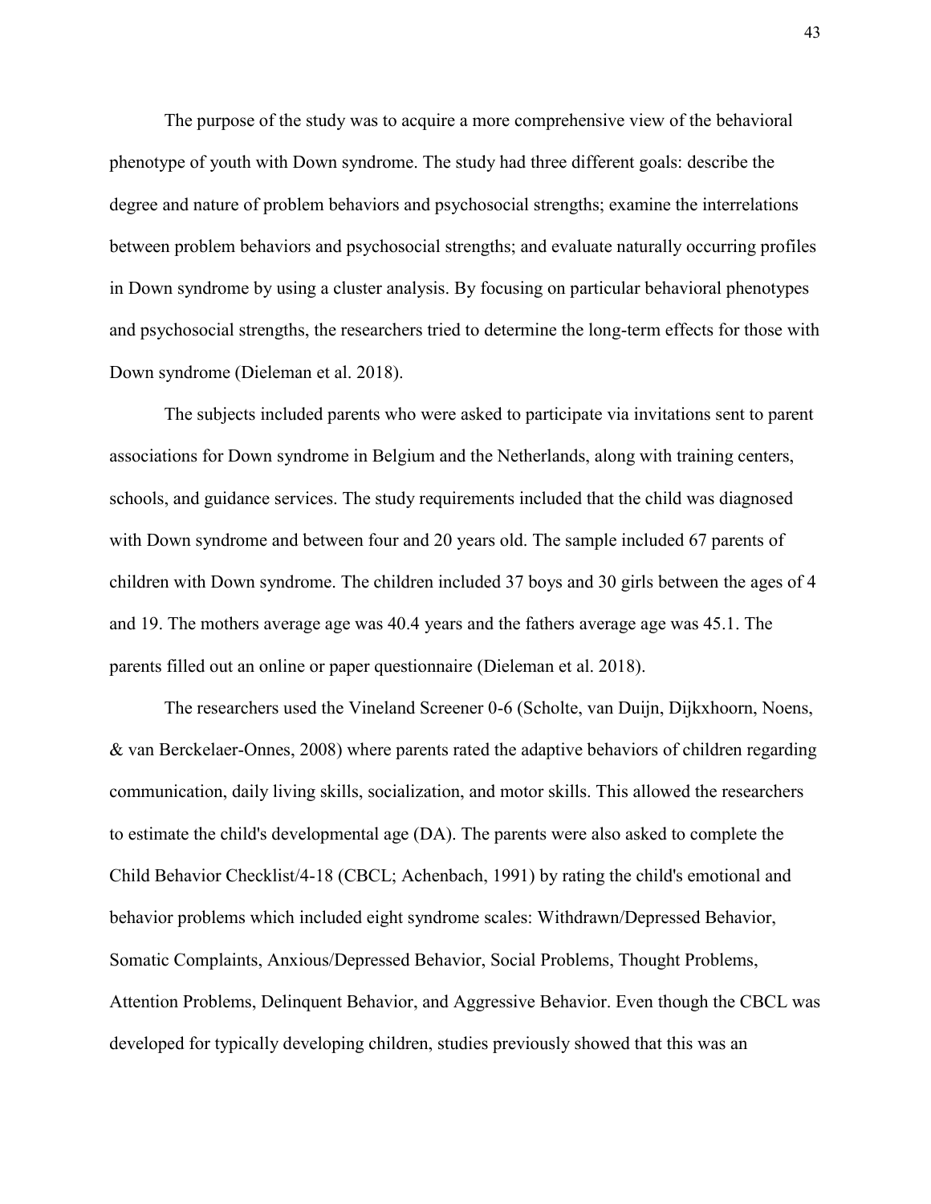The purpose of the study was to acquire a more comprehensive view of the behavioral phenotype of youth with Down syndrome. The study had three different goals: describe the degree and nature of problem behaviors and psychosocial strengths; examine the interrelations between problem behaviors and psychosocial strengths; and evaluate naturally occurring profiles in Down syndrome by using a cluster analysis. By focusing on particular behavioral phenotypes and psychosocial strengths, the researchers tried to determine the long-term effects for those with Down syndrome (Dieleman et al. 2018).

The subjects included parents who were asked to participate via invitations sent to parent associations for Down syndrome in Belgium and the Netherlands, along with training centers, schools, and guidance services. The study requirements included that the child was diagnosed with Down syndrome and between four and 20 years old. The sample included 67 parents of children with Down syndrome. The children included 37 boys and 30 girls between the ages of 4 and 19. The mothers average age was 40.4 years and the fathers average age was 45.1. The parents filled out an online or paper questionnaire (Dieleman et al. 2018).

The researchers used the Vineland Screener 0-6 (Scholte, van Duijn, Dijkxhoorn, Noens, & van Berckelaer-Onnes, 2008) where parents rated the adaptive behaviors of children regarding communication, daily living skills, socialization, and motor skills. This allowed the researchers to estimate the child's developmental age (DA). The parents were also asked to complete the Child Behavior Checklist/4-18 (CBCL; Achenbach, 1991) by rating the child's emotional and behavior problems which included eight syndrome scales: Withdrawn/Depressed Behavior, Somatic Complaints, Anxious/Depressed Behavior, Social Problems, Thought Problems, Attention Problems, Delinquent Behavior, and Aggressive Behavior. Even though the CBCL was developed for typically developing children, studies previously showed that this was an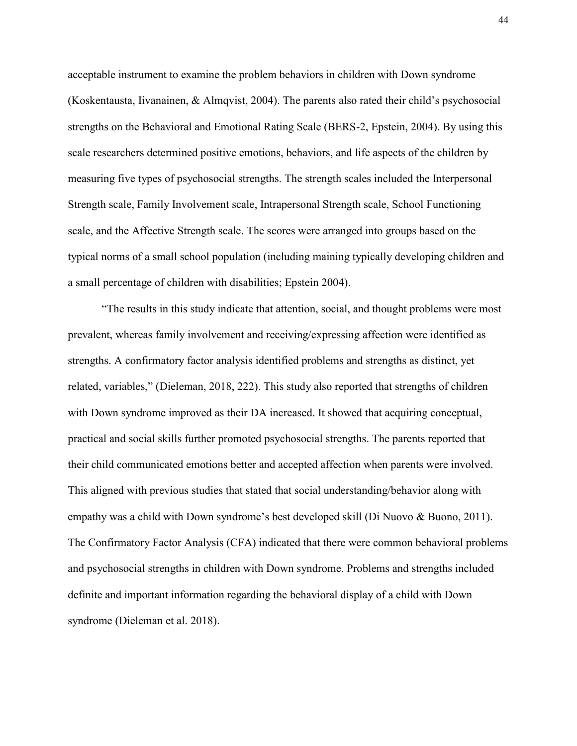acceptable instrument to examine the problem behaviors in children with Down syndrome (Koskentausta, Iivanainen, & Almqvist, 2004). The parents also rated their child's psychosocial strengths on the Behavioral and Emotional Rating Scale (BERS-2, Epstein, 2004). By using this scale researchers determined positive emotions, behaviors, and life aspects of the children by measuring five types of psychosocial strengths. The strength scales included the Interpersonal Strength scale, Family Involvement scale, Intrapersonal Strength scale, School Functioning scale, and the Affective Strength scale. The scores were arranged into groups based on the typical norms of a small school population (including maining typically developing children and a small percentage of children with disabilities; Epstein 2004).

"The results in this study indicate that attention, social, and thought problems were most prevalent, whereas family involvement and receiving/expressing affection were identified as strengths. A confirmatory factor analysis identified problems and strengths as distinct, yet related, variables," (Dieleman, 2018, 222). This study also reported that strengths of children with Down syndrome improved as their DA increased. It showed that acquiring conceptual, practical and social skills further promoted psychosocial strengths. The parents reported that their child communicated emotions better and accepted affection when parents were involved. This aligned with previous studies that stated that social understanding/behavior along with empathy was a child with Down syndrome's best developed skill (Di Nuovo & Buono, 2011). The Confirmatory Factor Analysis (CFA) indicated that there were common behavioral problems and psychosocial strengths in children with Down syndrome. Problems and strengths included definite and important information regarding the behavioral display of a child with Down syndrome (Dieleman et al. 2018).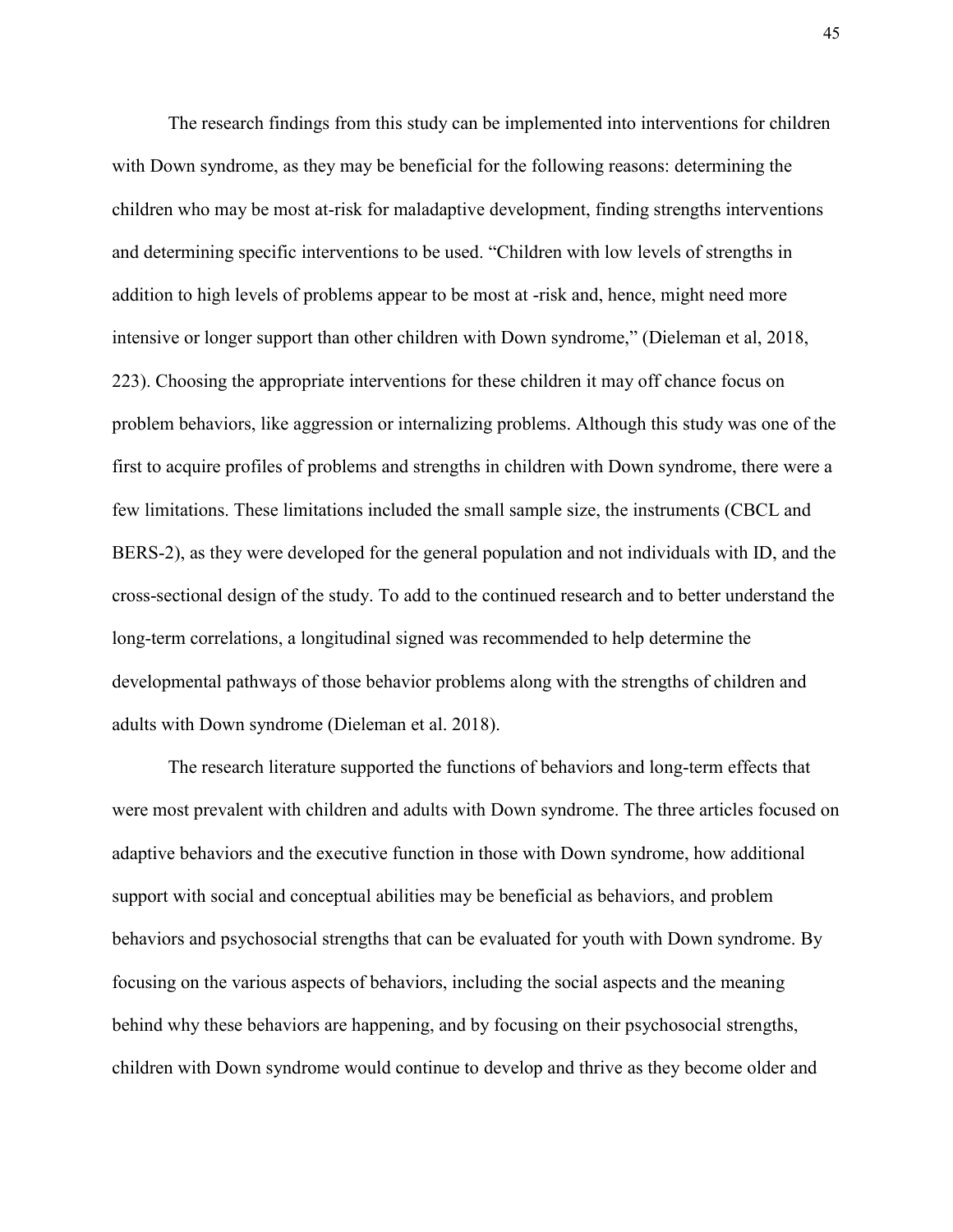The research findings from this study can be implemented into interventions for children with Down syndrome, as they may be beneficial for the following reasons: determining the children who may be most at-risk for maladaptive development, finding strengths interventions and determining specific interventions to be used. “Children with low levels of strengths in addition to high levels of problems appear to be most at -risk and, hence, might need more intensive or longer support than other children with Down syndrome,” (Dieleman et al, 2018, 223). Choosing the appropriate interventions for these children it may off chance focus on problem behaviors, like aggression or internalizing problems. Although this study was one of the first to acquire profiles of problems and strengths in children with Down syndrome, there were a few limitations. These limitations included the small sample size, the instruments (CBCL and BERS-2), as they were developed for the general population and not individuals with ID, and the cross-sectional design of the study. To add to the continued research and to better understand the long-term correlations, a longitudinal signed was recommended to help determine the developmental pathways of those behavior problems along with the strengths of children and adults with Down syndrome (Dieleman et al. 2018).

The research literature supported the functions of behaviors and long-term effects that were most prevalent with children and adults with Down syndrome. The three articles focused on adaptive behaviors and the executive function in those with Down syndrome, how additional support with social and conceptual abilities may be beneficial as behaviors, and problem behaviors and psychosocial strengths that can be evaluated for youth with Down syndrome. By focusing on the various aspects of behaviors, including the social aspects and the meaning behind why these behaviors are happening, and by focusing on their psychosocial strengths, children with Down syndrome would continue to develop and thrive as they become older and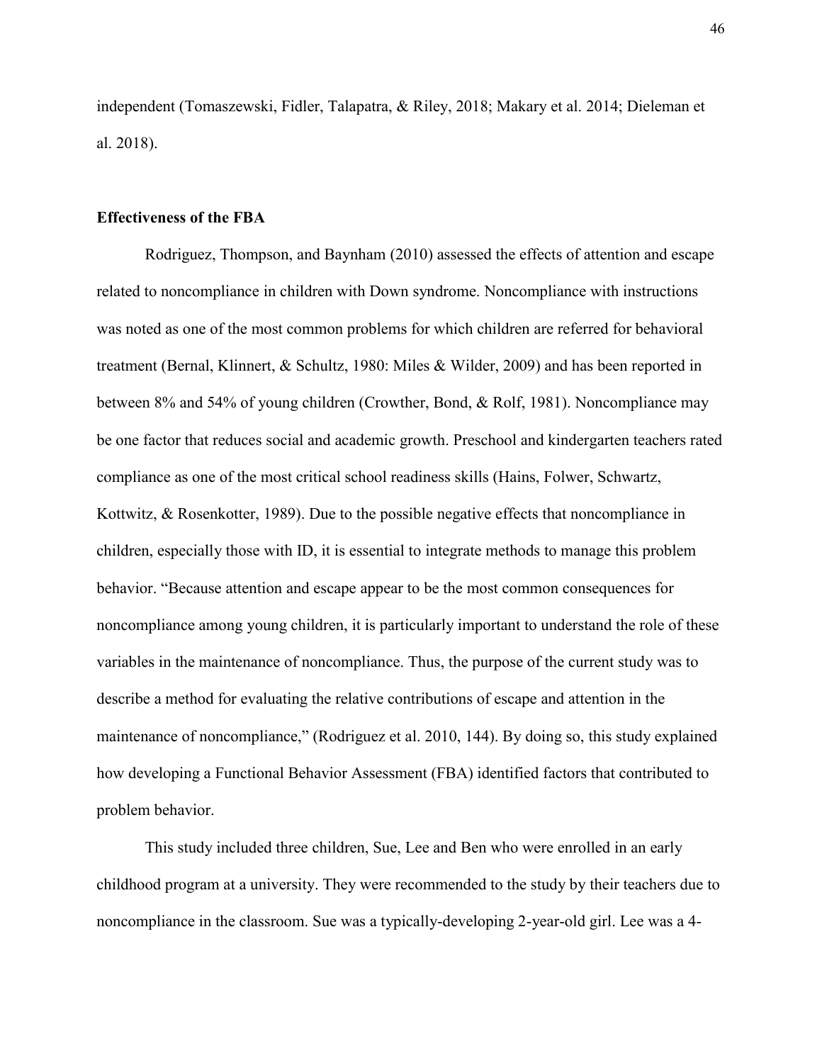independent (Tomaszewski, Fidler, Talapatra, & Riley, 2018; Makary et al. 2014; Dieleman et al. 2018).

**Effectiveness of the FBA**

Rodriguez, Thompson, and Baynham (2010) assessed the effects of attention and escape related to noncompliance in children with Down syndrome. Noncompliance with instructions was noted as one of the most common problems for which children are referred for behavioral treatment (Bernal, Klinnert, & Schultz, 1980: Miles & Wilder, 2009) and has been reported in between 8% and 54% of young children (Crowther, Bond, & Rolf, 1981). Noncompliance may be one factor that reduces social and academic growth. Preschool and kindergarten teachers rated compliance as one of the most critical school readiness skills (Hains, Folwer, Schwartz, Kottwitz, & Rosenkotter, 1989). Due to the possible negative effects that noncompliance in children, especially those with ID, it is essential to integrate methods to manage this problem behavior. "Because attention and escape appear to be the most common consequences for noncompliance among young children, it is particularly important to understand the role of these variables in the maintenance of noncompliance. Thus, the purpose of the current study was to describe a method for evaluating the relative contributions of escape and attention in the maintenance of noncompliance," (Rodriguez et al. 2010, 144). By doing so, this study explained how developing a Functional Behavior Assessment (FBA) identified factors that contributed to problem behavior.

This study included three children, Sue, Lee and Ben who were enrolled in an early childhood program at a university. They were recommended to the study by their teachers due to noncompliance in the classroom. Sue was a typically-developing 2-year-old girl. Lee was a 4-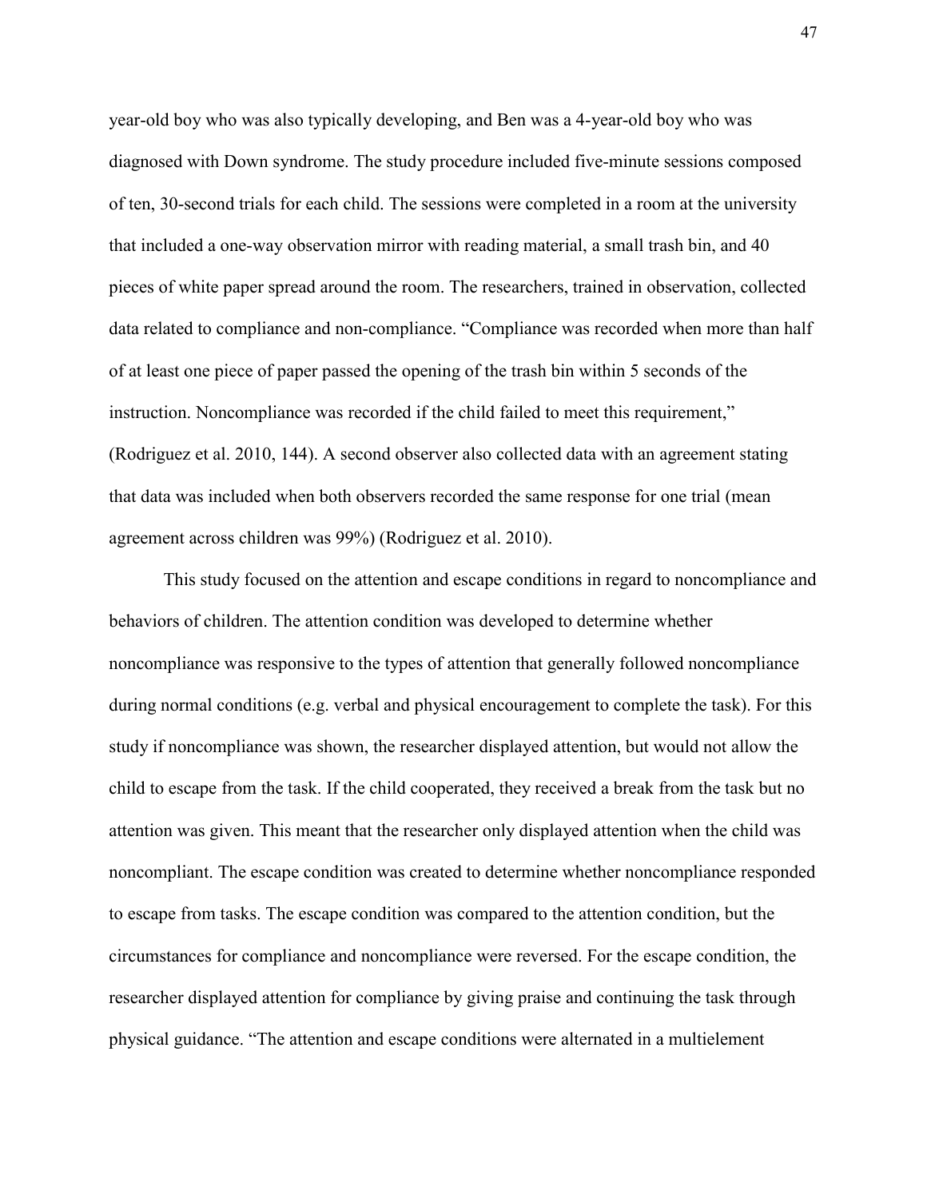year-old boy who was also typically developing, and Ben was a 4-year-old boy who was diagnosed with Down syndrome. The study procedure included five-minute sessions composed of ten, 30-second trials for each child. The sessions were completed in a room at the university that included a one-way observation mirror with reading material, a small trash bin, and 40 pieces of white paper spread around the room. The researchers, trained in observation, collected data related to compliance and non-compliance. "Compliance was recorded when more than half of at least one piece of paper passed the opening of the trash bin within 5 seconds of the instruction. Noncompliance was recorded if the child failed to meet this requirement," (Rodriguez et al. 2010, 144). A second observer also collected data with an agreement stating that data was included when both observers recorded the same response for one trial (mean agreement across children was 99%) (Rodriguez et al. 2010).

This study focused on the attention and escape conditions in regard to noncompliance and behaviors of children. The attention condition was developed to determine whether noncompliance was responsive to the types of attention that generally followed noncompliance during normal conditions (e.g. verbal and physical encouragement to complete the task). For this study if noncompliance was shown, the researcher displayed attention, but would not allow the child to escape from the task. If the child cooperated, they received a break from the task but no attention was given. This meant that the researcher only displayed attention when the child was noncompliant. The escape condition was created to determine whether noncompliance responded to escape from tasks. The escape condition was compared to the attention condition, but the circumstances for compliance and noncompliance were reversed. For the escape condition, the researcher displayed attention for compliance by giving praise and continuing the task through physical guidance. "The attention and escape conditions were alternated in a multielement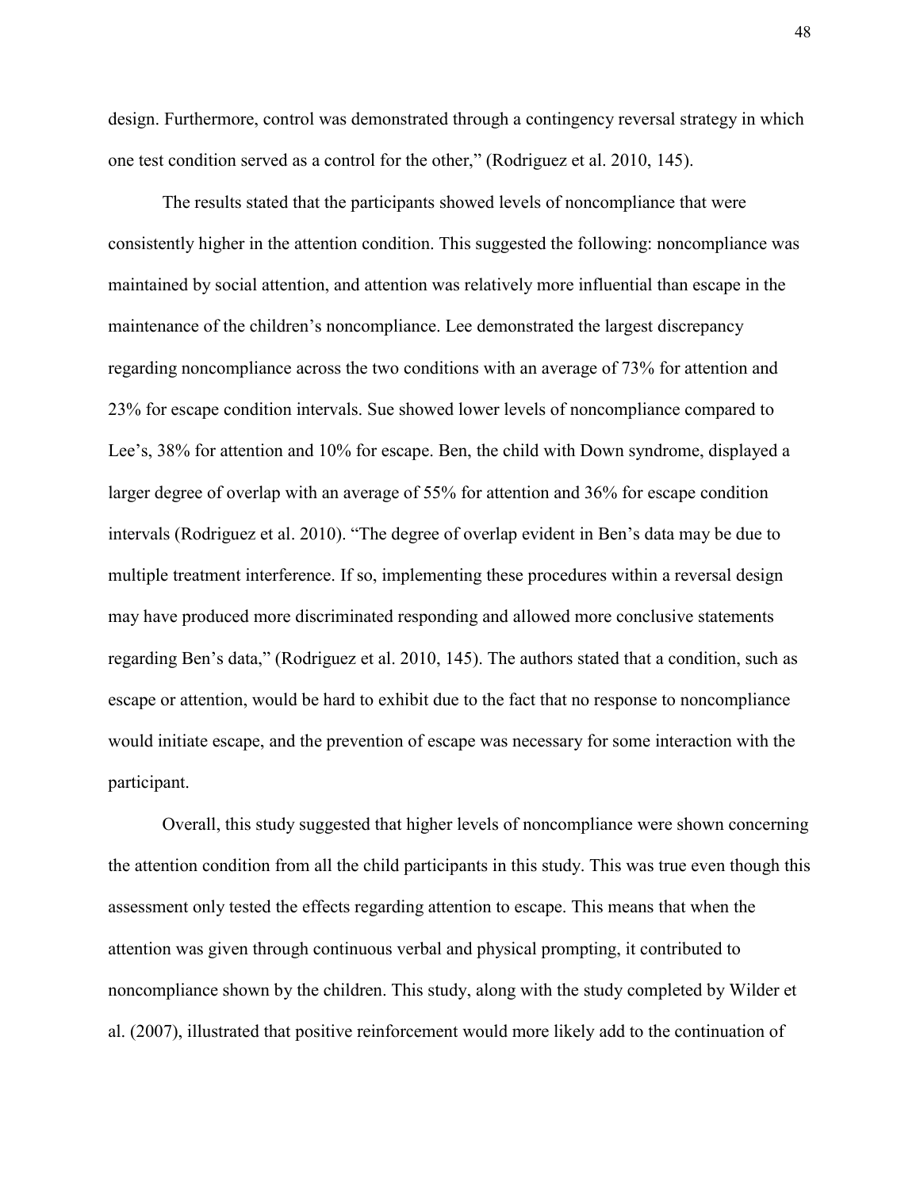design. Furthermore, control was demonstrated through a contingency reversal strategy in which one test condition served as a control for the other," (Rodriguez et al. 2010, 145).

The results stated that the participants showed levels of noncompliance that were consistently higher in the attention condition. This suggested the following: noncompliance was maintained by social attention, and attention was relatively more influential than escape in the maintenance of the children's noncompliance. Lee demonstrated the largest discrepancy regarding noncompliance across the two conditions with an average of 73% for attention and 23% for escape condition intervals. Sue showed lower levels of noncompliance compared to Lee's, 38% for attention and 10% for escape. Ben, the child with Down syndrome, displayed a larger degree of overlap with an average of 55% for attention and 36% for escape condition intervals (Rodriguez et al. 2010). "The degree of overlap evident in Ben's data may be due to multiple treatment interference. If so, implementing these procedures within a reversal design may have produced more discriminated responding and allowed more conclusive statements regarding Ben's data," (Rodriguez et al. 2010, 145). The authors stated that a condition, such as escape or attention, would be hard to exhibit due to the fact that no response to noncompliance would initiate escape, and the prevention of escape was necessary for some interaction with the participant.

Overall, this study suggested that higher levels of noncompliance were shown concerning the attention condition from all the child participants in this study. This was true even though this assessment only tested the effects regarding attention to escape. This means that when the attention was given through continuous verbal and physical prompting, it contributed to noncompliance shown by the children. This study, along with the study completed by Wilder et al. (2007), illustrated that positive reinforcement would more likely add to the continuation of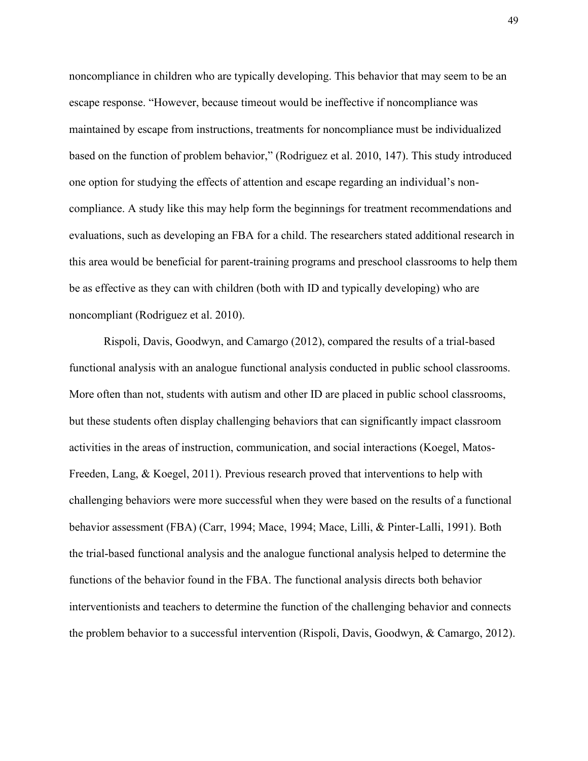noncompliance in children who are typically developing. This behavior that may seem to be an escape response. "However, because timeout would be ineffective if noncompliance was maintained by escape from instructions, treatments for noncompliance must be individualized based on the function of problem behavior," (Rodriguez et al. 2010, 147). This study introduced one option for studying the effects of attention and escape regarding an individual's non-compliance. A study like this may help form the beginnings for treatment recommendations and evaluations, such as developing an FBA for a child. The researchers stated additional research in this area would be beneficial for parent-training programs and preschool classrooms to help them be as effective as they can with children (both with ID and typically developing) who are noncompliant (Rodriguez et al. 2010).

Rispoli, Davis, Goodwyn, and Camargo (2012), compared the results of a trial-based functional analysis with an analogue functional analysis conducted in public school classrooms. More often than not, students with autism and other ID are placed in public school classrooms, but these students often display challenging behaviors that can significantly impact classroom activities in the areas of instruction, communication, and social interactions (Koegel, Matos-Freeden, Lang, & Koegel, 2011). Previous research proved that interventions to help with challenging behaviors were more successful when they were based on the results of a functional behavior assessment (FBA) (Carr, 1994; Mace, 1994; Mace, Lilli, & Pinter-Lalli, 1991). Both the trial-based functional analysis and the analogue functional analysis helped to determine the functions of the behavior found in the FBA. The functional analysis directs both behavior interventionists and teachers to determine the function of the challenging behavior and connects the problem behavior to a successful intervention (Rispoli, Davis, Goodwyn, & Camargo, 2012).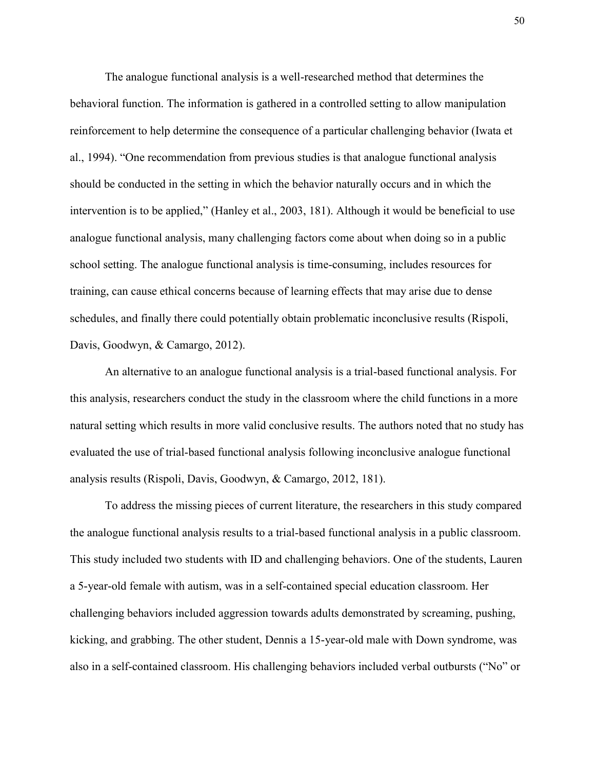The analogue functional analysis is a well-researched method that determines the behavioral function. The information is gathered in a controlled setting to allow manipulation reinforcement to help determine the consequence of a particular challenging behavior (Iwata et al., 1994). "One recommendation from previous studies is that analogue functional analysis should be conducted in the setting in which the behavior naturally occurs and in which the intervention is to be applied," (Hanley et al., 2003, 181). Although it would be beneficial to use analogue functional analysis, many challenging factors come about when doing so in a public school setting. The analogue functional analysis is time-consuming, includes resources for training, can cause ethical concerns because of learning effects that may arise due to dense schedules, and finally there could potentially obtain problematic inconclusive results (Rispoli, Davis, Goodwyn, & Camargo, 2012).

An alternative to an analogue functional analysis is a trial-based functional analysis. For this analysis, researchers conduct the study in the classroom where the child functions in a more natural setting which results in more valid conclusive results. The authors noted that no study has evaluated the use of trial-based functional analysis following inconclusive analogue functional analysis results (Rispoli, Davis, Goodwyn, & Camargo, 2012, 181).

To address the missing pieces of current literature, the researchers in this study compared the analogue functional analysis results to a trial-based functional analysis in a public classroom. This study included two students with ID and challenging behaviors. One of the students, Lauren a 5-year-old female with autism, was in a self-contained special education classroom. Her challenging behaviors included aggression towards adults demonstrated by screaming, pushing, kicking, and grabbing. The other student, Dennis a 15-year-old male with Down syndrome, was also in a self-contained classroom. His challenging behaviors included verbal outbursts ("No" or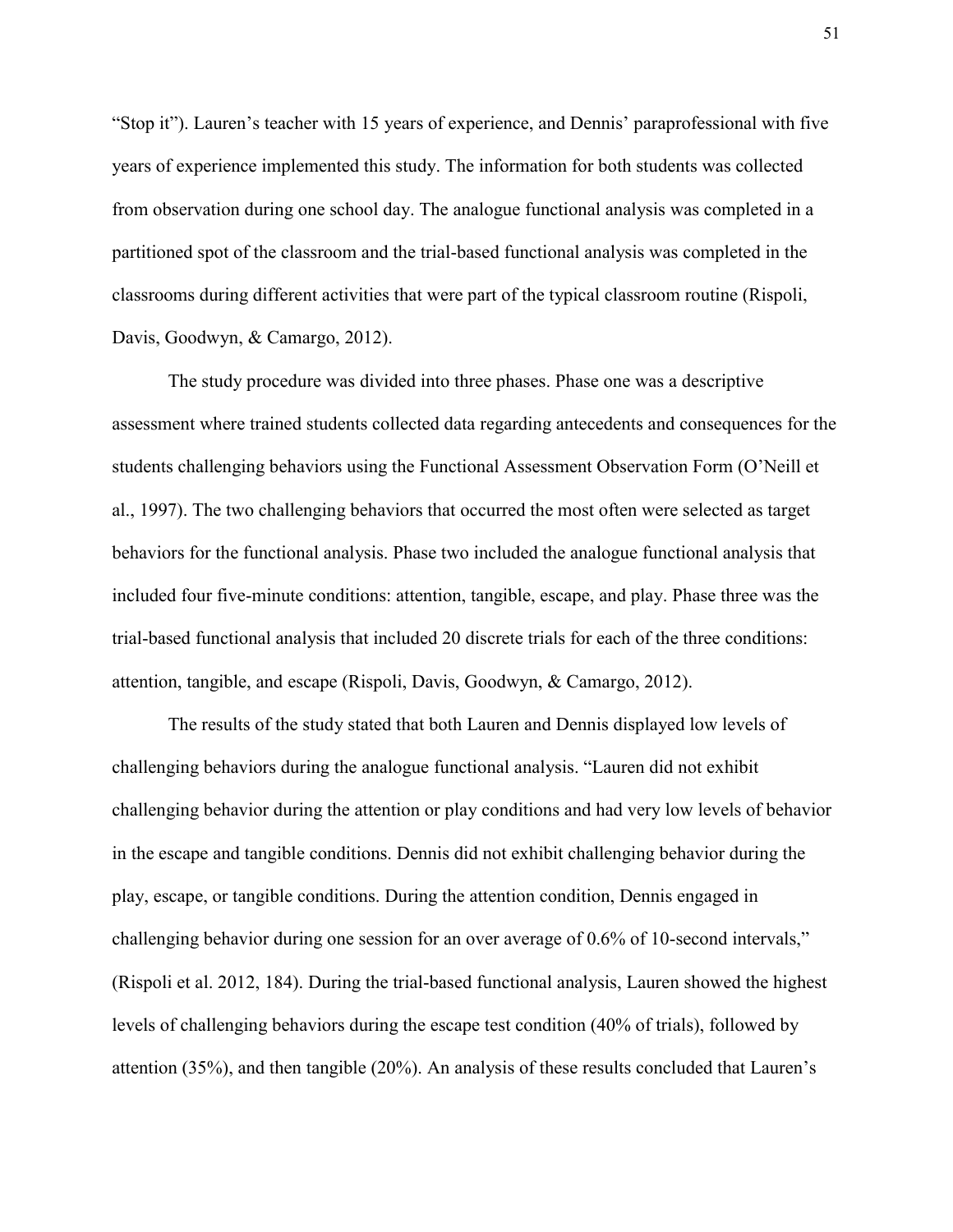"Stop it"). Lauren's teacher with 15 years of experience, and Dennis' paraprofessional with five years of experience implemented this study. The information for both students was collected from observation during one school day. The analogue functional analysis was completed in a partitioned spot of the classroom and the trial-based functional analysis was completed in the classrooms during different activities that were part of the typical classroom routine (Rispoli, Davis, Goodwyn, & Camargo, 2012).

The study procedure was divided into three phases. Phase one was a descriptive assessment where trained students collected data regarding antecedents and consequences for the students challenging behaviors using the Functional Assessment Observation Form (O'Neill et al., 1997). The two challenging behaviors that occurred the most often were selected as target behaviors for the functional analysis. Phase two included the analogue functional analysis that included four five-minute conditions: attention, tangible, escape, and play. Phase three was the trial-based functional analysis that included 20 discrete trials for each of the three conditions: attention, tangible, and escape (Rispoli, Davis, Goodwyn, & Camargo, 2012).

The results of the study stated that both Lauren and Dennis displayed low levels of challenging behaviors during the analogue functional analysis. "Lauren did not exhibit challenging behavior during the attention or play conditions and had very low levels of behavior in the escape and tangible conditions. Dennis did not exhibit challenging behavior during the play, escape, or tangible conditions. During the attention condition, Dennis engaged in challenging behavior during one session for an over average of 0.6% of 10-second intervals," (Rispoli et al. 2012, 184). During the trial-based functional analysis, Lauren showed the highest levels of challenging behaviors during the escape test condition (40% of trials), followed by attention (35%), and then tangible (20%). An analysis of these results concluded that Lauren's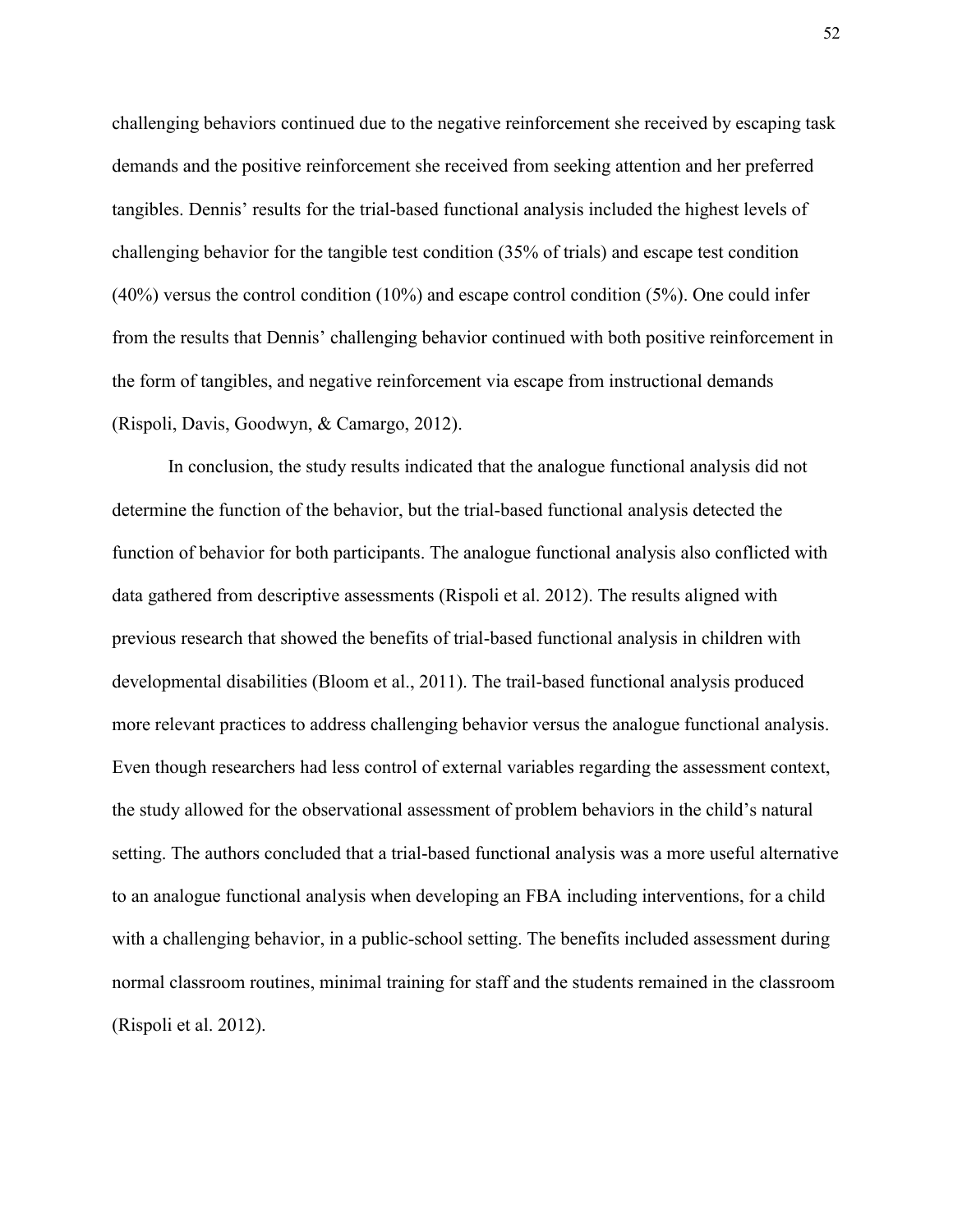challenging behaviors continued due to the negative reinforcement she received by escaping task demands and the positive reinforcement she received from seeking attention and her preferred tangibles. Dennis' results for the trial-based functional analysis included the highest levels of challenging behavior for the tangible test condition (35% of trials) and escape test condition (40%) versus the control condition (10%) and escape control condition (5%). One could infer from the results that Dennis' challenging behavior continued with both positive reinforcement in the form of tangibles, and negative reinforcement via escape from instructional demands (Rispoli, Davis, Goodwyn, & Camargo, 2012).

In conclusion, the study results indicated that the analogue functional analysis did not determine the function of the behavior, but the trial-based functional analysis detected the function of behavior for both participants. The analogue functional analysis also conflicted with data gathered from descriptive assessments (Rispoli et al. 2012). The results aligned with previous research that showed the benefits of trial-based functional analysis in children with developmental disabilities (Bloom et al., 2011). The trail-based functional analysis produced more relevant practices to address challenging behavior versus the analogue functional analysis. Even though researchers had less control of external variables regarding the assessment context, the study allowed for the observational assessment of problem behaviors in the child's natural setting. The authors concluded that a trial-based functional analysis was a more useful alternative to an analogue functional analysis when developing an FBA including interventions, for a child with a challenging behavior, in a public-school setting. The benefits included assessment during normal classroom routines, minimal training for staff and the students remained in the classroom (Rispoli et al. 2012).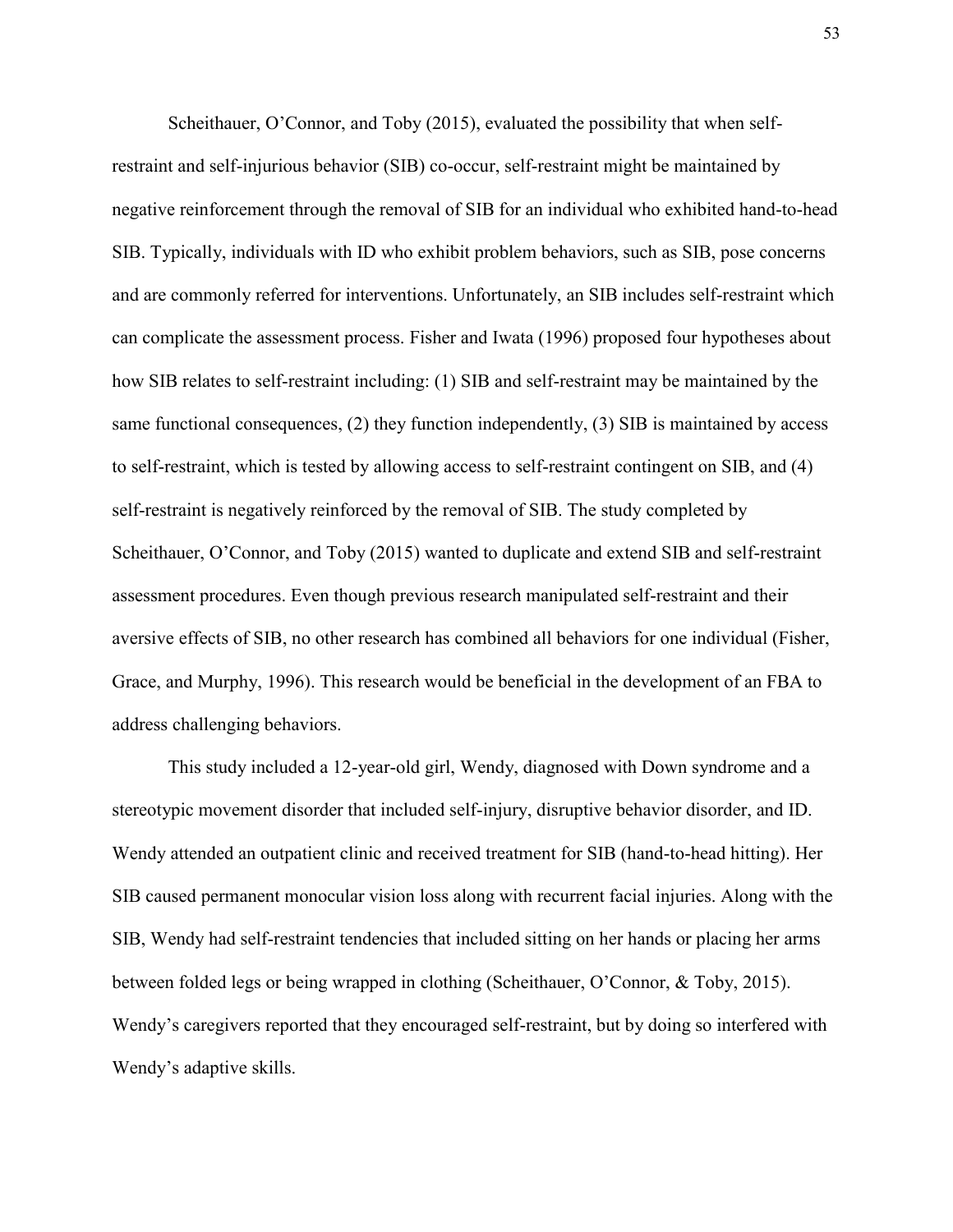Scheithauer, O'Connor, and Toby (2015), evaluated the possibility that when self-restraint and self-injurious behavior (SIB) co-occur, self-restraint might be maintained by negative reinforcement through the removal of SIB for an individual who exhibited hand-to-head SIB. Typically, individuals with ID who exhibit problem behaviors, such as SIB, pose concerns and are commonly referred for interventions. Unfortunately, an SIB includes self-restraint which can complicate the assessment process. Fisher and Iwata (1996) proposed four hypotheses about how SIB relates to self-restraint including: (1) SIB and self-restraint may be maintained by the same functional consequences, (2) they function independently, (3) SIB is maintained by access to self-restraint, which is tested by allowing access to self-restraint contingent on SIB, and (4) self-restraint is negatively reinforced by the removal of SIB. The study completed by Scheithauer, O'Connor, and Toby (2015) wanted to duplicate and extend SIB and self-restraint assessment procedures. Even though previous research manipulated self-restraint and their aversive effects of SIB, no other research has combined all behaviors for one individual (Fisher, Grace, and Murphy, 1996). This research would be beneficial in the development of an FBA to address challenging behaviors.

This study included a 12-year-old girl, Wendy, diagnosed with Down syndrome and a stereotypic movement disorder that included self-injury, disruptive behavior disorder, and ID. Wendy attended an outpatient clinic and received treatment for SIB (hand-to-head hitting). Her SIB caused permanent monocular vision loss along with recurrent facial injuries. Along with the SIB, Wendy had self-restraint tendencies that included sitting on her hands or placing her arms between folded legs or being wrapped in clothing (Scheithauer, O'Connor, & Toby, 2015). Wendy's caregivers reported that they encouraged self-restraint, but by doing so interfered with Wendy's adaptive skills.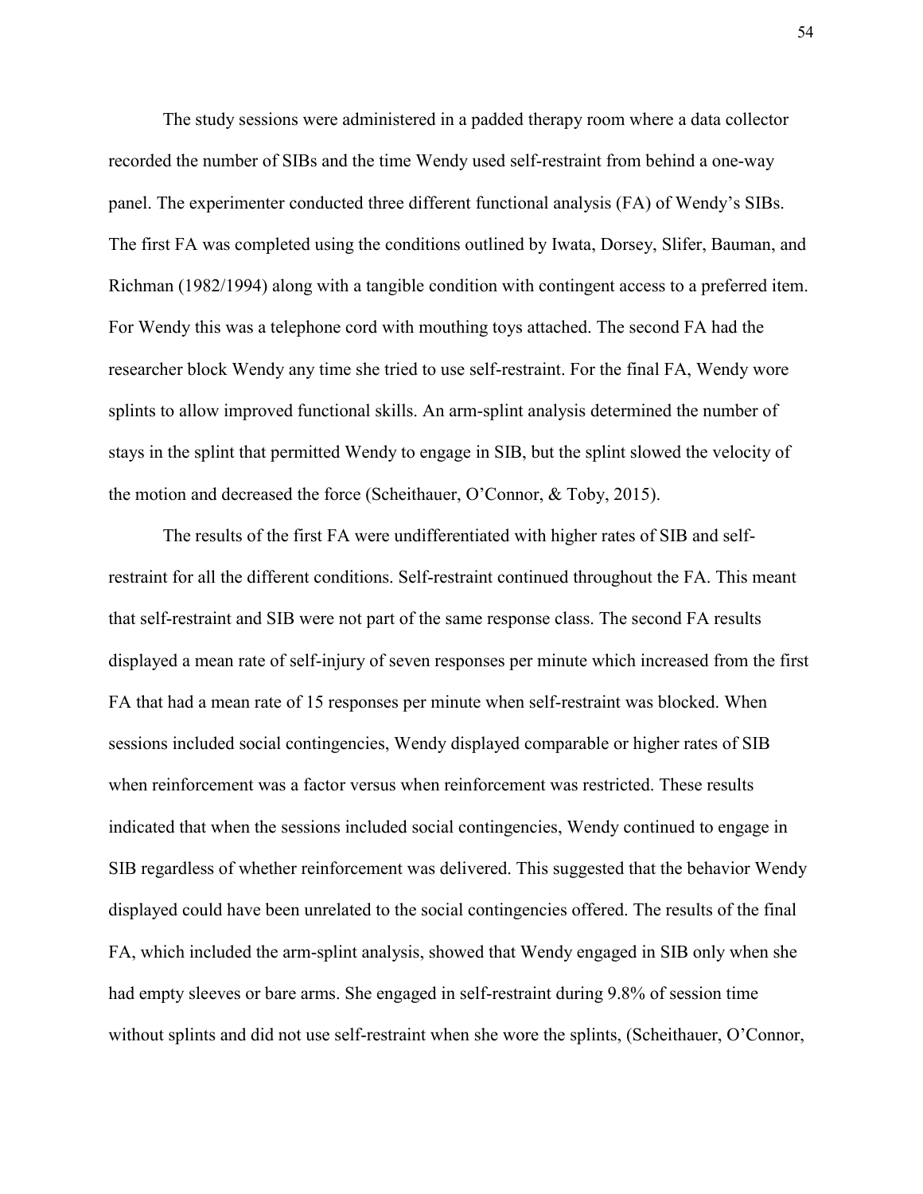The study sessions were administered in a padded therapy room where a data collector recorded the number of SIBs and the time Wendy used self-restraint from behind a one-way panel. The experimenter conducted three different functional analysis (FA) of Wendy's SIBs. The first FA was completed using the conditions outlined by Iwata, Dorsey, Slifer, Bauman, and Richman (1982/1994) along with a tangible condition with contingent access to a preferred item. For Wendy this was a telephone cord with mouthing toys attached. The second FA had the researcher block Wendy any time she tried to use self-restraint. For the final FA, Wendy wore splints to allow improved functional skills. An arm-splint analysis determined the number of stays in the splint that permitted Wendy to engage in SIB, but the splint slowed the velocity of the motion and decreased the force (Scheithauer, O'Connor, & Toby, 2015).

The results of the first FA were undifferentiated with higher rates of SIB and self-restraint for all the different conditions. Self-restraint continued throughout the FA. This meant that self-restraint and SIB were not part of the same response class. The second FA results displayed a mean rate of self-injury of seven responses per minute which increased from the first FA that had a mean rate of 15 responses per minute when self-restraint was blocked. When sessions included social contingencies, Wendy displayed comparable or higher rates of SIB when reinforcement was a factor versus when reinforcement was restricted. These results indicated that when the sessions included social contingencies, Wendy continued to engage in SIB regardless of whether reinforcement was delivered. This suggested that the behavior Wendy displayed could have been unrelated to the social contingencies offered. The results of the final FA, which included the arm-splint analysis, showed that Wendy engaged in SIB only when she had empty sleeves or bare arms. She engaged in self-restraint during 9.8% of session time without splints and did not use self-restraint when she wore the splints, (Scheithauer, O'Connor,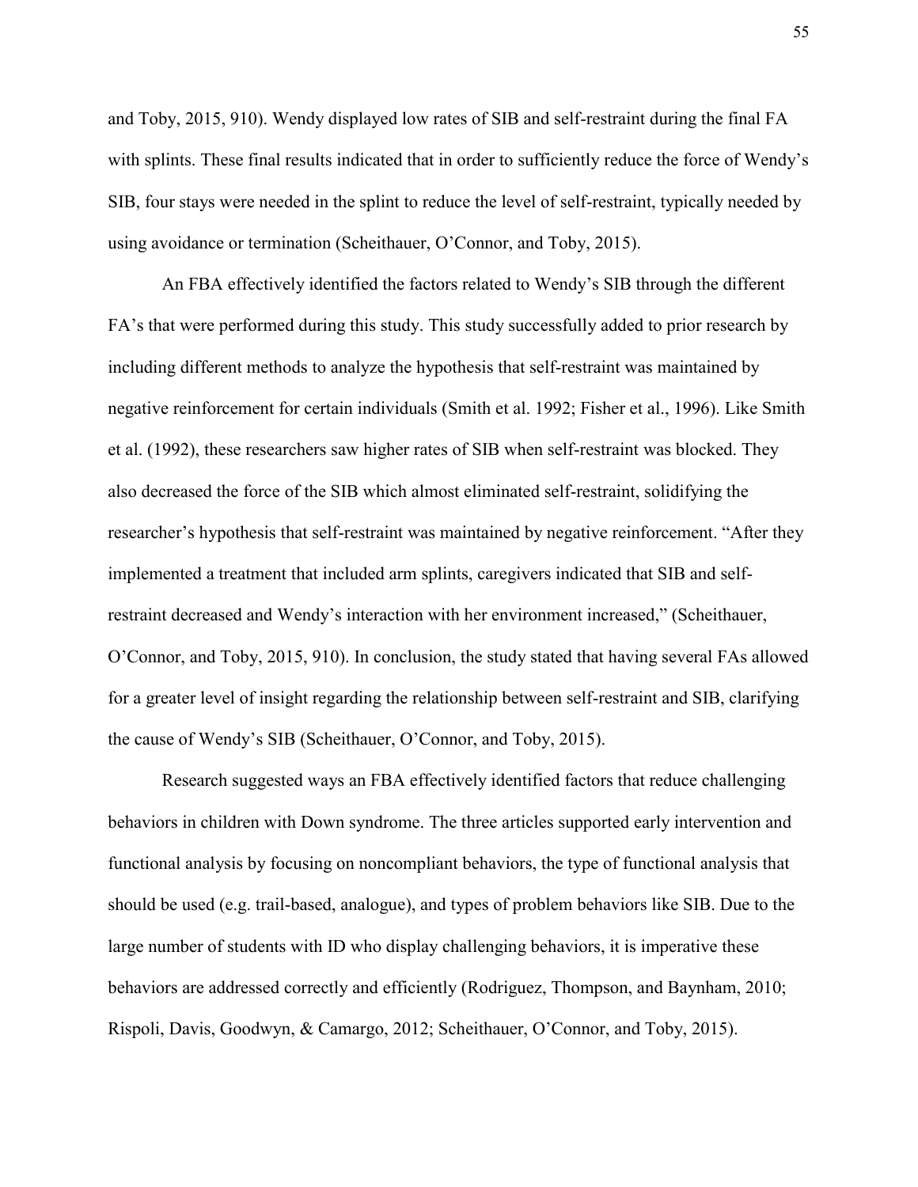and Toby, 2015, 910). Wendy displayed low rates of SIB and self-restraint during the final FA with splints. These final results indicated that in order to sufficiently reduce the force of Wendy's SIB, four stays were needed in the splint to reduce the level of self-restraint, typically needed by using avoidance or termination (Scheithauer, O'Connor, and Toby, 2015).

An FBA effectively identified the factors related to Wendy's SIB through the different FA's that were performed during this study. This study successfully added to prior research by including different methods to analyze the hypothesis that self-restraint was maintained by negative reinforcement for certain individuals (Smith et al. 1992; Fisher et al., 1996). Like Smith et al. (1992), these researchers saw higher rates of SIB when self-restraint was blocked. They also decreased the force of the SIB which almost eliminated self-restraint, solidifying the researcher's hypothesis that self-restraint was maintained by negative reinforcement. "After they implemented a treatment that included arm splints, caregivers indicated that SIB and self-restraint decreased and Wendy's interaction with her environment increased," (Scheithauer, O'Connor, and Toby, 2015, 910). In conclusion, the study stated that having several FAs allowed for a greater level of insight regarding the relationship between self-restraint and SIB, clarifying the cause of Wendy's SIB (Scheithauer, O'Connor, and Toby, 2015).

Research suggested ways an FBA effectively identified factors that reduce challenging behaviors in children with Down syndrome. The three articles supported early intervention and functional analysis by focusing on noncompliant behaviors, the type of functional analysis that should be used (e.g. trail-based, analogue), and types of problem behaviors like SIB. Due to the large number of students with ID who display challenging behaviors, it is imperative these behaviors are addressed correctly and efficiently (Rodriguez, Thompson, and Baynham, 2010; Rispoli, Davis, Goodwyn, & Camargo, 2012; Scheithauer, O'Connor, and Toby, 2015).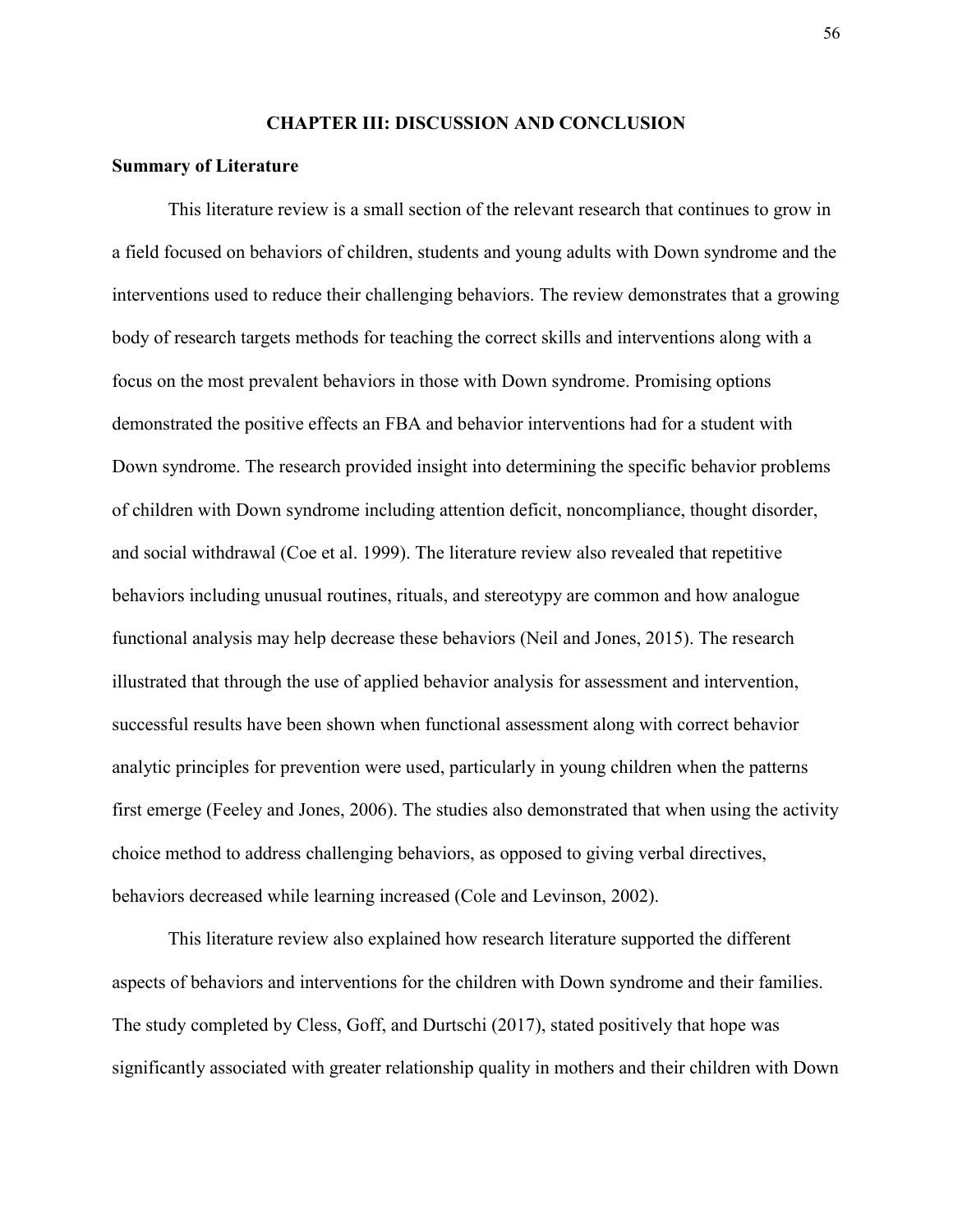## CHAPTER III: DISCUSSION AND CONCLUSION

### Summary of Literature

This literature review is a small section of the relevant research that continues to grow in a field focused on behaviors of children, students and young adults with Down syndrome and the interventions used to reduce their challenging behaviors. The review demonstrates that a growing body of research targets methods for teaching the correct skills and interventions along with a focus on the most prevalent behaviors in those with Down syndrome. Promising options demonstrated the positive effects an FBA and behavior interventions had for a student with Down syndrome. The research provided insight into determining the specific behavior problems of children with Down syndrome including attention deficit, noncompliance, thought disorder, and social withdrawal (Coe et al. 1999). The literature review also revealed that repetitive behaviors including unusual routines, rituals, and stereotypy are common and how analogue functional analysis may help decrease these behaviors (Neil and Jones, 2015). The research illustrated that through the use of applied behavior analysis for assessment and intervention, successful results have been shown when functional assessment along with correct behavior analytic principles for prevention were used, particularly in young children when the patterns first emerge (Feeley and Jones, 2006). The studies also demonstrated that when using the activity choice method to address challenging behaviors, as opposed to giving verbal directives, behaviors decreased while learning increased (Cole and Levinson, 2002).

This literature review also explained how research literature supported the different aspects of behaviors and interventions for the children with Down syndrome and their families. The study completed by Cless, Goff, and Durtschi (2017), stated positively that hope was significantly associated with greater relationship quality in mothers and their children with Down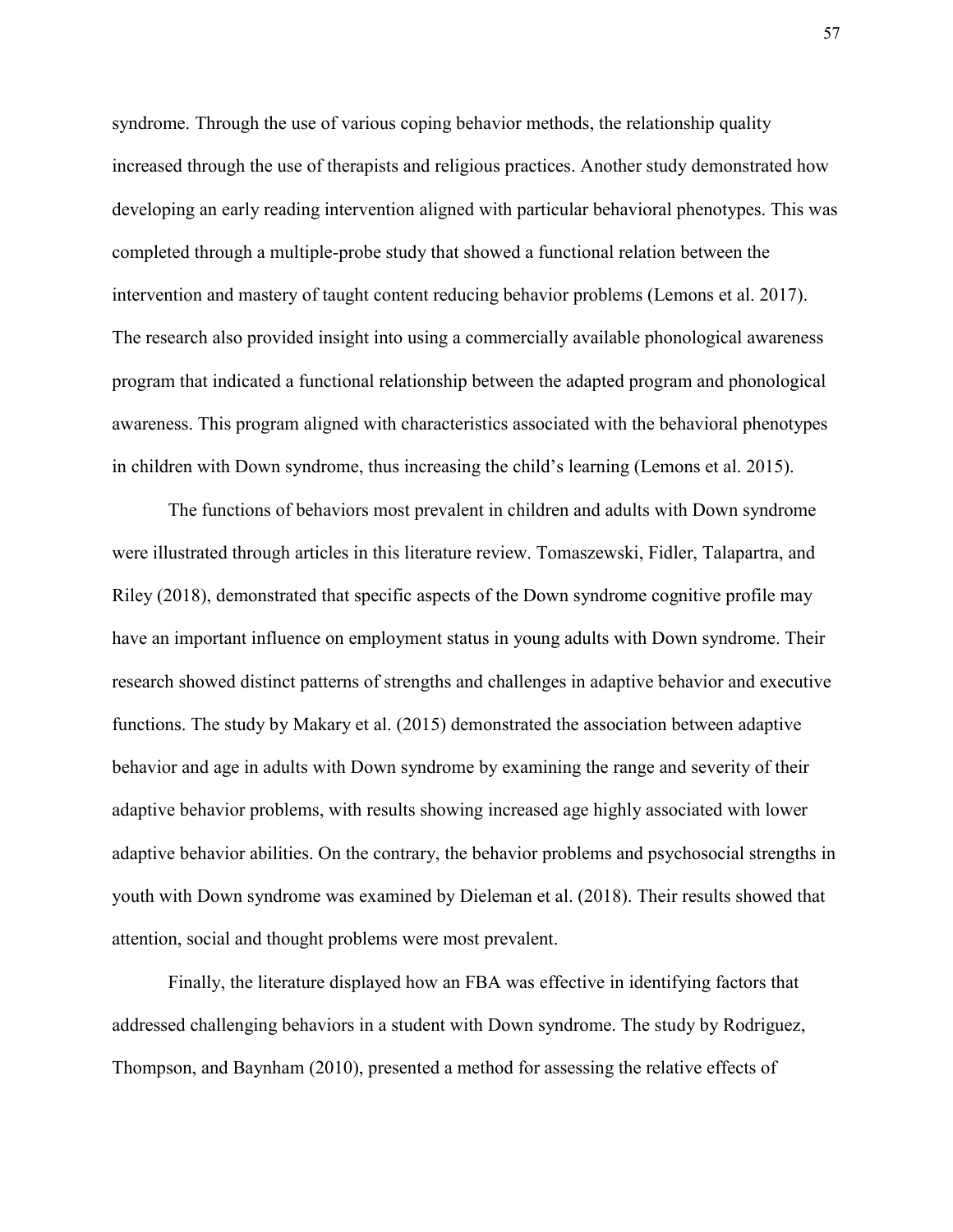syndrome. Through the use of various coping behavior methods, the relationship quality increased through the use of therapists and religious practices. Another study demonstrated how developing an early reading intervention aligned with particular behavioral phenotypes. This was completed through a multiple-probe study that showed a functional relation between the intervention and mastery of taught content reducing behavior problems (Lemons et al. 2017). The research also provided insight into using a commercially available phonological awareness program that indicated a functional relationship between the adapted program and phonological awareness. This program aligned with characteristics associated with the behavioral phenotypes in children with Down syndrome, thus increasing the child's learning (Lemons et al. 2015).

The functions of behaviors most prevalent in children and adults with Down syndrome were illustrated through articles in this literature review. Tomaszewski, Fidler, Talapartra, and Riley (2018), demonstrated that specific aspects of the Down syndrome cognitive profile may have an important influence on employment status in young adults with Down syndrome. Their research showed distinct patterns of strengths and challenges in adaptive behavior and executive functions. The study by Makary et al. (2015) demonstrated the association between adaptive behavior and age in adults with Down syndrome by examining the range and severity of their adaptive behavior problems, with results showing increased age highly associated with lower adaptive behavior abilities. On the contrary, the behavior problems and psychosocial strengths in youth with Down syndrome was examined by Dieleman et al. (2018). Their results showed that attention, social and thought problems were most prevalent.

Finally, the literature displayed how an FBA was effective in identifying factors that addressed challenging behaviors in a student with Down syndrome. The study by Rodriguez, Thompson, and Baynham (2010), presented a method for assessing the relative effects of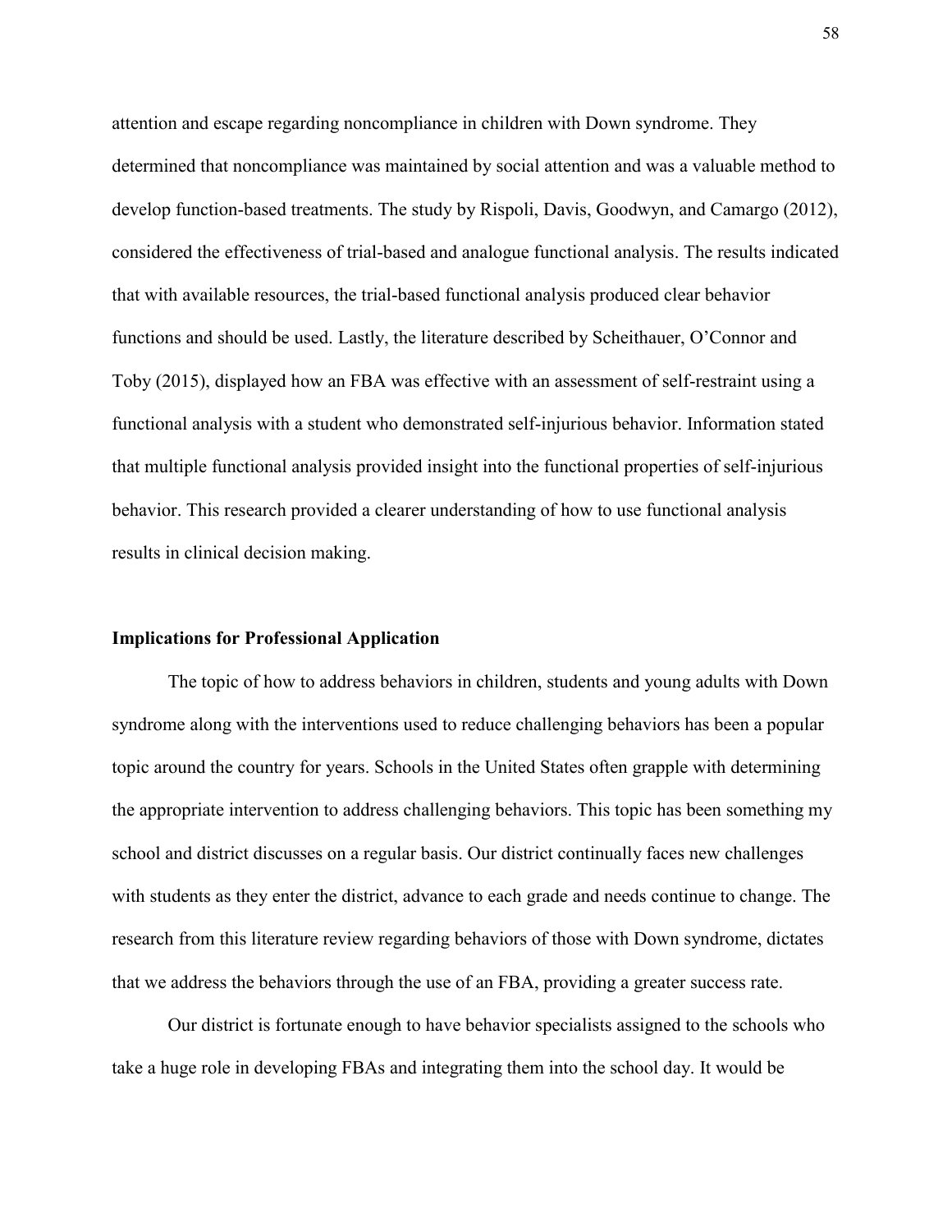attention and escape regarding noncompliance in children with Down syndrome. They determined that noncompliance was maintained by social attention and was a valuable method to develop function-based treatments. The study by Rispoli, Davis, Goodwyn, and Camargo (2012), considered the effectiveness of trial-based and analogue functional analysis. The results indicated that with available resources, the trial-based functional analysis produced clear behavior functions and should be used. Lastly, the literature described by Scheithauer, O'Connor and Toby (2015), displayed how an FBA was effective with an assessment of self-restraint using a functional analysis with a student who demonstrated self-injurious behavior. Information stated that multiple functional analysis provided insight into the functional properties of self-injurious behavior. This research provided a clearer understanding of how to use functional analysis results in clinical decision making.

### Implications for Professional Application

The topic of how to address behaviors in children, students and young adults with Down syndrome along with the interventions used to reduce challenging behaviors has been a popular topic around the country for years. Schools in the United States often grapple with determining the appropriate intervention to address challenging behaviors. This topic has been something my school and district discusses on a regular basis. Our district continually faces new challenges with students as they enter the district, advance to each grade and needs continue to change. The research from this literature review regarding behaviors of those with Down syndrome, dictates that we address the behaviors through the use of an FBA, providing a greater success rate.

Our district is fortunate enough to have behavior specialists assigned to the schools who take a huge role in developing FBAs and integrating them into the school day. It would be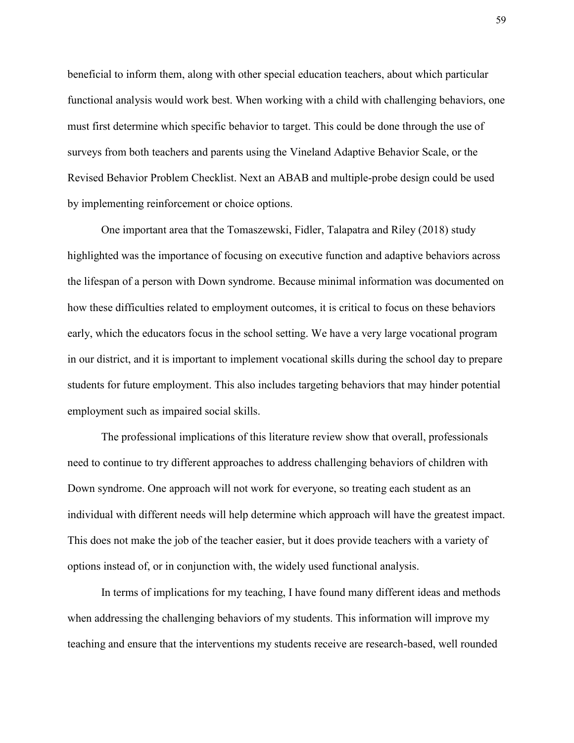beneficial to inform them, along with other special education teachers, about which particular functional analysis would work best. When working with a child with challenging behaviors, one must first determine which specific behavior to target. This could be done through the use of surveys from both teachers and parents using the Vineland Adaptive Behavior Scale, or the Revised Behavior Problem Checklist. Next an ABAB and multiple-probe design could be used by implementing reinforcement or choice options.

One important area that the Tomaszewski, Fidler, Talapatra and Riley (2018) study highlighted was the importance of focusing on executive function and adaptive behaviors across the lifespan of a person with Down syndrome. Because minimal information was documented on how these difficulties related to employment outcomes, it is critical to focus on these behaviors early, which the educators focus in the school setting. We have a very large vocational program in our district, and it is important to implement vocational skills during the school day to prepare students for future employment. This also includes targeting behaviors that may hinder potential employment such as impaired social skills.

The professional implications of this literature review show that overall, professionals need to continue to try different approaches to address challenging behaviors of children with Down syndrome. One approach will not work for everyone, so treating each student as an individual with different needs will help determine which approach will have the greatest impact. This does not make the job of the teacher easier, but it does provide teachers with a variety of options instead of, or in conjunction with, the widely used functional analysis.

In terms of implications for my teaching, I have found many different ideas and methods when addressing the challenging behaviors of my students. This information will improve my teaching and ensure that the interventions my students receive are research-based, well rounded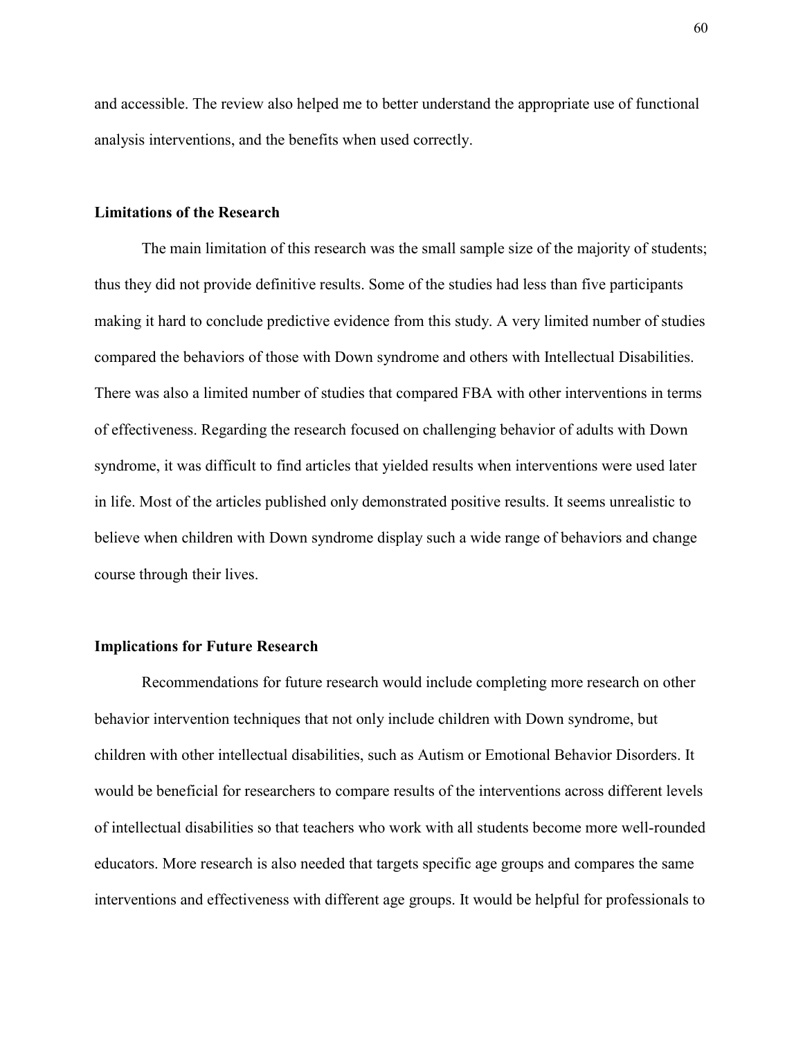and accessible. The review also helped me to better understand the appropriate use of functional analysis interventions, and the benefits when used correctly.

## Limitations of the Research

The main limitation of this research was the small sample size of the majority of students; thus they did not provide definitive results. Some of the studies had less than five participants making it hard to conclude predictive evidence from this study. A very limited number of studies compared the behaviors of those with Down syndrome and others with Intellectual Disabilities. There was also a limited number of studies that compared FBA with other interventions in terms of effectiveness. Regarding the research focused on challenging behavior of adults with Down syndrome, it was difficult to find articles that yielded results when interventions were used later in life. Most of the articles published only demonstrated positive results. It seems unrealistic to believe when children with Down syndrome display such a wide range of behaviors and change course through their lives.

## Implications for Future Research

Recommendations for future research would include completing more research on other behavior intervention techniques that not only include children with Down syndrome, but children with other intellectual disabilities, such as Autism or Emotional Behavior Disorders. It would be beneficial for researchers to compare results of the interventions across different levels of intellectual disabilities so that teachers who work with all students become more well-rounded educators. More research is also needed that targets specific age groups and compares the same interventions and effectiveness with different age groups. It would be helpful for professionals to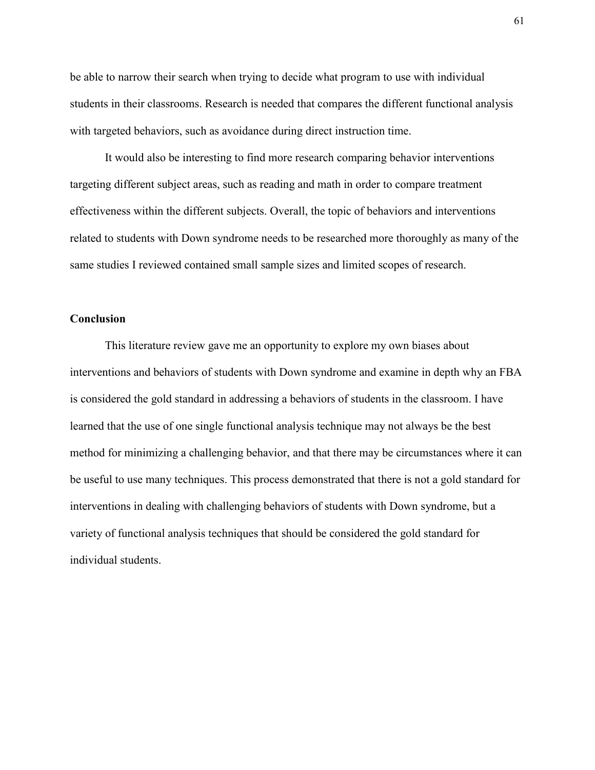be able to narrow their search when trying to decide what program to use with individual students in their classrooms. Research is needed that compares the different functional analysis with targeted behaviors, such as avoidance during direct instruction time.

It would also be interesting to find more research comparing behavior interventions targeting different subject areas, such as reading and math in order to compare treatment effectiveness within the different subjects. Overall, the topic of behaviors and interventions related to students with Down syndrome needs to be researched more thoroughly as many of the same studies I reviewed contained small sample sizes and limited scopes of research.

## Conclusion

This literature review gave me an opportunity to explore my own biases about interventions and behaviors of students with Down syndrome and examine in depth why an FBA is considered the gold standard in addressing a behaviors of students in the classroom. I have learned that the use of one single functional analysis technique may not always be the best method for minimizing a challenging behavior, and that there may be circumstances where it can be useful to use many techniques. This process demonstrated that there is not a gold standard for interventions in dealing with challenging behaviors of students with Down syndrome, but a variety of functional analysis techniques that should be considered the gold standard for individual students.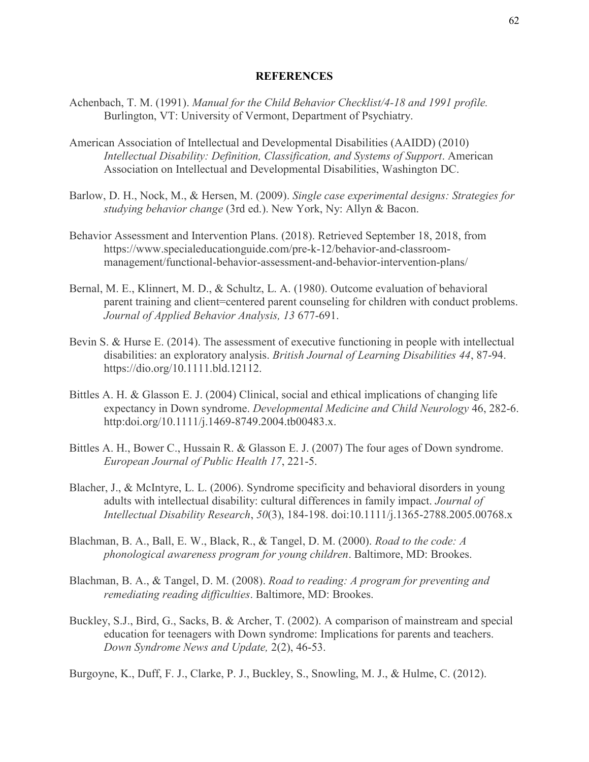## REFERENCES

Achenbach, T. M. (1991). *Manual for the Child Behavior Checklist/4-18 and 1991 profile.* Burlington, VT: University of Vermont, Department of Psychiatry.

American Association of Intellectual and Developmental Disabilities (AAIDD) (2010) *Intellectual Disability: Definition, Classification, and Systems of Support*. American Association on Intellectual and Developmental Disabilities, Washington DC.

Barlow, D. H., Nock, M., & Hersen, M. (2009). *Single case experimental designs: Strategies for studying behavior change* (3rd ed.). New York, Ny: Allyn & Bacon.

Behavior Assessment and Intervention Plans. (2018). Retrieved September 18, 2018, from https://www.specialeducationguide.com/pre-k-12/behavior-and-classroom-management/functional-behavior-assessment-and-behavior-intervention-plans/

Bernal, M. E., Klinnert, M. D., & Schultz, L. A. (1980). Outcome evaluation of behavioral parent training and client=centered parent counseling for children with conduct problems. *Journal of Applied Behavior Analysis, 13* 677-691.

Bevin S. & Hurse E. (2014). The assessment of executive functioning in people with intellectual disabilities: an exploratory analysis. *British Journal of Learning Disabilities 44*, 87-94. https://dio.org/10.1111.bld.12112.

Bittles A. H. & Glasson E. J. (2004) Clinical, social and ethical implications of changing life expectancy in Down syndrome. *Developmental Medicine and Child Neurology* 46, 282-6. http:doi.org/10.1111/j.1469-8749.2004.tb00483.x.

Bittles A. H., Bower C., Hussain R. & Glasson E. J. (2007) The four ages of Down syndrome. *European Journal of Public Health 17*, 221-5.

Blacher, J., & McIntyre, L. L. (2006). Syndrome specificity and behavioral disorders in young adults with intellectual disability: cultural differences in family impact. *Journal of Intellectual Disability Research*, *50*(3), 184-198. doi:10.1111/j.1365-2788.2005.00768.x

Blachman, B. A., Ball, E. W., Black, R., & Tangel, D. M. (2000). *Road to the code: A phonological awareness program for young children*. Baltimore, MD: Brookes.

Blachman, B. A., & Tangel, D. M. (2008). *Road to reading: A program for preventing and remediating reading difficulties*. Baltimore, MD: Brookes.

Buckley, S.J., Bird, G., Sacks, B. & Archer, T. (2002). A comparison of mainstream and special education for teenagers with Down syndrome: Implications for parents and teachers. *Down Syndrome News and Update,* 2(2), 46-53.

Burgoyne, K., Duff, F. J., Clarke, P. J., Buckley, S., Snowling, M. J., & Hulme, C. (2012).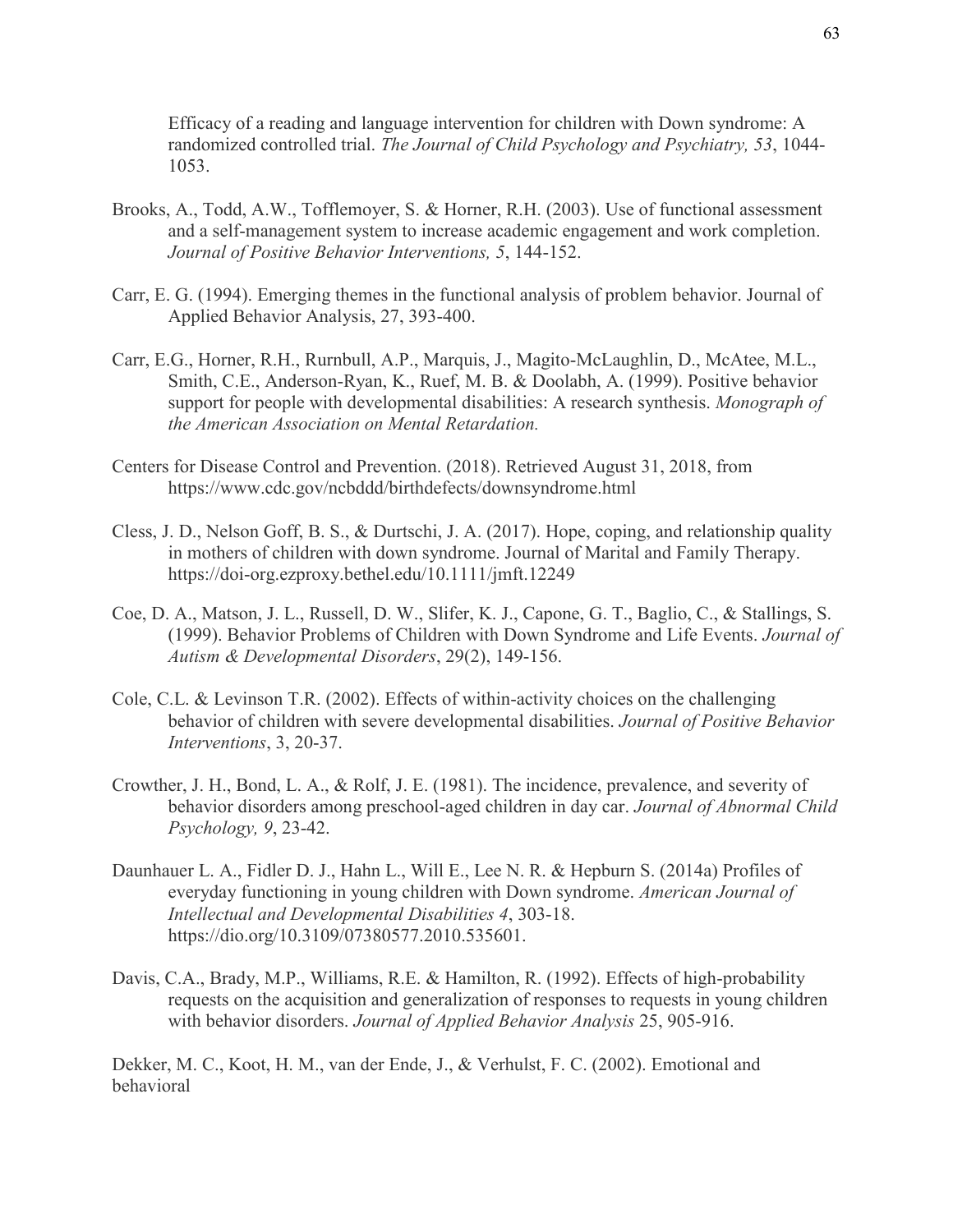Efficacy of a reading and language intervention for children with Down syndrome: A randomized controlled trial. *The Journal of Child Psychology and Psychiatry, 53*, 1044-1053.

Brooks, A., Todd, A.W., Tofflemoyer, S. & Horner, R.H. (2003). Use of functional assessment and a self-management system to increase academic engagement and work completion. *Journal of Positive Behavior Interventions, 5*, 144-152.

Carr, E. G. (1994). Emerging themes in the functional analysis of problem behavior. Journal of Applied Behavior Analysis, 27, 393-400.

Carr, E.G., Horner, R.H., Rurnbull, A.P., Marquis, J., Magito-McLaughlin, D., McAtee, M.L., Smith, C.E., Anderson-Ryan, K., Ruef, M. B. & Doolabh, A. (1999). Positive behavior support for people with developmental disabilities: A research synthesis. *Monograph of the American Association on Mental Retardation.*

Centers for Disease Control and Prevention. (2018). Retrieved August 31, 2018, from https://www.cdc.gov/ncbddd/birthdefects/downsyndrome.html

Cless, J. D., Nelson Goff, B. S., & Durtschi, J. A. (2017). Hope, coping, and relationship quality in mothers of children with down syndrome. Journal of Marital and Family Therapy. https://doi-org.ezproxy.bethel.edu/10.1111/jmft.12249

Coe, D. A., Matson, J. L., Russell, D. W., Slifer, K. J., Capone, G. T., Baglio, C., & Stallings, S. (1999). Behavior Problems of Children with Down Syndrome and Life Events. *Journal of Autism & Developmental Disorders*, 29(2), 149-156.

Cole, C.L. & Levinson T.R. (2002). Effects of within-activity choices on the challenging behavior of children with severe developmental disabilities. *Journal of Positive Behavior Interventions*, 3, 20-37.

Crowther, J. H., Bond, L. A., & Rolf, J. E. (1981). The incidence, prevalence, and severity of behavior disorders among preschool-aged children in day car. *Journal of Abnormal Child Psychology, 9*, 23-42.

Daunhauer L. A., Fidler D. J., Hahn L., Will E., Lee N. R. & Hepburn S. (2014a) Profiles of everyday functioning in young children with Down syndrome. *American Journal of Intellectual and Developmental Disabilities 4*, 303-18. https://dio.org/10.3109/07380577.2010.535601.

Davis, C.A., Brady, M.P., Williams, R.E. & Hamilton, R. (1992). Effects of high-probability requests on the acquisition and generalization of responses to requests in young children with behavior disorders. *Journal of Applied Behavior Analysis* 25, 905-916.

Dekker, M. C., Koot, H. M., van der Ende, J., & Verhulst, F. C. (2002). Emotional and behavioral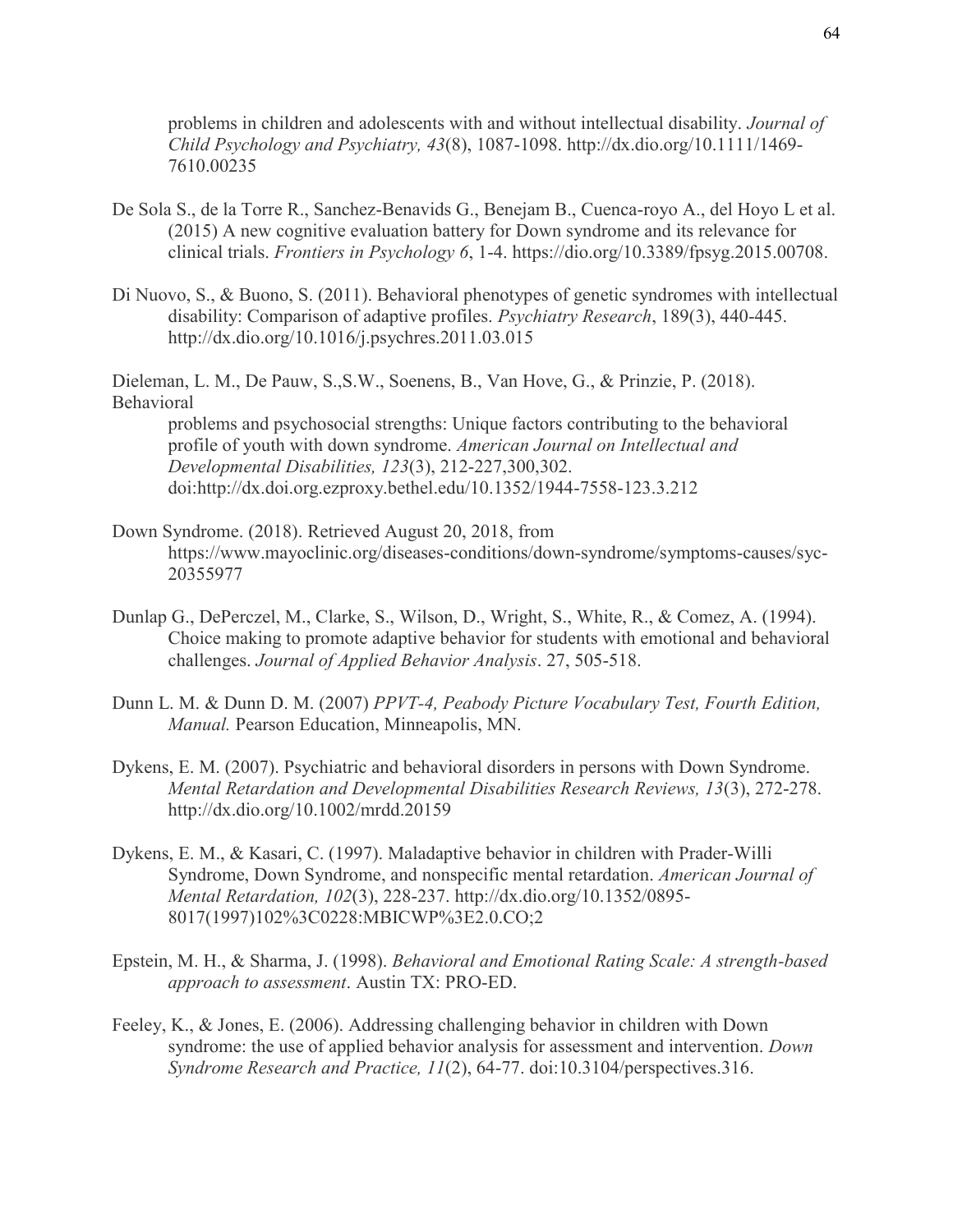problems in children and adolescents with and without intellectual disability. *Journal of Child Psychology and Psychiatry, 43*(8), 1087-1098. http://dx.dio.org/10.1111/1469-7610.00235

De Sola S., de la Torre R., Sanchez-Benavids G., Benejam B., Cuenca-royo A., del Hoyo L et al. (2015) A new cognitive evaluation battery for Down syndrome and its relevance for clinical trials. *Frontiers in Psychology 6*, 1-4. https://dio.org/10.3389/fpsyg.2015.00708.

Di Nuovo, S., & Buono, S. (2011). Behavioral phenotypes of genetic syndromes with intellectual disability: Comparison of adaptive profiles. *Psychiatry Research*, 189(3), 440-445. http://dx.dio.org/10.1016/j.psychres.2011.03.015

Dieleman, L. M., De Pauw, S.,S.W., Soenens, B., Van Hove, G., & Prinzie, P. (2018). Behavioral
problems and psychosocial strengths: Unique factors contributing to the behavioral profile of youth with down syndrome. *American Journal on Intellectual and Developmental Disabilities, 123*(3), 212-227,300,302. doi:http://dx.doi.org.ezproxy.bethel.edu/10.1352/1944-7558-123.3.212

Down Syndrome. (2018). Retrieved August 20, 2018, from https://www.mayoclinic.org/diseases-conditions/down-syndrome/symptoms-causes/syc-20355977

Dunlap G., DePerczel, M., Clarke, S., Wilson, D., Wright, S., White, R., & Comez, A. (1994). Choice making to promote adaptive behavior for students with emotional and behavioral challenges. *Journal of Applied Behavior Analysis*. 27, 505-518.

Dunn L. M. & Dunn D. M. (2007) *PPVT-4, Peabody Picture Vocabulary Test, Fourth Edition, Manual.* Pearson Education, Minneapolis, MN.

Dykens, E. M. (2007). Psychiatric and behavioral disorders in persons with Down Syndrome. *Mental Retardation and Developmental Disabilities Research Reviews, 13*(3), 272-278. http://dx.dio.org/10.1002/mrdd.20159

Dykens, E. M., & Kasari, C. (1997). Maladaptive behavior in children with Prader-Willi Syndrome, Down Syndrome, and nonspecific mental retardation. *American Journal of Mental Retardation, 102*(3), 228-237. http://dx.dio.org/10.1352/0895-8017(1997)102%3C0228:MBICWP%3E2.0.CO;2

Epstein, M. H., & Sharma, J. (1998). *Behavioral and Emotional Rating Scale: A strength-based approach to assessment*. Austin TX: PRO-ED.

Feeley, K., & Jones, E. (2006). Addressing challenging behavior in children with Down syndrome: the use of applied behavior analysis for assessment and intervention. *Down Syndrome Research and Practice, 11*(2), 64-77. doi:10.3104/perspectives.316.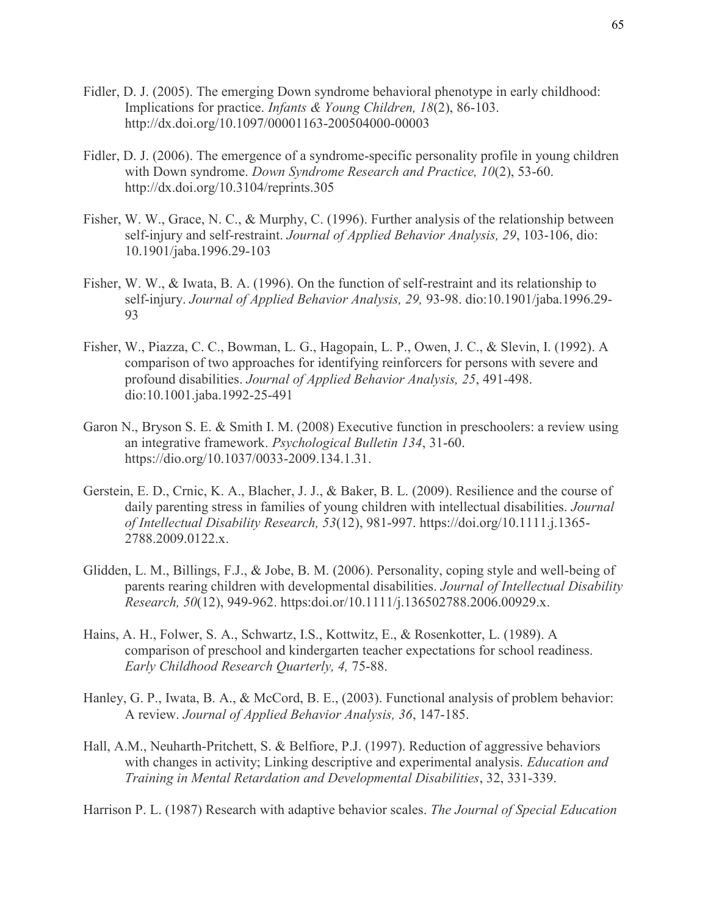Fidler, D. J. (2005). The emerging Down syndrome behavioral phenotype in early childhood: Implications for practice. *Infants & Young Children, 18*(2), 86-103. http://dx.doi.org/10.1097/00001163-200504000-00003

Fidler, D. J. (2006). The emergence of a syndrome-specific personality profile in young children with Down syndrome. *Down Syndrome Research and Practice, 10*(2), 53-60. http://dx.doi.org/10.3104/reprints.305

Fisher, W. W., Grace, N. C., & Murphy, C. (1996). Further analysis of the relationship between self-injury and self-restraint. *Journal of Applied Behavior Analysis, 29*, 103-106, dio: 10.1901/jaba.1996.29-103

Fisher, W. W., & Iwata, B. A. (1996). On the function of self-restraint and its relationship to self-injury. *Journal of Applied Behavior Analysis, 29,* 93-98. dio:10.1901/jaba.1996.29-93

Fisher, W., Piazza, C. C., Bowman, L. G., Hagopain, L. P., Owen, J. C., & Slevin, I. (1992). A comparison of two approaches for identifying reinforcers for persons with severe and profound disabilities. *Journal of Applied Behavior Analysis, 25*, 491-498. dio:10.1001.jaba.1992-25-491

Garon N., Bryson S. E. & Smith I. M. (2008) Executive function in preschoolers: a review using an integrative framework. *Psychological Bulletin 134*, 31-60. https://dio.org/10.1037/0033-2009.134.1.31.

Gerstein, E. D., Crnic, K. A., Blacher, J. J., & Baker, B. L. (2009). Resilience and the course of daily parenting stress in families of young children with intellectual disabilities. *Journal of Intellectual Disability Research, 53*(12), 981-997. https://doi.org/10.1111.j.1365-2788.2009.0122.x.

Glidden, L. M., Billings, F.J., & Jobe, B. M. (2006). Personality, coping style and well-being of parents rearing children with developmental disabilities. *Journal of Intellectual Disability Research, 50*(12), 949-962. https:doi.or/10.1111/j.136502788.2006.00929.x.

Hains, A. H., Folwer, S. A., Schwartz, I.S., Kottwitz, E., & Rosenkotter, L. (1989). A comparison of preschool and kindergarten teacher expectations for school readiness. *Early Childhood Research Quarterly, 4,* 75-88.

Hanley, G. P., Iwata, B. A., & McCord, B. E., (2003). Functional analysis of problem behavior: A review. *Journal of Applied Behavior Analysis, 36*, 147-185.

Hall, A.M., Neuharth-Pritchett, S. & Belfiore, P.J. (1997). Reduction of aggressive behaviors with changes in activity; Linking descriptive and experimental analysis. *Education and Training in Mental Retardation and Developmental Disabilities*, 32, 331-339.

Harrison P. L. (1987) Research with adaptive behavior scales. *The Journal of Special Education*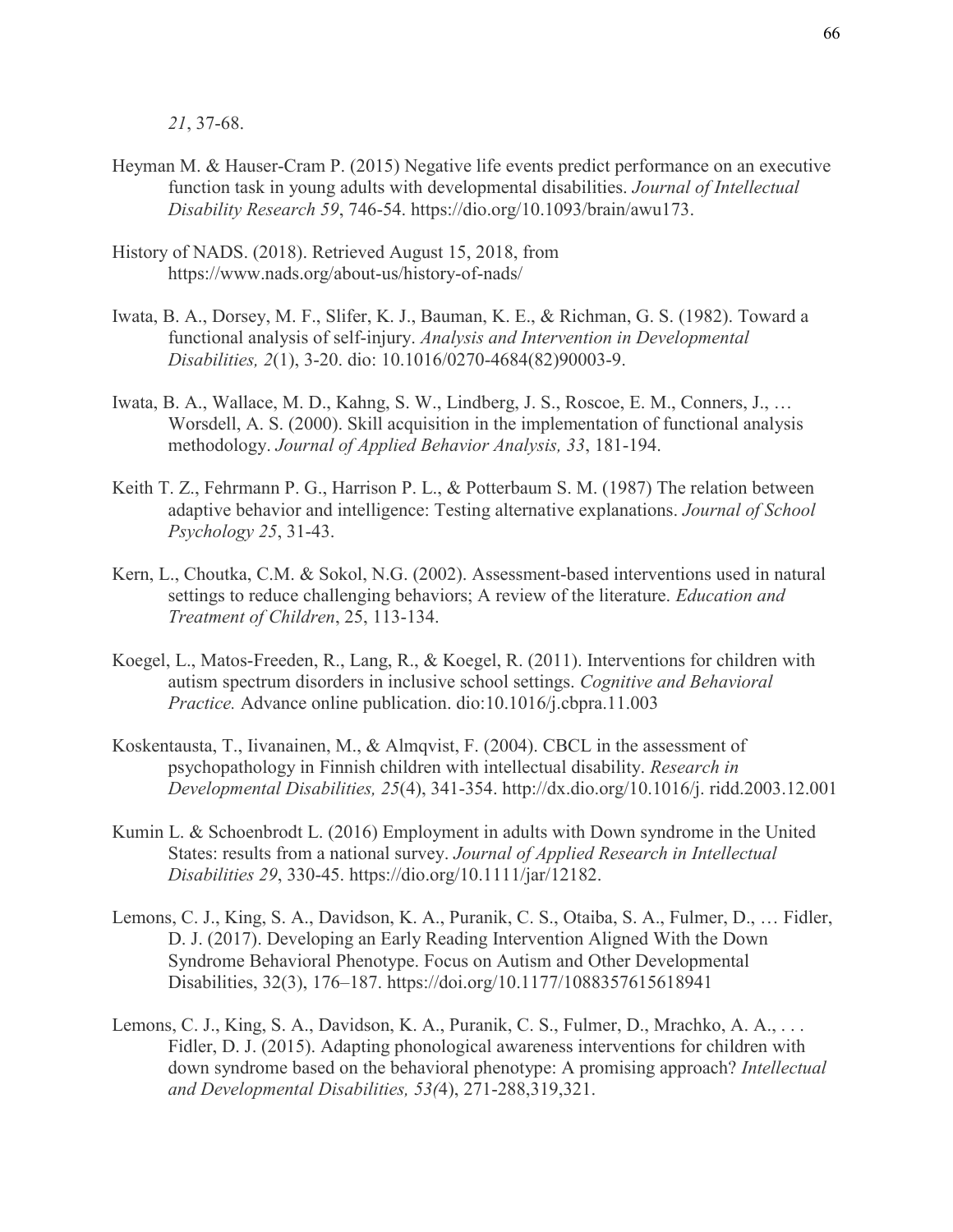*21*, 37-68.

Heyman M. & Hauser-Cram P. (2015) Negative life events predict performance on an executive function task in young adults with developmental disabilities. *Journal of Intellectual Disability Research 59*, 746-54. https://dio.org/10.1093/brain/awu173.

History of NADS. (2018). Retrieved August 15, 2018, from https://www.nads.org/about-us/history-of-nads/

Iwata, B. A., Dorsey, M. F., Slifer, K. J., Bauman, K. E., & Richman, G. S. (1982). Toward a functional analysis of self-injury. *Analysis and Intervention in Developmental Disabilities, 2*(1), 3-20. dio: 10.1016/0270-4684(82)90003-9.

Iwata, B. A., Wallace, M. D., Kahng, S. W., Lindberg, J. S., Roscoe, E. M., Conners, J., … Worsdell, A. S. (2000). Skill acquisition in the implementation of functional analysis methodology. *Journal of Applied Behavior Analysis, 33*, 181-194.

Keith T. Z., Fehrmann P. G., Harrison P. L., & Potterbaum S. M. (1987) The relation between adaptive behavior and intelligence: Testing alternative explanations. *Journal of School Psychology 25*, 31-43.

Kern, L., Choutka, C.M. & Sokol, N.G. (2002). Assessment-based interventions used in natural settings to reduce challenging behaviors; A review of the literature. *Education and Treatment of Children*, 25, 113-134.

Koegel, L., Matos-Freeden, R., Lang, R., & Koegel, R. (2011). Interventions for children with autism spectrum disorders in inclusive school settings. *Cognitive and Behavioral Practice.* Advance online publication. dio:10.1016/j.cbpra.11.003

Koskentausta, T., Iivanainen, M., & Almqvist, F. (2004). CBCL in the assessment of psychopathology in Finnish children with intellectual disability. *Research in Developmental Disabilities, 25*(4), 341-354. http://dx.dio.org/10.1016/j. ridd.2003.12.001

Kumin L. & Schoenbrodt L. (2016) Employment in adults with Down syndrome in the United States: results from a national survey. *Journal of Applied Research in Intellectual Disabilities 29*, 330-45. https://dio.org/10.1111/jar/12182.

Lemons, C. J., King, S. A., Davidson, K. A., Puranik, C. S., Otaiba, S. A., Fulmer, D., … Fidler, D. J. (2017). Developing an Early Reading Intervention Aligned With the Down Syndrome Behavioral Phenotype. Focus on Autism and Other Developmental Disabilities, 32(3), 176–187. https://doi.org/10.1177/1088357615618941

Lemons, C. J., King, S. A., Davidson, K. A., Puranik, C. S., Fulmer, D., Mrachko, A. A., . . . Fidler, D. J. (2015). Adapting phonological awareness interventions for children with down syndrome based on the behavioral phenotype: A promising approach? *Intellectual and Developmental Disabilities, 53(*4), 271-288,319,321.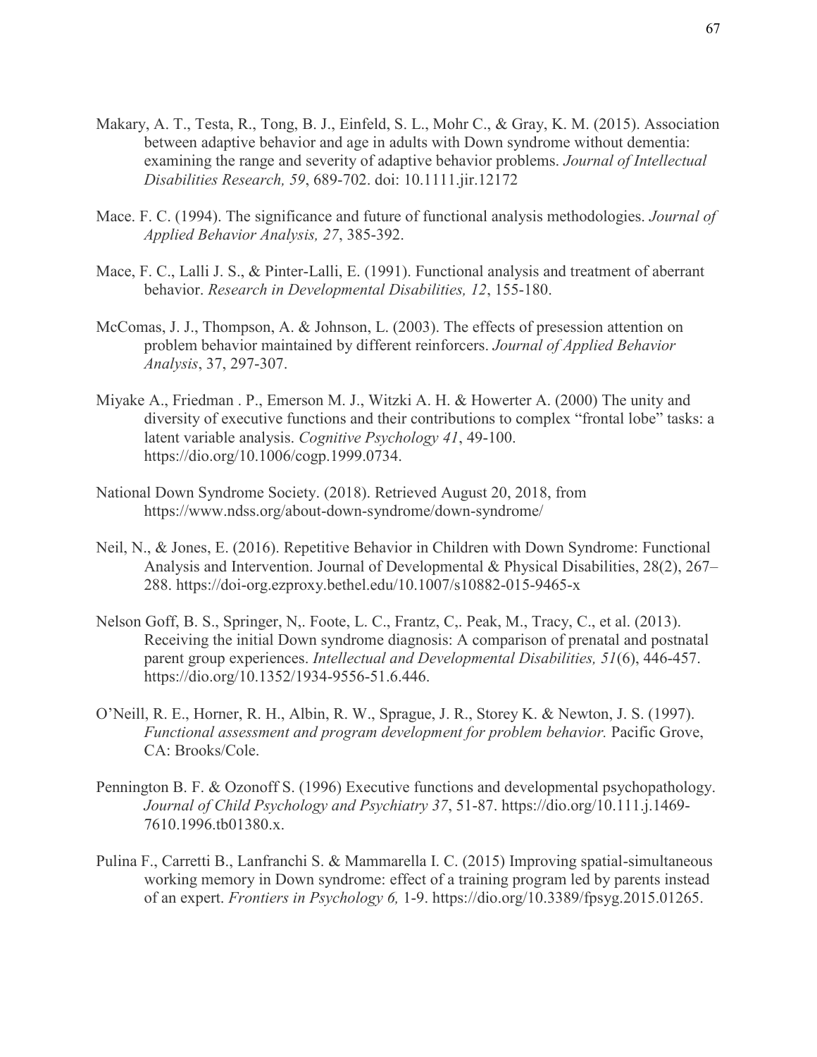Makary, A. T., Testa, R., Tong, B. J., Einfeld, S. L., Mohr C., & Gray, K. M. (2015). Association between adaptive behavior and age in adults with Down syndrome without dementia: examining the range and severity of adaptive behavior problems. *Journal of Intellectual Disabilities Research, 59*, 689-702. doi: 10.1111.jir.12172

Mace. F. C. (1994). The significance and future of functional analysis methodologies. *Journal of Applied Behavior Analysis, 27*, 385-392.

Mace, F. C., Lalli J. S., & Pinter-Lalli, E. (1991). Functional analysis and treatment of aberrant behavior. *Research in Developmental Disabilities, 12*, 155-180.

McComas, J. J., Thompson, A. & Johnson, L. (2003). The effects of presession attention on problem behavior maintained by different reinforcers. *Journal of Applied Behavior Analysis*, 37, 297-307.

Miyake A., Friedman . P., Emerson M. J., Witzki A. H. & Howerter A. (2000) The unity and diversity of executive functions and their contributions to complex "frontal lobe" tasks: a latent variable analysis. *Cognitive Psychology 41*, 49-100. https://dio.org/10.1006/cogp.1999.0734.

National Down Syndrome Society. (2018). Retrieved August 20, 2018, from https://www.ndss.org/about-down-syndrome/down-syndrome/

Neil, N., & Jones, E. (2016). Repetitive Behavior in Children with Down Syndrome: Functional Analysis and Intervention. Journal of Developmental & Physical Disabilities, 28(2), 267–288. https://doi-org.ezproxy.bethel.edu/10.1007/s10882-015-9465-x

Nelson Goff, B. S., Springer, N,. Foote, L. C., Frantz, C,. Peak, M., Tracy, C., et al. (2013). Receiving the initial Down syndrome diagnosis: A comparison of prenatal and postnatal parent group experiences. *Intellectual and Developmental Disabilities, 51*(6), 446-457. https://dio.org/10.1352/1934-9556-51.6.446.

O'Neill, R. E., Horner, R. H., Albin, R. W., Sprague, J. R., Storey K. & Newton, J. S. (1997). *Functional assessment and program development for problem behavior.* Pacific Grove, CA: Brooks/Cole.

Pennington B. F. & Ozonoff S. (1996) Executive functions and developmental psychopathology. *Journal of Child Psychology and Psychiatry 37*, 51-87. https://dio.org/10.111.j.1469-7610.1996.tb01380.x.

Pulina F., Carretti B., Lanfranchi S. & Mammarella I. C. (2015) Improving spatial-simultaneous working memory in Down syndrome: effect of a training program led by parents instead of an expert. *Frontiers in Psychology 6,* 1-9. https://dio.org/10.3389/fpsyg.2015.01265.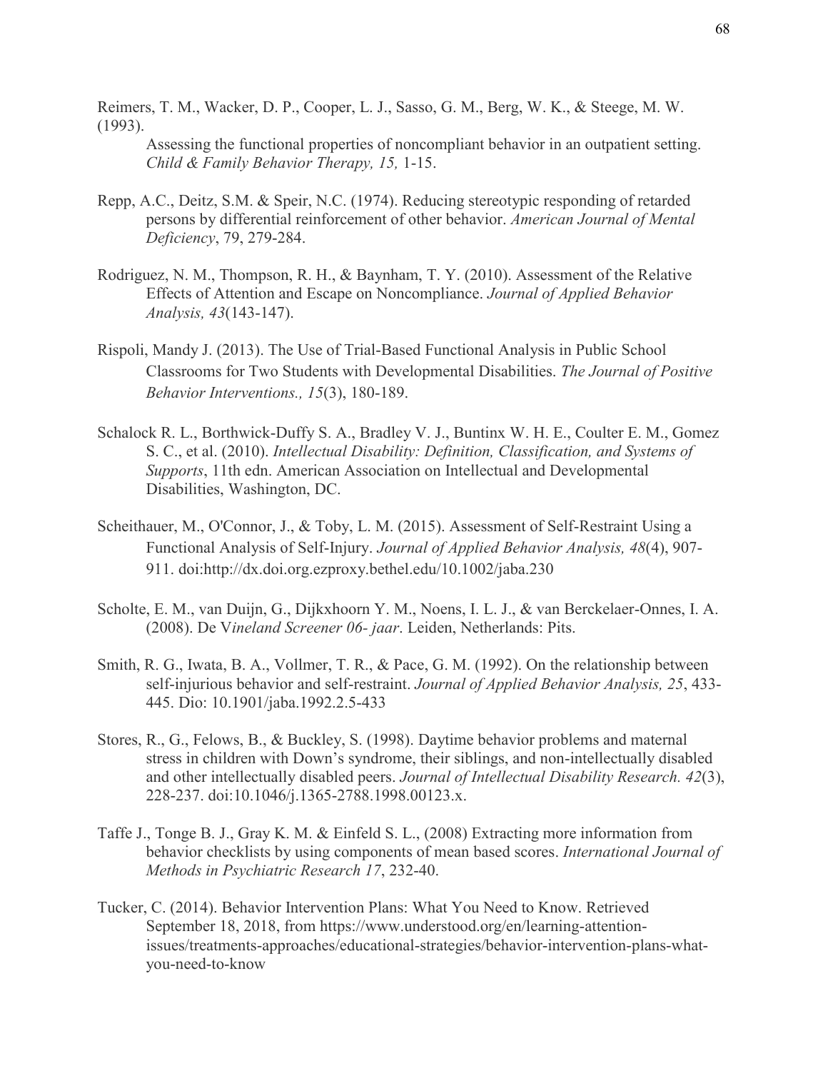Reimers, T. M., Wacker, D. P., Cooper, L. J., Sasso, G. M., Berg, W. K., & Steege, M. W. (1993).
Assessing the functional properties of noncompliant behavior in an outpatient setting. *Child & Family Behavior Therapy, 15,* 1-15.

Repp, A.C., Deitz, S.M. & Speir, N.C. (1974). Reducing stereotypic responding of retarded persons by differential reinforcement of other behavior. *American Journal of Mental Deficiency*, 79, 279-284.

Rodriguez, N. M., Thompson, R. H., & Baynham, T. Y. (2010). Assessment of the Relative Effects of Attention and Escape on Noncompliance. *Journal of Applied Behavior Analysis, 43*(143-147).

Rispoli, Mandy J. (2013). The Use of Trial-Based Functional Analysis in Public School Classrooms for Two Students with Developmental Disabilities. *The Journal of Positive Behavior Interventions., 15*(3), 180-189.

Schalock R. L., Borthwick-Duffy S. A., Bradley V. J., Buntinx W. H. E., Coulter E. M., Gomez S. C., et al. (2010). *Intellectual Disability: Definition, Classification, and Systems of Supports*, 11th edn. American Association on Intellectual and Developmental Disabilities, Washington, DC.

Scheithauer, M., O'Connor, J., & Toby, L. M. (2015). Assessment of Self-Restraint Using a Functional Analysis of Self-Injury. *Journal of Applied Behavior Analysis, 48*(4), 907-911. doi:http://dx.doi.org.ezproxy.bethel.edu/10.1002/jaba.230

Scholte, E. M., van Duijn, G., Dijkxhoorn Y. M., Noens, I. L. J., & van Berckelaer-Onnes, I. A. (2008). De V*ineland Screener 06- jaar*. Leiden, Netherlands: Pits.

Smith, R. G., Iwata, B. A., Vollmer, T. R., & Pace, G. M. (1992). On the relationship between self-injurious behavior and self-restraint. *Journal of Applied Behavior Analysis, 25*, 433-445. Dio: 10.1901/jaba.1992.2.5-433

Stores, R., G., Felows, B., & Buckley, S. (1998). Daytime behavior problems and maternal stress in children with Down's syndrome, their siblings, and non-intellectually disabled and other intellectually disabled peers. *Journal of Intellectual Disability Research. 42*(3), 228-237. doi:10.1046/j.1365-2788.1998.00123.x.

Taffe J., Tonge B. J., Gray K. M. & Einfeld S. L., (2008) Extracting more information from behavior checklists by using components of mean based scores. *International Journal of Methods in Psychiatric Research 17*, 232-40.

Tucker, C. (2014). Behavior Intervention Plans: What You Need to Know. Retrieved September 18, 2018, from https://www.understood.org/en/learning-attention-issues/treatments-approaches/educational-strategies/behavior-intervention-plans-what-you-need-to-know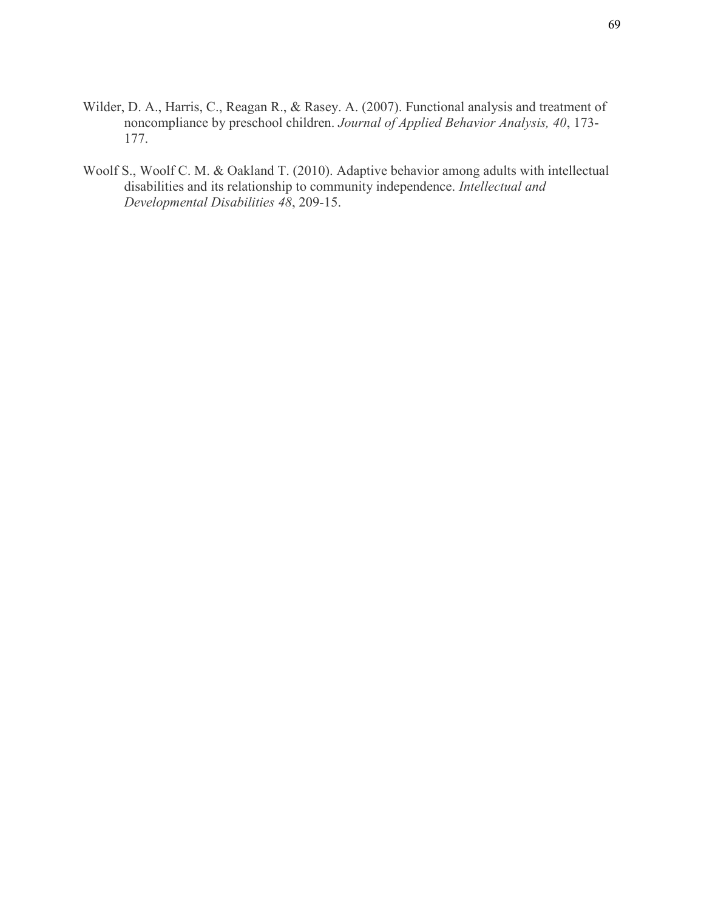Wilder, D. A., Harris, C., Reagan R., & Rasey. A. (2007). Functional analysis and treatment of noncompliance by preschool children. *Journal of Applied Behavior Analysis, 40*, 173-177.

Woolf S., Woolf C. M. & Oakland T. (2010). Adaptive behavior among adults with intellectual disabilities and its relationship to community independence. *Intellectual and Developmental Disabilities 48*, 209-15.